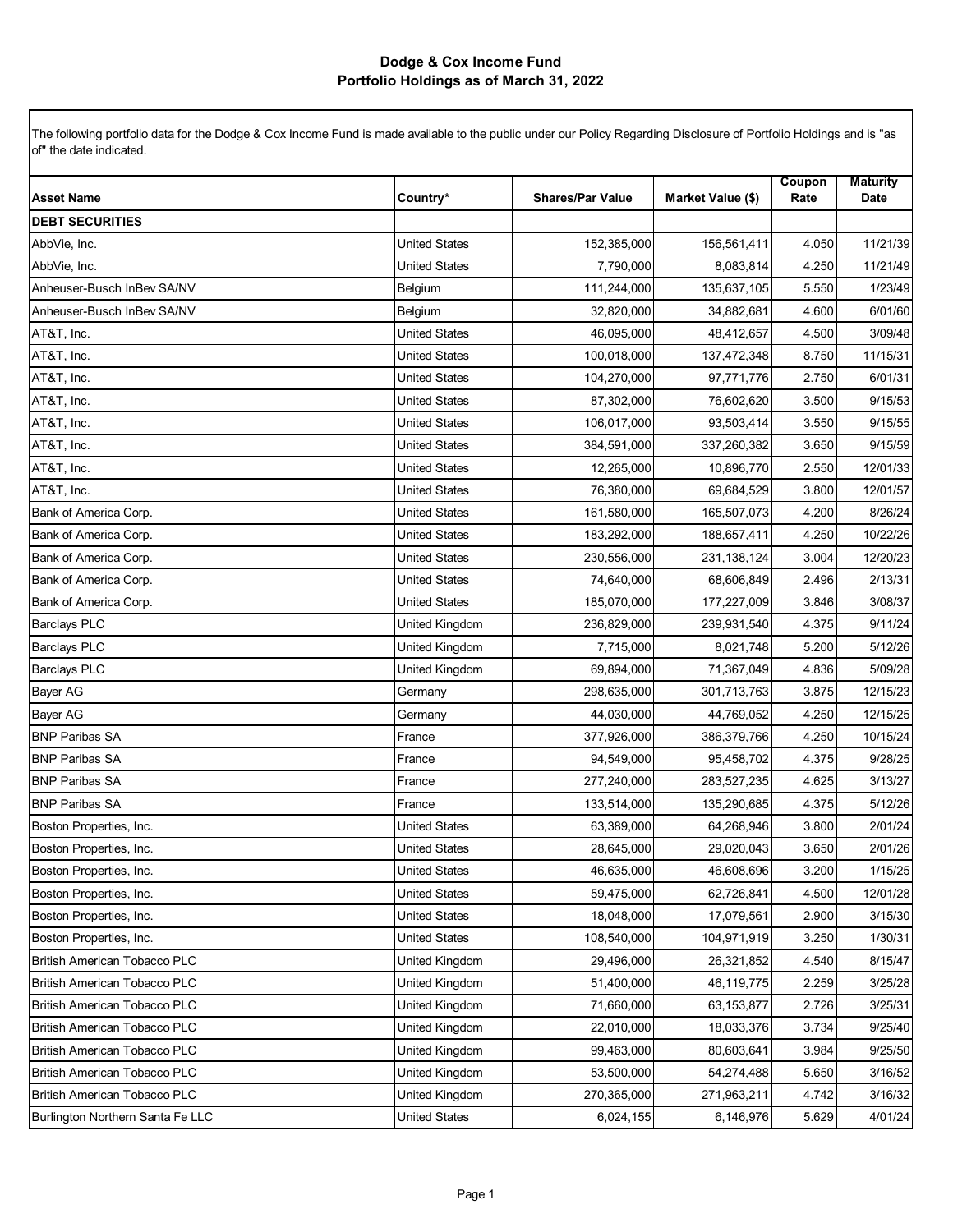# Dodge & Cox Income Fund
## Portfolio Holdings as of March 31, 2022

The following portfolio data for the Dodge & Cox Income Fund is made available to the public under our Policy Regarding Disclosure of Portfolio Holdings and is "as of" the date indicated.

| Asset Name | Country* | Shares/Par Value | Market Value ($) | Coupon Rate | Maturity Date |
|---|---|---|---|---|---|
| **DEBT SECURITIES** | | | | | |
| AbbVie, Inc. | United States | 152,385,000 | 156,561,411 | 4.050 | 11/21/39 |
| AbbVie, Inc. | United States | 7,790,000 | 8,083,814 | 4.250 | 11/21/49 |
| Anheuser-Busch InBev SA/NV | Belgium | 111,244,000 | 135,637,105 | 5.550 | 1/23/49 |
| Anheuser-Busch InBev SA/NV | Belgium | 32,820,000 | 34,882,681 | 4.600 | 6/01/60 |
| AT&T, Inc. | United States | 46,095,000 | 48,412,657 | 4.500 | 3/09/48 |
| AT&T, Inc. | United States | 100,018,000 | 137,472,348 | 8.750 | 11/15/31 |
| AT&T, Inc. | United States | 104,270,000 | 97,771,776 | 2.750 | 6/01/31 |
| AT&T, Inc. | United States | 87,302,000 | 76,602,620 | 3.500 | 9/15/53 |
| AT&T, Inc. | United States | 106,017,000 | 93,503,414 | 3.550 | 9/15/55 |
| AT&T, Inc. | United States | 384,591,000 | 337,260,382 | 3.650 | 9/15/59 |
| AT&T, Inc. | United States | 12,265,000 | 10,896,770 | 2.550 | 12/01/33 |
| AT&T, Inc. | United States | 76,380,000 | 69,684,529 | 3.800 | 12/01/57 |
| Bank of America Corp. | United States | 161,580,000 | 165,507,073 | 4.200 | 8/26/24 |
| Bank of America Corp. | United States | 183,292,000 | 188,657,411 | 4.250 | 10/22/26 |
| Bank of America Corp. | United States | 230,556,000 | 231,138,124 | 3.004 | 12/20/23 |
| Bank of America Corp. | United States | 74,640,000 | 68,606,849 | 2.496 | 2/13/31 |
| Bank of America Corp. | United States | 185,070,000 | 177,227,009 | 3.846 | 3/08/37 |
| Barclays PLC | United Kingdom | 236,829,000 | 239,931,540 | 4.375 | 9/11/24 |
| Barclays PLC | United Kingdom | 7,715,000 | 8,021,748 | 5.200 | 5/12/26 |
| Barclays PLC | United Kingdom | 69,894,000 | 71,367,049 | 4.836 | 5/09/28 |
| Bayer AG | Germany | 298,635,000 | 301,713,763 | 3.875 | 12/15/23 |
| Bayer AG | Germany | 44,030,000 | 44,769,052 | 4.250 | 12/15/25 |
| BNP Paribas SA | France | 377,926,000 | 386,379,766 | 4.250 | 10/15/24 |
| BNP Paribas SA | France | 94,549,000 | 95,458,702 | 4.375 | 9/28/25 |
| BNP Paribas SA | France | 277,240,000 | 283,527,235 | 4.625 | 3/13/27 |
| BNP Paribas SA | France | 133,514,000 | 135,290,685 | 4.375 | 5/12/26 |
| Boston Properties, Inc. | United States | 63,389,000 | 64,268,946 | 3.800 | 2/01/24 |
| Boston Properties, Inc. | United States | 28,645,000 | 29,020,043 | 3.650 | 2/01/26 |
| Boston Properties, Inc. | United States | 46,635,000 | 46,608,696 | 3.200 | 1/15/25 |
| Boston Properties, Inc. | United States | 59,475,000 | 62,726,841 | 4.500 | 12/01/28 |
| Boston Properties, Inc. | United States | 18,048,000 | 17,079,561 | 2.900 | 3/15/30 |
| Boston Properties, Inc. | United States | 108,540,000 | 104,971,919 | 3.250 | 1/30/31 |
| British American Tobacco PLC | United Kingdom | 29,496,000 | 26,321,852 | 4.540 | 8/15/47 |
| British American Tobacco PLC | United Kingdom | 51,400,000 | 46,119,775 | 2.259 | 3/25/28 |
| British American Tobacco PLC | United Kingdom | 71,660,000 | 63,153,877 | 2.726 | 3/25/31 |
| British American Tobacco PLC | United Kingdom | 22,010,000 | 18,033,376 | 3.734 | 9/25/40 |
| British American Tobacco PLC | United Kingdom | 99,463,000 | 80,603,641 | 3.984 | 9/25/50 |
| British American Tobacco PLC | United Kingdom | 53,500,000 | 54,274,488 | 5.650 | 3/16/52 |
| British American Tobacco PLC | United Kingdom | 270,365,000 | 271,963,211 | 4.742 | 3/16/32 |
| Burlington Northern Santa Fe LLC | United States | 6,024,155 | 6,146,976 | 5.629 | 4/01/24 |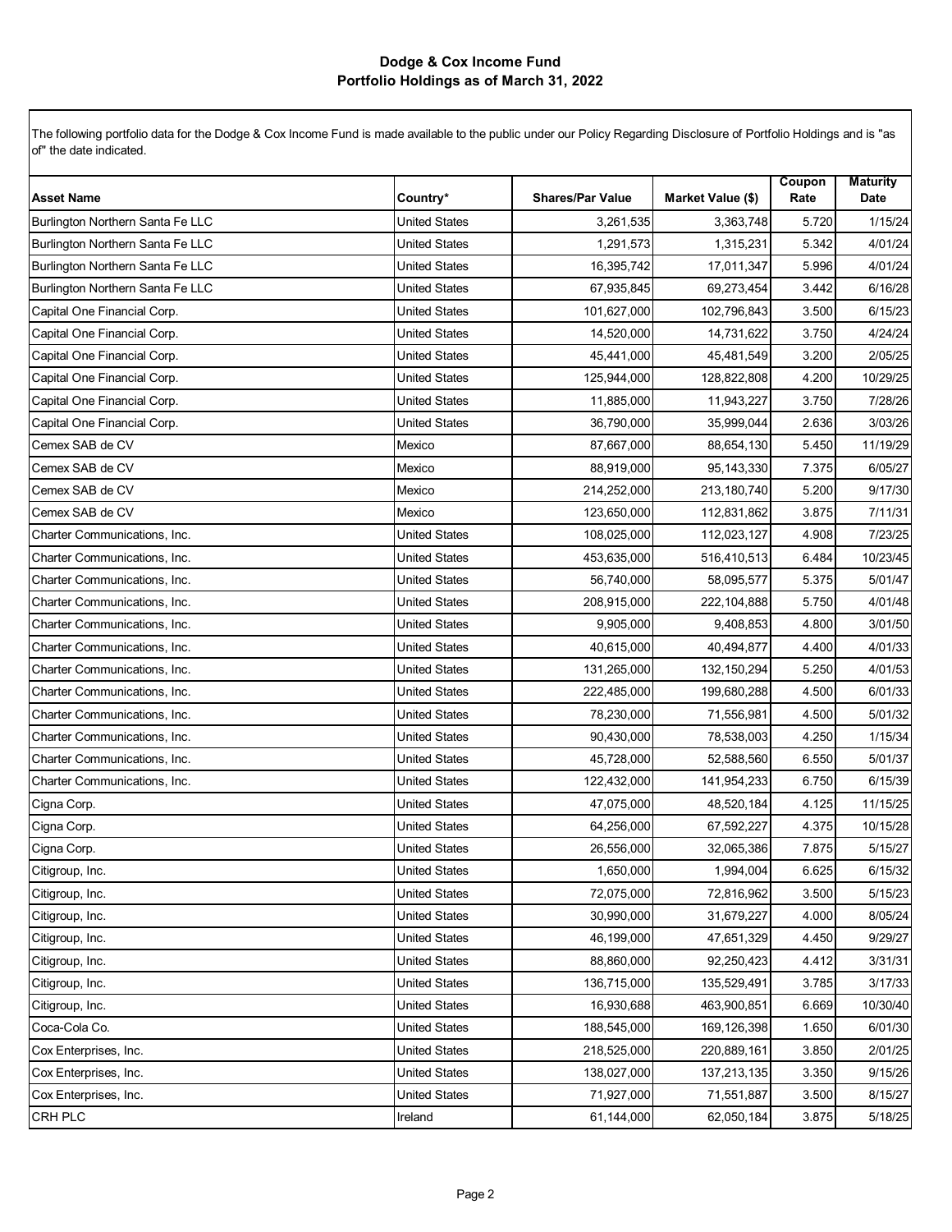# Dodge & Cox Income Fund
## Portfolio Holdings as of March 31, 2022

The following portfolio data for the Dodge & Cox Income Fund is made available to the public under our Policy Regarding Disclosure of Portfolio Holdings and is "as of" the date indicated.

| Asset Name | Country* | Shares/Par Value | Market Value ($) | Coupon Rate | Maturity Date |
|---|---|---|---|---|---|
| Burlington Northern Santa Fe LLC | United States | 3,261,535 | 3,363,748 | 5.720 | 1/15/24 |
| Burlington Northern Santa Fe LLC | United States | 1,291,573 | 1,315,231 | 5.342 | 4/01/24 |
| Burlington Northern Santa Fe LLC | United States | 16,395,742 | 17,011,347 | 5.996 | 4/01/24 |
| Burlington Northern Santa Fe LLC | United States | 67,935,845 | 69,273,454 | 3.442 | 6/16/28 |
| Capital One Financial Corp. | United States | 101,627,000 | 102,796,843 | 3.500 | 6/15/23 |
| Capital One Financial Corp. | United States | 14,520,000 | 14,731,622 | 3.750 | 4/24/24 |
| Capital One Financial Corp. | United States | 45,441,000 | 45,481,549 | 3.200 | 2/05/25 |
| Capital One Financial Corp. | United States | 125,944,000 | 128,822,808 | 4.200 | 10/29/25 |
| Capital One Financial Corp. | United States | 11,885,000 | 11,943,227 | 3.750 | 7/28/26 |
| Capital One Financial Corp. | United States | 36,790,000 | 35,999,044 | 2.636 | 3/03/26 |
| Cemex SAB de CV | Mexico | 87,667,000 | 88,654,130 | 5.450 | 11/19/29 |
| Cemex SAB de CV | Mexico | 88,919,000 | 95,143,330 | 7.375 | 6/05/27 |
| Cemex SAB de CV | Mexico | 214,252,000 | 213,180,740 | 5.200 | 9/17/30 |
| Cemex SAB de CV | Mexico | 123,650,000 | 112,831,862 | 3.875 | 7/11/31 |
| Charter Communications, Inc. | United States | 108,025,000 | 112,023,127 | 4.908 | 7/23/25 |
| Charter Communications, Inc. | United States | 453,635,000 | 516,410,513 | 6.484 | 10/23/45 |
| Charter Communications, Inc. | United States | 56,740,000 | 58,095,577 | 5.375 | 5/01/47 |
| Charter Communications, Inc. | United States | 208,915,000 | 222,104,888 | 5.750 | 4/01/48 |
| Charter Communications, Inc. | United States | 9,905,000 | 9,408,853 | 4.800 | 3/01/50 |
| Charter Communications, Inc. | United States | 40,615,000 | 40,494,877 | 4.400 | 4/01/33 |
| Charter Communications, Inc. | United States | 131,265,000 | 132,150,294 | 5.250 | 4/01/53 |
| Charter Communications, Inc. | United States | 222,485,000 | 199,680,288 | 4.500 | 6/01/33 |
| Charter Communications, Inc. | United States | 78,230,000 | 71,556,981 | 4.500 | 5/01/32 |
| Charter Communications, Inc. | United States | 90,430,000 | 78,538,003 | 4.250 | 1/15/34 |
| Charter Communications, Inc. | United States | 45,728,000 | 52,588,560 | 6.550 | 5/01/37 |
| Charter Communications, Inc. | United States | 122,432,000 | 141,954,233 | 6.750 | 6/15/39 |
| Cigna Corp. | United States | 47,075,000 | 48,520,184 | 4.125 | 11/15/25 |
| Cigna Corp. | United States | 64,256,000 | 67,592,227 | 4.375 | 10/15/28 |
| Cigna Corp. | United States | 26,556,000 | 32,065,386 | 7.875 | 5/15/27 |
| Citigroup, Inc. | United States | 1,650,000 | 1,994,004 | 6.625 | 6/15/32 |
| Citigroup, Inc. | United States | 72,075,000 | 72,816,962 | 3.500 | 5/15/23 |
| Citigroup, Inc. | United States | 30,990,000 | 31,679,227 | 4.000 | 8/05/24 |
| Citigroup, Inc. | United States | 46,199,000 | 47,651,329 | 4.450 | 9/29/27 |
| Citigroup, Inc. | United States | 88,860,000 | 92,250,423 | 4.412 | 3/31/31 |
| Citigroup, Inc. | United States | 136,715,000 | 135,529,491 | 3.785 | 3/17/33 |
| Citigroup, Inc. | United States | 16,930,688 | 463,900,851 | 6.669 | 10/30/40 |
| Coca-Cola Co. | United States | 188,545,000 | 169,126,398 | 1.650 | 6/01/30 |
| Cox Enterprises, Inc. | United States | 218,525,000 | 220,889,161 | 3.850 | 2/01/25 |
| Cox Enterprises, Inc. | United States | 138,027,000 | 137,213,135 | 3.350 | 9/15/26 |
| Cox Enterprises, Inc. | United States | 71,927,000 | 71,551,887 | 3.500 | 8/15/27 |
| CRH PLC | Ireland | 61,144,000 | 62,050,184 | 3.875 | 5/18/25 |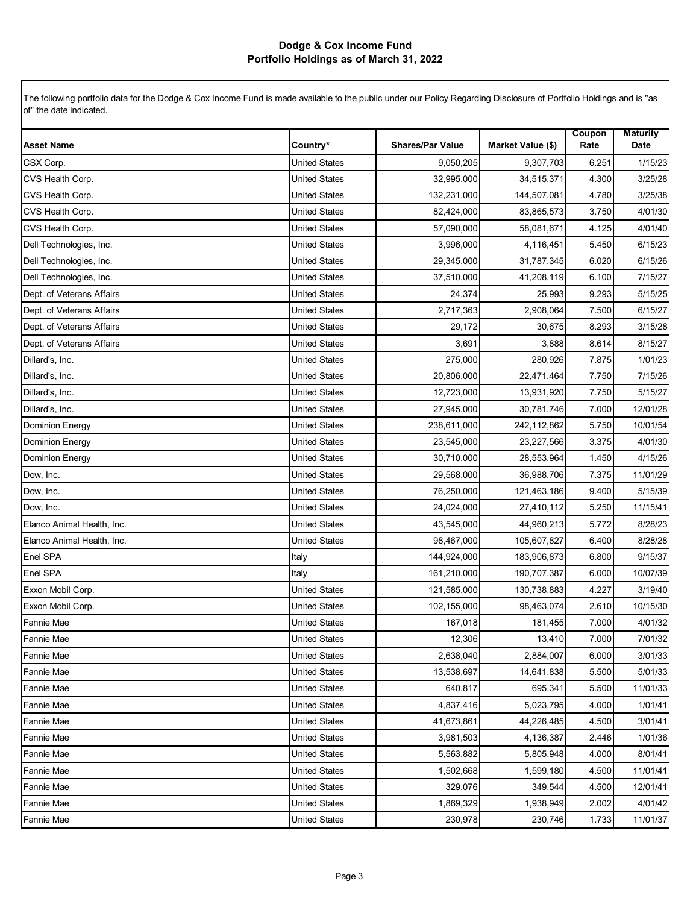# Dodge & Cox Income Fund
## Portfolio Holdings as of March 31, 2022

The following portfolio data for the Dodge & Cox Income Fund is made available to the public under our Policy Regarding Disclosure of Portfolio Holdings and is "as of" the date indicated.

| Asset Name | Country* | Shares/Par Value | Market Value ($) | Coupon Rate | Maturity Date |
|---|---|---|---|---|---|
| CSX Corp. | United States | 9,050,205 | 9,307,703 | 6.251 | 1/15/23 |
| CVS Health Corp. | United States | 32,995,000 | 34,515,371 | 4.300 | 3/25/28 |
| CVS Health Corp. | United States | 132,231,000 | 144,507,081 | 4.780 | 3/25/38 |
| CVS Health Corp. | United States | 82,424,000 | 83,865,573 | 3.750 | 4/01/30 |
| CVS Health Corp. | United States | 57,090,000 | 58,081,671 | 4.125 | 4/01/40 |
| Dell Technologies, Inc. | United States | 3,996,000 | 4,116,451 | 5.450 | 6/15/23 |
| Dell Technologies, Inc. | United States | 29,345,000 | 31,787,345 | 6.020 | 6/15/26 |
| Dell Technologies, Inc. | United States | 37,510,000 | 41,208,119 | 6.100 | 7/15/27 |
| Dept. of Veterans Affairs | United States | 24,374 | 25,993 | 9.293 | 5/15/25 |
| Dept. of Veterans Affairs | United States | 2,717,363 | 2,908,064 | 7.500 | 6/15/27 |
| Dept. of Veterans Affairs | United States | 29,172 | 30,675 | 8.293 | 3/15/28 |
| Dept. of Veterans Affairs | United States | 3,691 | 3,888 | 8.614 | 8/15/27 |
| Dillard's, Inc. | United States | 275,000 | 280,926 | 7.875 | 1/01/23 |
| Dillard's, Inc. | United States | 20,806,000 | 22,471,464 | 7.750 | 7/15/26 |
| Dillard's, Inc. | United States | 12,723,000 | 13,931,920 | 7.750 | 5/15/27 |
| Dillard's, Inc. | United States | 27,945,000 | 30,781,746 | 7.000 | 12/01/28 |
| Dominion Energy | United States | 238,611,000 | 242,112,862 | 5.750 | 10/01/54 |
| Dominion Energy | United States | 23,545,000 | 23,227,566 | 3.375 | 4/01/30 |
| Dominion Energy | United States | 30,710,000 | 28,553,964 | 1.450 | 4/15/26 |
| Dow, Inc. | United States | 29,568,000 | 36,988,706 | 7.375 | 11/01/29 |
| Dow, Inc. | United States | 76,250,000 | 121,463,186 | 9.400 | 5/15/39 |
| Dow, Inc. | United States | 24,024,000 | 27,410,112 | 5.250 | 11/15/41 |
| Elanco Animal Health, Inc. | United States | 43,545,000 | 44,960,213 | 5.772 | 8/28/23 |
| Elanco Animal Health, Inc. | United States | 98,467,000 | 105,607,827 | 6.400 | 8/28/28 |
| Enel SPA | Italy | 144,924,000 | 183,906,873 | 6.800 | 9/15/37 |
| Enel SPA | Italy | 161,210,000 | 190,707,387 | 6.000 | 10/07/39 |
| Exxon Mobil Corp. | United States | 121,585,000 | 130,738,883 | 4.227 | 3/19/40 |
| Exxon Mobil Corp. | United States | 102,155,000 | 98,463,074 | 2.610 | 10/15/30 |
| Fannie Mae | United States | 167,018 | 181,455 | 7.000 | 4/01/32 |
| Fannie Mae | United States | 12,306 | 13,410 | 7.000 | 7/01/32 |
| Fannie Mae | United States | 2,638,040 | 2,884,007 | 6.000 | 3/01/33 |
| Fannie Mae | United States | 13,538,697 | 14,641,838 | 5.500 | 5/01/33 |
| Fannie Mae | United States | 640,817 | 695,341 | 5.500 | 11/01/33 |
| Fannie Mae | United States | 4,837,416 | 5,023,795 | 4.000 | 1/01/41 |
| Fannie Mae | United States | 41,673,861 | 44,226,485 | 4.500 | 3/01/41 |
| Fannie Mae | United States | 3,981,503 | 4,136,387 | 2.446 | 1/01/36 |
| Fannie Mae | United States | 5,563,882 | 5,805,948 | 4.000 | 8/01/41 |
| Fannie Mae | United States | 1,502,668 | 1,599,180 | 4.500 | 11/01/41 |
| Fannie Mae | United States | 329,076 | 349,544 | 4.500 | 12/01/41 |
| Fannie Mae | United States | 1,869,329 | 1,938,949 | 2.002 | 4/01/42 |
| Fannie Mae | United States | 230,978 | 230,746 | 1.733 | 11/01/37 |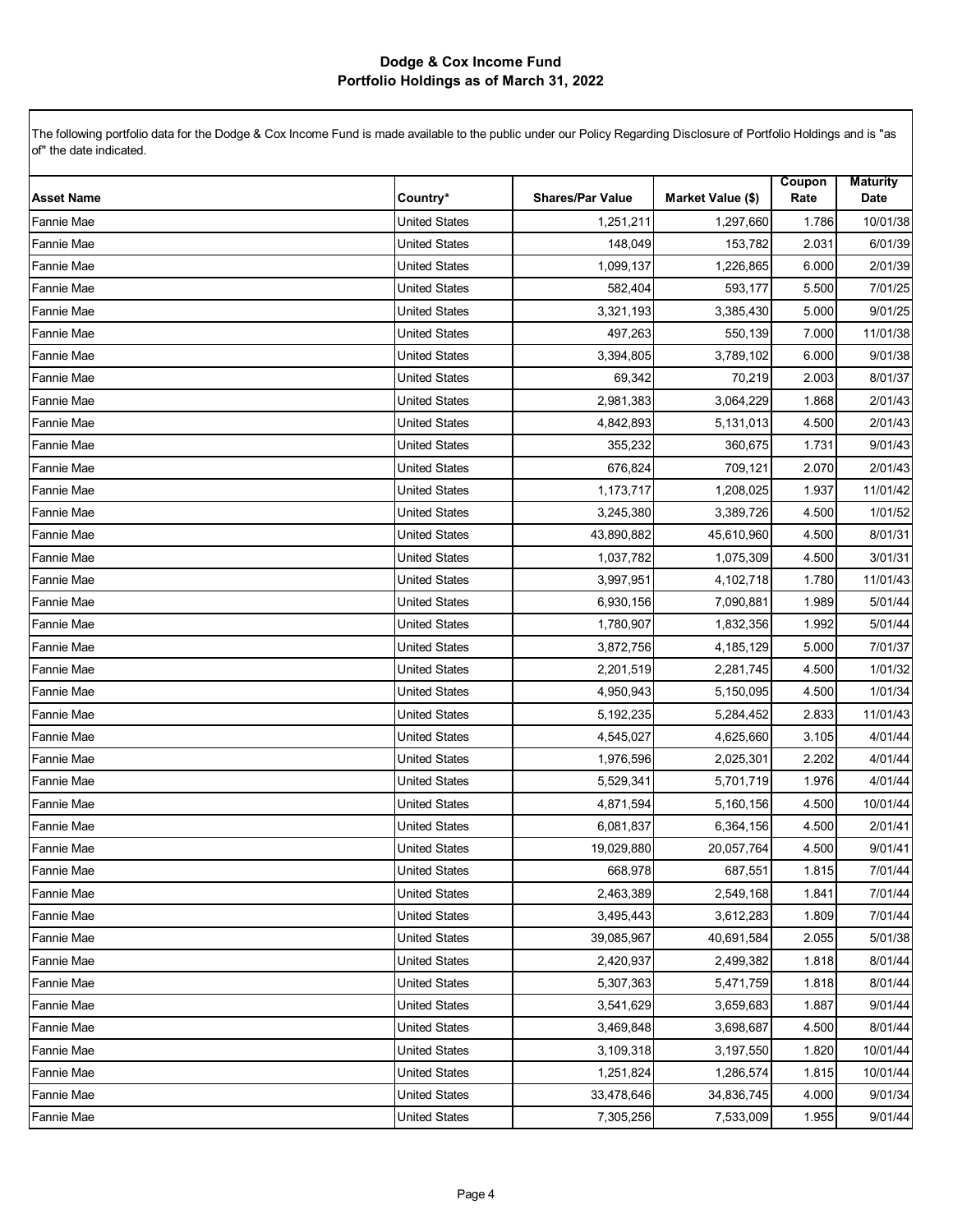# Dodge & Cox Income Fund
## Portfolio Holdings as of March 31, 2022

The following portfolio data for the Dodge & Cox Income Fund is made available to the public under our Policy Regarding Disclosure of Portfolio Holdings and is "as of" the date indicated.

| Asset Name | Country* | Shares/Par Value | Market Value ($) | Coupon Rate | Maturity Date |
|---|---|---|---|---|---|
| Fannie Mae | United States | 1,251,211 | 1,297,660 | 1.786 | 10/01/38 |
| Fannie Mae | United States | 148,049 | 153,782 | 2.031 | 6/01/39 |
| Fannie Mae | United States | 1,099,137 | 1,226,865 | 6.000 | 2/01/39 |
| Fannie Mae | United States | 582,404 | 593,177 | 5.500 | 7/01/25 |
| Fannie Mae | United States | 3,321,193 | 3,385,430 | 5.000 | 9/01/25 |
| Fannie Mae | United States | 497,263 | 550,139 | 7.000 | 11/01/38 |
| Fannie Mae | United States | 3,394,805 | 3,789,102 | 6.000 | 9/01/38 |
| Fannie Mae | United States | 69,342 | 70,219 | 2.003 | 8/01/37 |
| Fannie Mae | United States | 2,981,383 | 3,064,229 | 1.868 | 2/01/43 |
| Fannie Mae | United States | 4,842,893 | 5,131,013 | 4.500 | 2/01/43 |
| Fannie Mae | United States | 355,232 | 360,675 | 1.731 | 9/01/43 |
| Fannie Mae | United States | 676,824 | 709,121 | 2.070 | 2/01/43 |
| Fannie Mae | United States | 1,173,717 | 1,208,025 | 1.937 | 11/01/42 |
| Fannie Mae | United States | 3,245,380 | 3,389,726 | 4.500 | 1/01/52 |
| Fannie Mae | United States | 43,890,882 | 45,610,960 | 4.500 | 8/01/31 |
| Fannie Mae | United States | 1,037,782 | 1,075,309 | 4.500 | 3/01/31 |
| Fannie Mae | United States | 3,997,951 | 4,102,718 | 1.780 | 11/01/43 |
| Fannie Mae | United States | 6,930,156 | 7,090,881 | 1.989 | 5/01/44 |
| Fannie Mae | United States | 1,780,907 | 1,832,356 | 1.992 | 5/01/44 |
| Fannie Mae | United States | 3,872,756 | 4,185,129 | 5.000 | 7/01/37 |
| Fannie Mae | United States | 2,201,519 | 2,281,745 | 4.500 | 1/01/32 |
| Fannie Mae | United States | 4,950,943 | 5,150,095 | 4.500 | 1/01/34 |
| Fannie Mae | United States | 5,192,235 | 5,284,452 | 2.833 | 11/01/43 |
| Fannie Mae | United States | 4,545,027 | 4,625,660 | 3.105 | 4/01/44 |
| Fannie Mae | United States | 1,976,596 | 2,025,301 | 2.202 | 4/01/44 |
| Fannie Mae | United States | 5,529,341 | 5,701,719 | 1.976 | 4/01/44 |
| Fannie Mae | United States | 4,871,594 | 5,160,156 | 4.500 | 10/01/44 |
| Fannie Mae | United States | 6,081,837 | 6,364,156 | 4.500 | 2/01/41 |
| Fannie Mae | United States | 19,029,880 | 20,057,764 | 4.500 | 9/01/41 |
| Fannie Mae | United States | 668,978 | 687,551 | 1.815 | 7/01/44 |
| Fannie Mae | United States | 2,463,389 | 2,549,168 | 1.841 | 7/01/44 |
| Fannie Mae | United States | 3,495,443 | 3,612,283 | 1.809 | 7/01/44 |
| Fannie Mae | United States | 39,085,967 | 40,691,584 | 2.055 | 5/01/38 |
| Fannie Mae | United States | 2,420,937 | 2,499,382 | 1.818 | 8/01/44 |
| Fannie Mae | United States | 5,307,363 | 5,471,759 | 1.818 | 8/01/44 |
| Fannie Mae | United States | 3,541,629 | 3,659,683 | 1.887 | 9/01/44 |
| Fannie Mae | United States | 3,469,848 | 3,698,687 | 4.500 | 8/01/44 |
| Fannie Mae | United States | 3,109,318 | 3,197,550 | 1.820 | 10/01/44 |
| Fannie Mae | United States | 1,251,824 | 1,286,574 | 1.815 | 10/01/44 |
| Fannie Mae | United States | 33,478,646 | 34,836,745 | 4.000 | 9/01/34 |
| Fannie Mae | United States | 7,305,256 | 7,533,009 | 1.955 | 9/01/44 |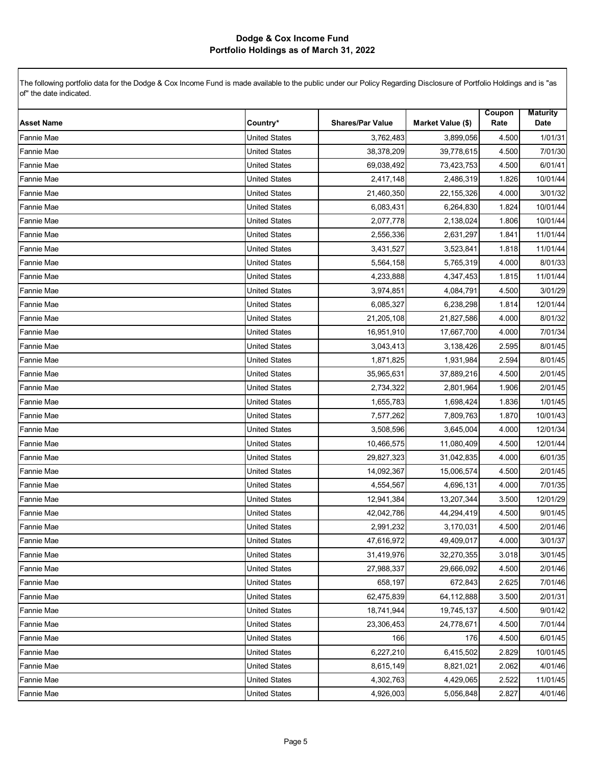# Dodge & Cox Income Fund
## Portfolio Holdings as of March 31, 2022

The following portfolio data for the Dodge & Cox Income Fund is made available to the public under our Policy Regarding Disclosure of Portfolio Holdings and is "as of" the date indicated.

| Asset Name | Country* | Shares/Par Value | Market Value ($) | Coupon Rate | Maturity Date |
|---|---|---|---|---|---|
| Fannie Mae | United States | 3,762,483 | 3,899,056 | 4.500 | 1/01/31 |
| Fannie Mae | United States | 38,378,209 | 39,778,615 | 4.500 | 7/01/30 |
| Fannie Mae | United States | 69,038,492 | 73,423,753 | 4.500 | 6/01/41 |
| Fannie Mae | United States | 2,417,148 | 2,486,319 | 1.826 | 10/01/44 |
| Fannie Mae | United States | 21,460,350 | 22,155,326 | 4.000 | 3/01/32 |
| Fannie Mae | United States | 6,083,431 | 6,264,830 | 1.824 | 10/01/44 |
| Fannie Mae | United States | 2,077,778 | 2,138,024 | 1.806 | 10/01/44 |
| Fannie Mae | United States | 2,556,336 | 2,631,297 | 1.841 | 11/01/44 |
| Fannie Mae | United States | 3,431,527 | 3,523,841 | 1.818 | 11/01/44 |
| Fannie Mae | United States | 5,564,158 | 5,765,319 | 4.000 | 8/01/33 |
| Fannie Mae | United States | 4,233,888 | 4,347,453 | 1.815 | 11/01/44 |
| Fannie Mae | United States | 3,974,851 | 4,084,791 | 4.500 | 3/01/29 |
| Fannie Mae | United States | 6,085,327 | 6,238,298 | 1.814 | 12/01/44 |
| Fannie Mae | United States | 21,205,108 | 21,827,586 | 4.000 | 8/01/32 |
| Fannie Mae | United States | 16,951,910 | 17,667,700 | 4.000 | 7/01/34 |
| Fannie Mae | United States | 3,043,413 | 3,138,426 | 2.595 | 8/01/45 |
| Fannie Mae | United States | 1,871,825 | 1,931,984 | 2.594 | 8/01/45 |
| Fannie Mae | United States | 35,965,631 | 37,889,216 | 4.500 | 2/01/45 |
| Fannie Mae | United States | 2,734,322 | 2,801,964 | 1.906 | 2/01/45 |
| Fannie Mae | United States | 1,655,783 | 1,698,424 | 1.836 | 1/01/45 |
| Fannie Mae | United States | 7,577,262 | 7,809,763 | 1.870 | 10/01/43 |
| Fannie Mae | United States | 3,508,596 | 3,645,004 | 4.000 | 12/01/34 |
| Fannie Mae | United States | 10,466,575 | 11,080,409 | 4.500 | 12/01/44 |
| Fannie Mae | United States | 29,827,323 | 31,042,835 | 4.000 | 6/01/35 |
| Fannie Mae | United States | 14,092,367 | 15,006,574 | 4.500 | 2/01/45 |
| Fannie Mae | United States | 4,554,567 | 4,696,131 | 4.000 | 7/01/35 |
| Fannie Mae | United States | 12,941,384 | 13,207,344 | 3.500 | 12/01/29 |
| Fannie Mae | United States | 42,042,786 | 44,294,419 | 4.500 | 9/01/45 |
| Fannie Mae | United States | 2,991,232 | 3,170,031 | 4.500 | 2/01/46 |
| Fannie Mae | United States | 47,616,972 | 49,409,017 | 4.000 | 3/01/37 |
| Fannie Mae | United States | 31,419,976 | 32,270,355 | 3.018 | 3/01/45 |
| Fannie Mae | United States | 27,988,337 | 29,666,092 | 4.500 | 2/01/46 |
| Fannie Mae | United States | 658,197 | 672,843 | 2.625 | 7/01/46 |
| Fannie Mae | United States | 62,475,839 | 64,112,888 | 3.500 | 2/01/31 |
| Fannie Mae | United States | 18,741,944 | 19,745,137 | 4.500 | 9/01/42 |
| Fannie Mae | United States | 23,306,453 | 24,778,671 | 4.500 | 7/01/44 |
| Fannie Mae | United States | 166 | 176 | 4.500 | 6/01/45 |
| Fannie Mae | United States | 6,227,210 | 6,415,502 | 2.829 | 10/01/45 |
| Fannie Mae | United States | 8,615,149 | 8,821,021 | 2.062 | 4/01/46 |
| Fannie Mae | United States | 4,302,763 | 4,429,065 | 2.522 | 11/01/45 |
| Fannie Mae | United States | 4,926,003 | 5,056,848 | 2.827 | 4/01/46 |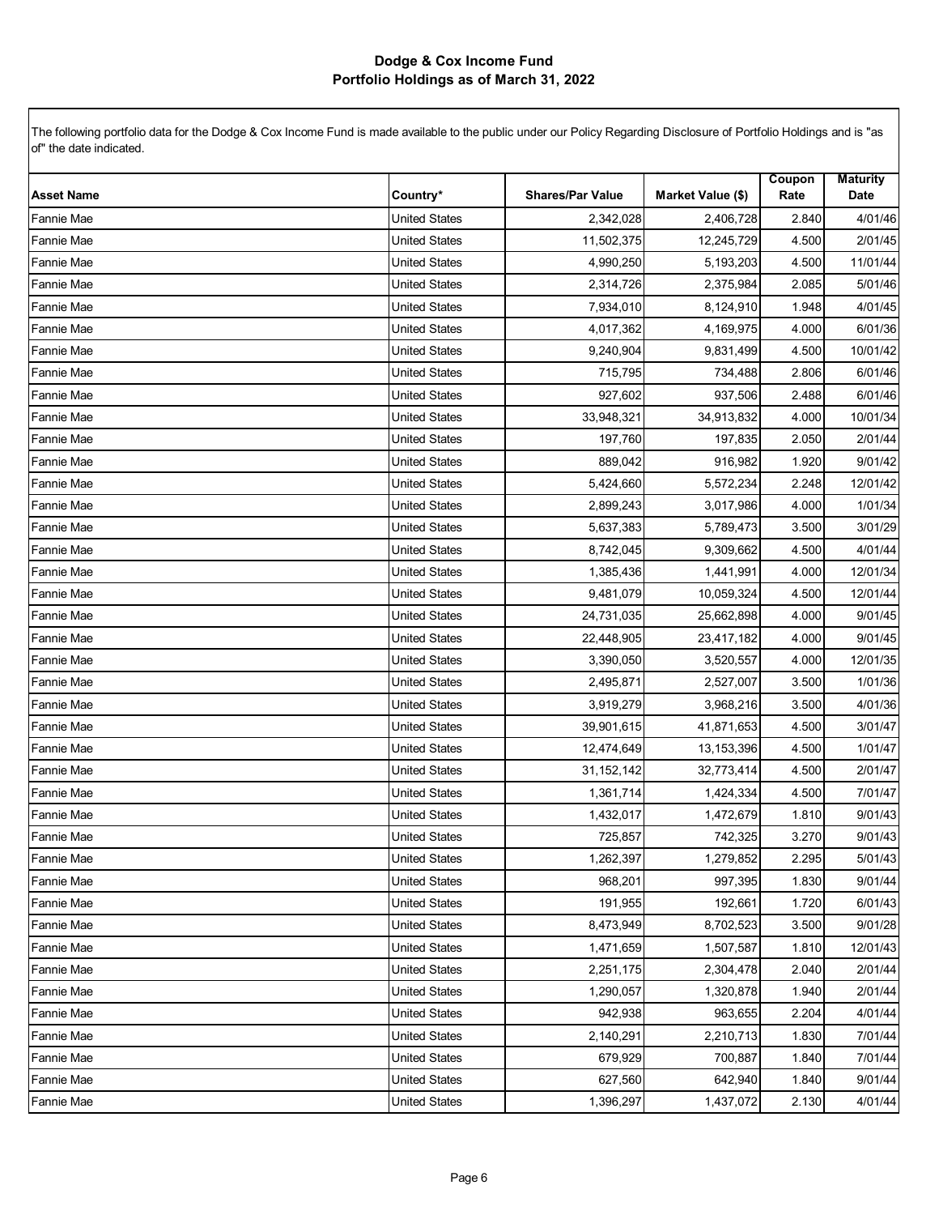# Dodge & Cox Income Fund
## Portfolio Holdings as of March 31, 2022

The following portfolio data for the Dodge & Cox Income Fund is made available to the public under our Policy Regarding Disclosure of Portfolio Holdings and is "as of" the date indicated.

| Asset Name | Country* | Shares/Par Value | Market Value ($) | Coupon Rate | Maturity Date |
|---|---|---|---|---|---|
| Fannie Mae | United States | 2,342,028 | 2,406,728 | 2.840 | 4/01/46 |
| Fannie Mae | United States | 11,502,375 | 12,245,729 | 4.500 | 2/01/45 |
| Fannie Mae | United States | 4,990,250 | 5,193,203 | 4.500 | 11/01/44 |
| Fannie Mae | United States | 2,314,726 | 2,375,984 | 2.085 | 5/01/46 |
| Fannie Mae | United States | 7,934,010 | 8,124,910 | 1.948 | 4/01/45 |
| Fannie Mae | United States | 4,017,362 | 4,169,975 | 4.000 | 6/01/36 |
| Fannie Mae | United States | 9,240,904 | 9,831,499 | 4.500 | 10/01/42 |
| Fannie Mae | United States | 715,795 | 734,488 | 2.806 | 6/01/46 |
| Fannie Mae | United States | 927,602 | 937,506 | 2.488 | 6/01/46 |
| Fannie Mae | United States | 33,948,321 | 34,913,832 | 4.000 | 10/01/34 |
| Fannie Mae | United States | 197,760 | 197,835 | 2.050 | 2/01/44 |
| Fannie Mae | United States | 889,042 | 916,982 | 1.920 | 9/01/42 |
| Fannie Mae | United States | 5,424,660 | 5,572,234 | 2.248 | 12/01/42 |
| Fannie Mae | United States | 2,899,243 | 3,017,986 | 4.000 | 1/01/34 |
| Fannie Mae | United States | 5,637,383 | 5,789,473 | 3.500 | 3/01/29 |
| Fannie Mae | United States | 8,742,045 | 9,309,662 | 4.500 | 4/01/44 |
| Fannie Mae | United States | 1,385,436 | 1,441,991 | 4.000 | 12/01/34 |
| Fannie Mae | United States | 9,481,079 | 10,059,324 | 4.500 | 12/01/44 |
| Fannie Mae | United States | 24,731,035 | 25,662,898 | 4.000 | 9/01/45 |
| Fannie Mae | United States | 22,448,905 | 23,417,182 | 4.000 | 9/01/45 |
| Fannie Mae | United States | 3,390,050 | 3,520,557 | 4.000 | 12/01/35 |
| Fannie Mae | United States | 2,495,871 | 2,527,007 | 3.500 | 1/01/36 |
| Fannie Mae | United States | 3,919,279 | 3,968,216 | 3.500 | 4/01/36 |
| Fannie Mae | United States | 39,901,615 | 41,871,653 | 4.500 | 3/01/47 |
| Fannie Mae | United States | 12,474,649 | 13,153,396 | 4.500 | 1/01/47 |
| Fannie Mae | United States | 31,152,142 | 32,773,414 | 4.500 | 2/01/47 |
| Fannie Mae | United States | 1,361,714 | 1,424,334 | 4.500 | 7/01/47 |
| Fannie Mae | United States | 1,432,017 | 1,472,679 | 1.810 | 9/01/43 |
| Fannie Mae | United States | 725,857 | 742,325 | 3.270 | 9/01/43 |
| Fannie Mae | United States | 1,262,397 | 1,279,852 | 2.295 | 5/01/43 |
| Fannie Mae | United States | 968,201 | 997,395 | 1.830 | 9/01/44 |
| Fannie Mae | United States | 191,955 | 192,661 | 1.720 | 6/01/43 |
| Fannie Mae | United States | 8,473,949 | 8,702,523 | 3.500 | 9/01/28 |
| Fannie Mae | United States | 1,471,659 | 1,507,587 | 1.810 | 12/01/43 |
| Fannie Mae | United States | 2,251,175 | 2,304,478 | 2.040 | 2/01/44 |
| Fannie Mae | United States | 1,290,057 | 1,320,878 | 1.940 | 2/01/44 |
| Fannie Mae | United States | 942,938 | 963,655 | 2.204 | 4/01/44 |
| Fannie Mae | United States | 2,140,291 | 2,210,713 | 1.830 | 7/01/44 |
| Fannie Mae | United States | 679,929 | 700,887 | 1.840 | 7/01/44 |
| Fannie Mae | United States | 627,560 | 642,940 | 1.840 | 9/01/44 |
| Fannie Mae | United States | 1,396,297 | 1,437,072 | 2.130 | 4/01/44 |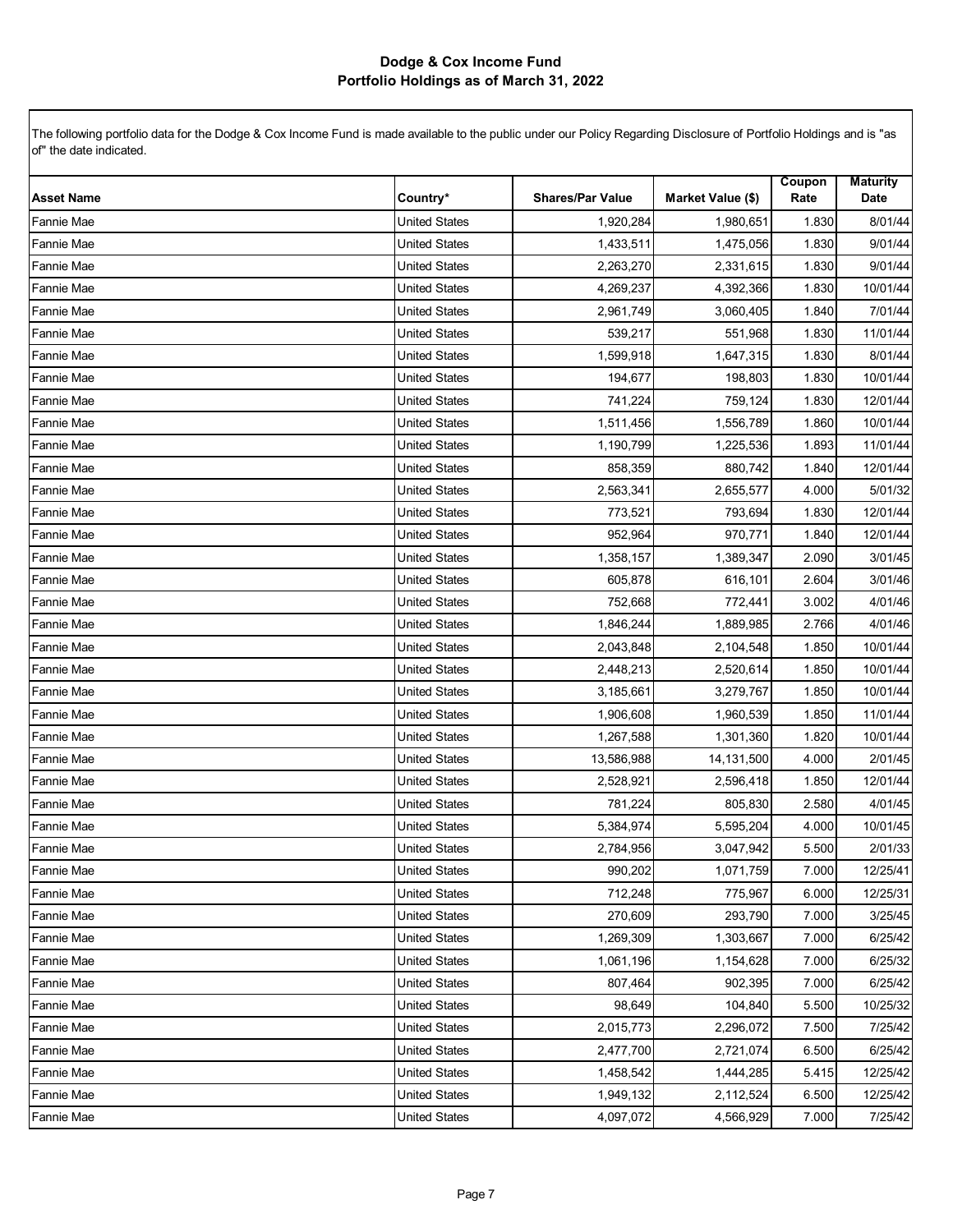# Dodge & Cox Income Fund
## Portfolio Holdings as of March 31, 2022

The following portfolio data for the Dodge & Cox Income Fund is made available to the public under our Policy Regarding Disclosure of Portfolio Holdings and is "as of" the date indicated.

| Asset Name | Country* | Shares/Par Value | Market Value ($) | Coupon Rate | Maturity Date |
|---|---|---|---|---|---|
| Fannie Mae | United States | 1,920,284 | 1,980,651 | 1.830 | 8/01/44 |
| Fannie Mae | United States | 1,433,511 | 1,475,056 | 1.830 | 9/01/44 |
| Fannie Mae | United States | 2,263,270 | 2,331,615 | 1.830 | 9/01/44 |
| Fannie Mae | United States | 4,269,237 | 4,392,366 | 1.830 | 10/01/44 |
| Fannie Mae | United States | 2,961,749 | 3,060,405 | 1.840 | 7/01/44 |
| Fannie Mae | United States | 539,217 | 551,968 | 1.830 | 11/01/44 |
| Fannie Mae | United States | 1,599,918 | 1,647,315 | 1.830 | 8/01/44 |
| Fannie Mae | United States | 194,677 | 198,803 | 1.830 | 10/01/44 |
| Fannie Mae | United States | 741,224 | 759,124 | 1.830 | 12/01/44 |
| Fannie Mae | United States | 1,511,456 | 1,556,789 | 1.860 | 10/01/44 |
| Fannie Mae | United States | 1,190,799 | 1,225,536 | 1.893 | 11/01/44 |
| Fannie Mae | United States | 858,359 | 880,742 | 1.840 | 12/01/44 |
| Fannie Mae | United States | 2,563,341 | 2,655,577 | 4.000 | 5/01/32 |
| Fannie Mae | United States | 773,521 | 793,694 | 1.830 | 12/01/44 |
| Fannie Mae | United States | 952,964 | 970,771 | 1.840 | 12/01/44 |
| Fannie Mae | United States | 1,358,157 | 1,389,347 | 2.090 | 3/01/45 |
| Fannie Mae | United States | 605,878 | 616,101 | 2.604 | 3/01/46 |
| Fannie Mae | United States | 752,668 | 772,441 | 3.002 | 4/01/46 |
| Fannie Mae | United States | 1,846,244 | 1,889,985 | 2.766 | 4/01/46 |
| Fannie Mae | United States | 2,043,848 | 2,104,548 | 1.850 | 10/01/44 |
| Fannie Mae | United States | 2,448,213 | 2,520,614 | 1.850 | 10/01/44 |
| Fannie Mae | United States | 3,185,661 | 3,279,767 | 1.850 | 10/01/44 |
| Fannie Mae | United States | 1,906,608 | 1,960,539 | 1.850 | 11/01/44 |
| Fannie Mae | United States | 1,267,588 | 1,301,360 | 1.820 | 10/01/44 |
| Fannie Mae | United States | 13,586,988 | 14,131,500 | 4.000 | 2/01/45 |
| Fannie Mae | United States | 2,528,921 | 2,596,418 | 1.850 | 12/01/44 |
| Fannie Mae | United States | 781,224 | 805,830 | 2.580 | 4/01/45 |
| Fannie Mae | United States | 5,384,974 | 5,595,204 | 4.000 | 10/01/45 |
| Fannie Mae | United States | 2,784,956 | 3,047,942 | 5.500 | 2/01/33 |
| Fannie Mae | United States | 990,202 | 1,071,759 | 7.000 | 12/25/41 |
| Fannie Mae | United States | 712,248 | 775,967 | 6.000 | 12/25/31 |
| Fannie Mae | United States | 270,609 | 293,790 | 7.000 | 3/25/45 |
| Fannie Mae | United States | 1,269,309 | 1,303,667 | 7.000 | 6/25/42 |
| Fannie Mae | United States | 1,061,196 | 1,154,628 | 7.000 | 6/25/32 |
| Fannie Mae | United States | 807,464 | 902,395 | 7.000 | 6/25/42 |
| Fannie Mae | United States | 98,649 | 104,840 | 5.500 | 10/25/32 |
| Fannie Mae | United States | 2,015,773 | 2,296,072 | 7.500 | 7/25/42 |
| Fannie Mae | United States | 2,477,700 | 2,721,074 | 6.500 | 6/25/42 |
| Fannie Mae | United States | 1,458,542 | 1,444,285 | 5.415 | 12/25/42 |
| Fannie Mae | United States | 1,949,132 | 2,112,524 | 6.500 | 12/25/42 |
| Fannie Mae | United States | 4,097,072 | 4,566,929 | 7.000 | 7/25/42 |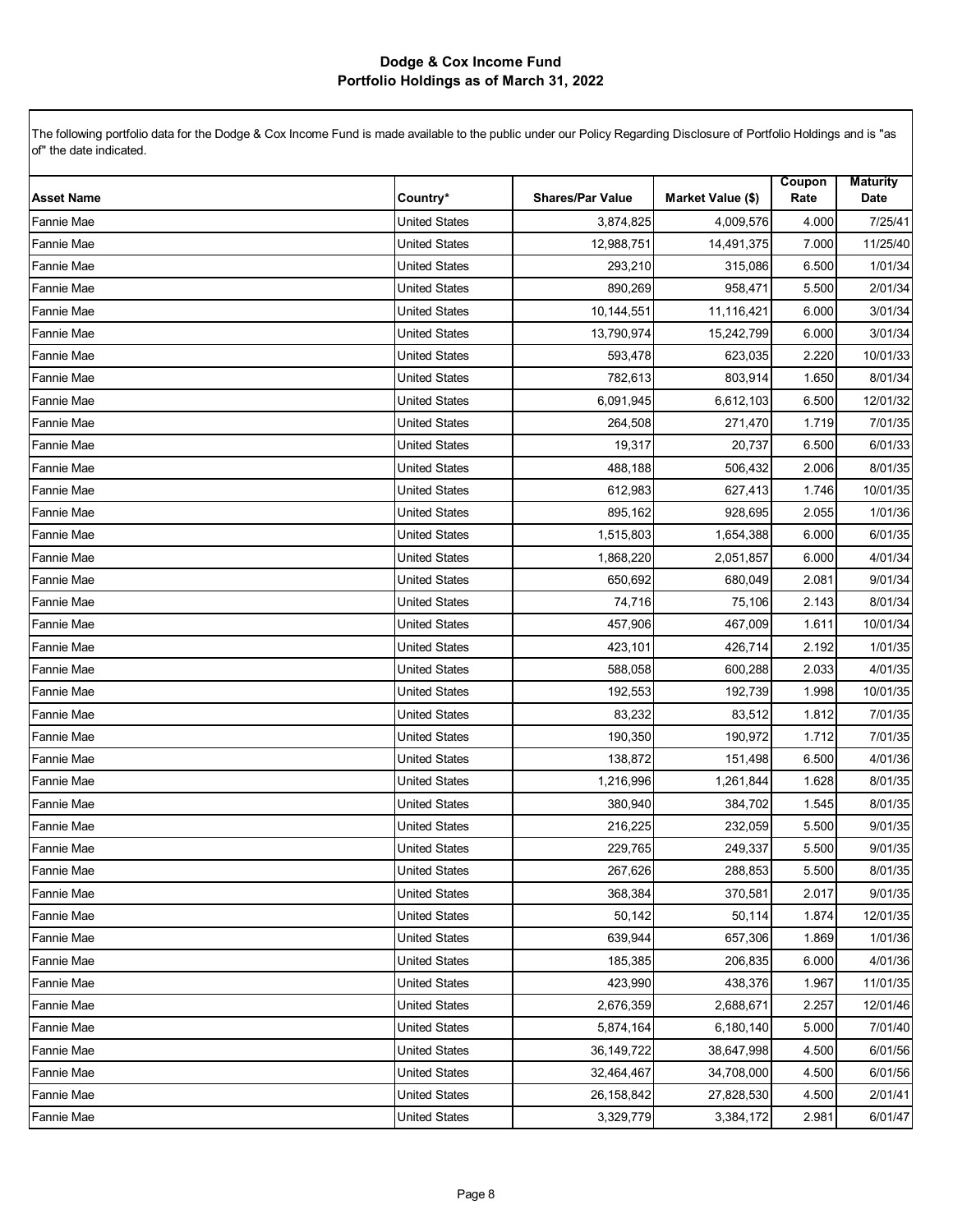# Dodge & Cox Income Fund
## Portfolio Holdings as of March 31, 2022

The following portfolio data for the Dodge & Cox Income Fund is made available to the public under our Policy Regarding Disclosure of Portfolio Holdings and is "as of" the date indicated.

| Asset Name | Country* | Shares/Par Value | Market Value ($) | Coupon Rate | Maturity Date |
|---|---|---|---|---|---|
| Fannie Mae | United States | 3,874,825 | 4,009,576 | 4.000 | 7/25/41 |
| Fannie Mae | United States | 12,988,751 | 14,491,375 | 7.000 | 11/25/40 |
| Fannie Mae | United States | 293,210 | 315,086 | 6.500 | 1/01/34 |
| Fannie Mae | United States | 890,269 | 958,471 | 5.500 | 2/01/34 |
| Fannie Mae | United States | 10,144,551 | 11,116,421 | 6.000 | 3/01/34 |
| Fannie Mae | United States | 13,790,974 | 15,242,799 | 6.000 | 3/01/34 |
| Fannie Mae | United States | 593,478 | 623,035 | 2.220 | 10/01/33 |
| Fannie Mae | United States | 782,613 | 803,914 | 1.650 | 8/01/34 |
| Fannie Mae | United States | 6,091,945 | 6,612,103 | 6.500 | 12/01/32 |
| Fannie Mae | United States | 264,508 | 271,470 | 1.719 | 7/01/35 |
| Fannie Mae | United States | 19,317 | 20,737 | 6.500 | 6/01/33 |
| Fannie Mae | United States | 488,188 | 506,432 | 2.006 | 8/01/35 |
| Fannie Mae | United States | 612,983 | 627,413 | 1.746 | 10/01/35 |
| Fannie Mae | United States | 895,162 | 928,695 | 2.055 | 1/01/36 |
| Fannie Mae | United States | 1,515,803 | 1,654,388 | 6.000 | 6/01/35 |
| Fannie Mae | United States | 1,868,220 | 2,051,857 | 6.000 | 4/01/34 |
| Fannie Mae | United States | 650,692 | 680,049 | 2.081 | 9/01/34 |
| Fannie Mae | United States | 74,716 | 75,106 | 2.143 | 8/01/34 |
| Fannie Mae | United States | 457,906 | 467,009 | 1.611 | 10/01/34 |
| Fannie Mae | United States | 423,101 | 426,714 | 2.192 | 1/01/35 |
| Fannie Mae | United States | 588,058 | 600,288 | 2.033 | 4/01/35 |
| Fannie Mae | United States | 192,553 | 192,739 | 1.998 | 10/01/35 |
| Fannie Mae | United States | 83,232 | 83,512 | 1.812 | 7/01/35 |
| Fannie Mae | United States | 190,350 | 190,972 | 1.712 | 7/01/35 |
| Fannie Mae | United States | 138,872 | 151,498 | 6.500 | 4/01/36 |
| Fannie Mae | United States | 1,216,996 | 1,261,844 | 1.628 | 8/01/35 |
| Fannie Mae | United States | 380,940 | 384,702 | 1.545 | 8/01/35 |
| Fannie Mae | United States | 216,225 | 232,059 | 5.500 | 9/01/35 |
| Fannie Mae | United States | 229,765 | 249,337 | 5.500 | 9/01/35 |
| Fannie Mae | United States | 267,626 | 288,853 | 5.500 | 8/01/35 |
| Fannie Mae | United States | 368,384 | 370,581 | 2.017 | 9/01/35 |
| Fannie Mae | United States | 50,142 | 50,114 | 1.874 | 12/01/35 |
| Fannie Mae | United States | 639,944 | 657,306 | 1.869 | 1/01/36 |
| Fannie Mae | United States | 185,385 | 206,835 | 6.000 | 4/01/36 |
| Fannie Mae | United States | 423,990 | 438,376 | 1.967 | 11/01/35 |
| Fannie Mae | United States | 2,676,359 | 2,688,671 | 2.257 | 12/01/46 |
| Fannie Mae | United States | 5,874,164 | 6,180,140 | 5.000 | 7/01/40 |
| Fannie Mae | United States | 36,149,722 | 38,647,998 | 4.500 | 6/01/56 |
| Fannie Mae | United States | 32,464,467 | 34,708,000 | 4.500 | 6/01/56 |
| Fannie Mae | United States | 26,158,842 | 27,828,530 | 4.500 | 2/01/41 |
| Fannie Mae | United States | 3,329,779 | 3,384,172 | 2.981 | 6/01/47 |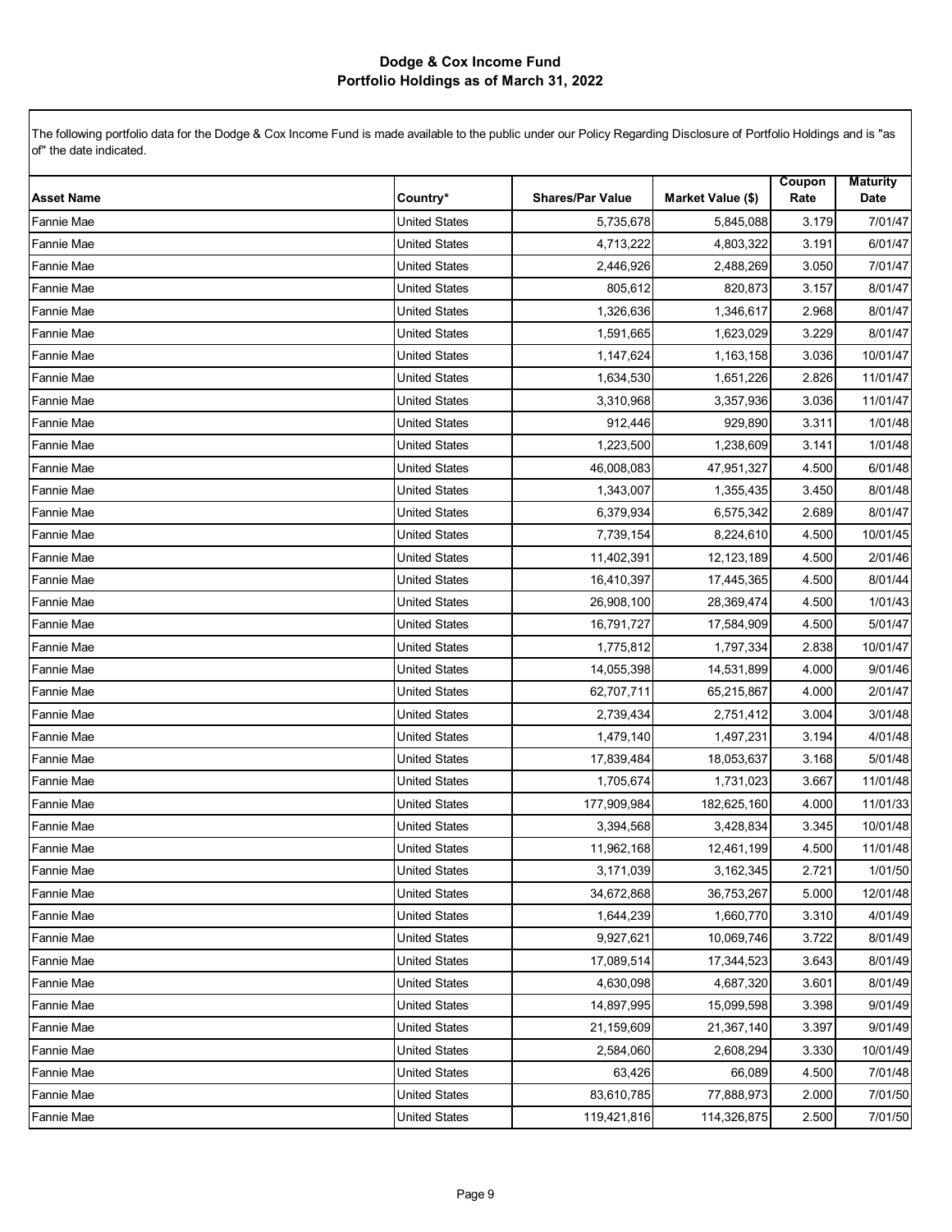**Dodge & Cox Income Fund**
**Portfolio Holdings as of March 31, 2022**

The following portfolio data for the Dodge & Cox Income Fund is made available to the public under our Policy Regarding Disclosure of Portfolio Holdings and is "as of" the date indicated.

| Asset Name | Country* | Shares/Par Value | Market Value ($) | Coupon Rate | Maturity Date |
|---|---|---|---|---|---|
| Fannie Mae | United States | 5,735,678 | 5,845,088 | 3.179 | 7/01/47 |
| Fannie Mae | United States | 4,713,222 | 4,803,322 | 3.191 | 6/01/47 |
| Fannie Mae | United States | 2,446,926 | 2,488,269 | 3.050 | 7/01/47 |
| Fannie Mae | United States | 805,612 | 820,873 | 3.157 | 8/01/47 |
| Fannie Mae | United States | 1,326,636 | 1,346,617 | 2.968 | 8/01/47 |
| Fannie Mae | United States | 1,591,665 | 1,623,029 | 3.229 | 8/01/47 |
| Fannie Mae | United States | 1,147,624 | 1,163,158 | 3.036 | 10/01/47 |
| Fannie Mae | United States | 1,634,530 | 1,651,226 | 2.826 | 11/01/47 |
| Fannie Mae | United States | 3,310,968 | 3,357,936 | 3.036 | 11/01/47 |
| Fannie Mae | United States | 912,446 | 929,890 | 3.311 | 1/01/48 |
| Fannie Mae | United States | 1,223,500 | 1,238,609 | 3.141 | 1/01/48 |
| Fannie Mae | United States | 46,008,083 | 47,951,327 | 4.500 | 6/01/48 |
| Fannie Mae | United States | 1,343,007 | 1,355,435 | 3.450 | 8/01/48 |
| Fannie Mae | United States | 6,379,934 | 6,575,342 | 2.689 | 8/01/47 |
| Fannie Mae | United States | 7,739,154 | 8,224,610 | 4.500 | 10/01/45 |
| Fannie Mae | United States | 11,402,391 | 12,123,189 | 4.500 | 2/01/46 |
| Fannie Mae | United States | 16,410,397 | 17,445,365 | 4.500 | 8/01/44 |
| Fannie Mae | United States | 26,908,100 | 28,369,474 | 4.500 | 1/01/43 |
| Fannie Mae | United States | 16,791,727 | 17,584,909 | 4.500 | 5/01/47 |
| Fannie Mae | United States | 1,775,812 | 1,797,334 | 2.838 | 10/01/47 |
| Fannie Mae | United States | 14,055,398 | 14,531,899 | 4.000 | 9/01/46 |
| Fannie Mae | United States | 62,707,711 | 65,215,867 | 4.000 | 2/01/47 |
| Fannie Mae | United States | 2,739,434 | 2,751,412 | 3.004 | 3/01/48 |
| Fannie Mae | United States | 1,479,140 | 1,497,231 | 3.194 | 4/01/48 |
| Fannie Mae | United States | 17,839,484 | 18,053,637 | 3.168 | 5/01/48 |
| Fannie Mae | United States | 1,705,674 | 1,731,023 | 3.667 | 11/01/48 |
| Fannie Mae | United States | 177,909,984 | 182,625,160 | 4.000 | 11/01/33 |
| Fannie Mae | United States | 3,394,568 | 3,428,834 | 3.345 | 10/01/48 |
| Fannie Mae | United States | 11,962,168 | 12,461,199 | 4.500 | 11/01/48 |
| Fannie Mae | United States | 3,171,039 | 3,162,345 | 2.721 | 1/01/50 |
| Fannie Mae | United States | 34,672,868 | 36,753,267 | 5.000 | 12/01/48 |
| Fannie Mae | United States | 1,644,239 | 1,660,770 | 3.310 | 4/01/49 |
| Fannie Mae | United States | 9,927,621 | 10,069,746 | 3.722 | 8/01/49 |
| Fannie Mae | United States | 17,089,514 | 17,344,523 | 3.643 | 8/01/49 |
| Fannie Mae | United States | 4,630,098 | 4,687,320 | 3.601 | 8/01/49 |
| Fannie Mae | United States | 14,897,995 | 15,099,598 | 3.398 | 9/01/49 |
| Fannie Mae | United States | 21,159,609 | 21,367,140 | 3.397 | 9/01/49 |
| Fannie Mae | United States | 2,584,060 | 2,608,294 | 3.330 | 10/01/49 |
| Fannie Mae | United States | 63,426 | 66,089 | 4.500 | 7/01/48 |
| Fannie Mae | United States | 83,610,785 | 77,888,973 | 2.000 | 7/01/50 |
| Fannie Mae | United States | 119,421,816 | 114,326,875 | 2.500 | 7/01/50 |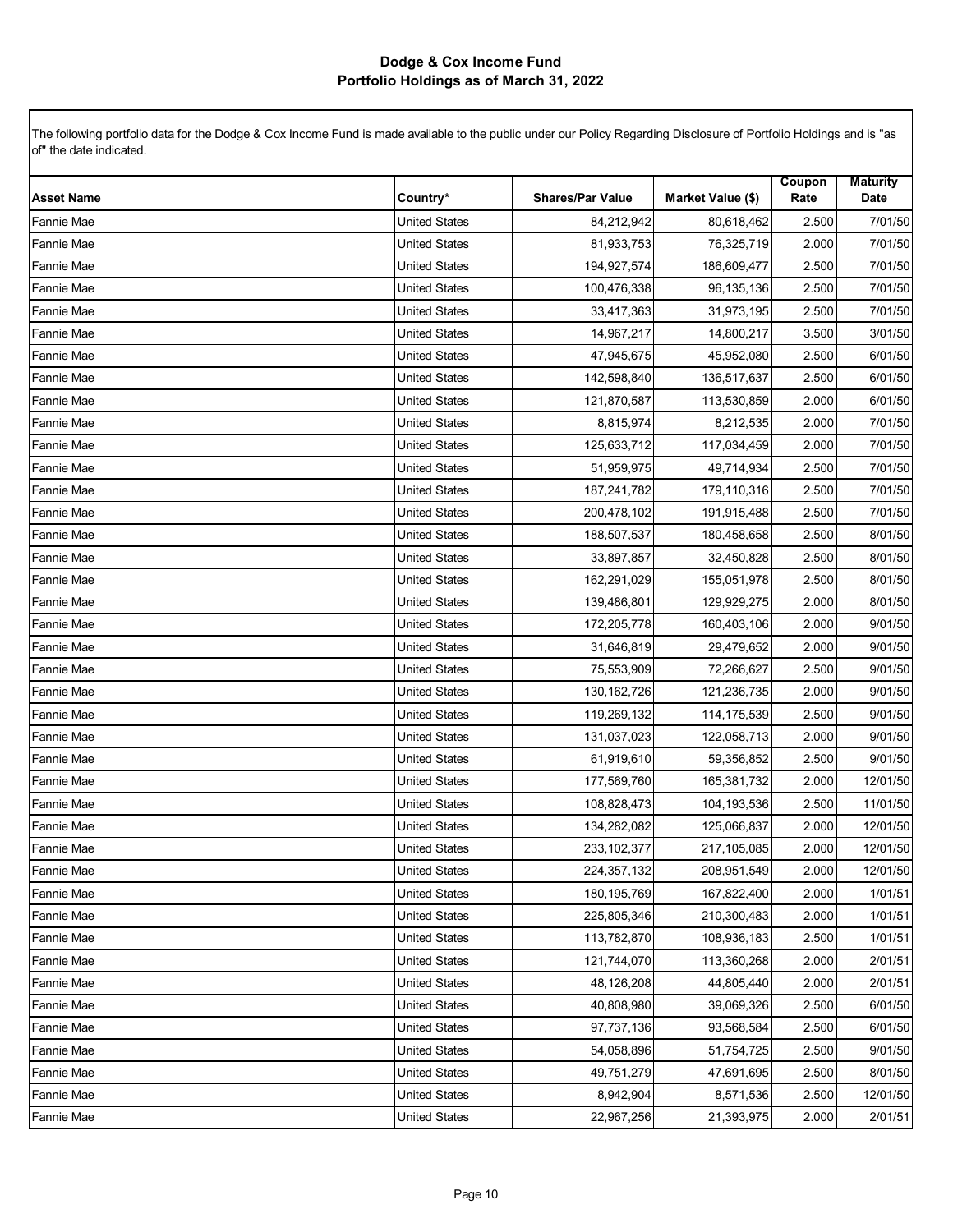# Dodge & Cox Income Fund
## Portfolio Holdings as of March 31, 2022

The following portfolio data for the Dodge & Cox Income Fund is made available to the public under our Policy Regarding Disclosure of Portfolio Holdings and is "as of" the date indicated.

| Asset Name | Country* | Shares/Par Value | Market Value ($) | Coupon Rate | Maturity Date |
|---|---|---|---|---|---|
| Fannie Mae | United States | 84,212,942 | 80,618,462 | 2.500 | 7/01/50 |
| Fannie Mae | United States | 81,933,753 | 76,325,719 | 2.000 | 7/01/50 |
| Fannie Mae | United States | 194,927,574 | 186,609,477 | 2.500 | 7/01/50 |
| Fannie Mae | United States | 100,476,338 | 96,135,136 | 2.500 | 7/01/50 |
| Fannie Mae | United States | 33,417,363 | 31,973,195 | 2.500 | 7/01/50 |
| Fannie Mae | United States | 14,967,217 | 14,800,217 | 3.500 | 3/01/50 |
| Fannie Mae | United States | 47,945,675 | 45,952,080 | 2.500 | 6/01/50 |
| Fannie Mae | United States | 142,598,840 | 136,517,637 | 2.500 | 6/01/50 |
| Fannie Mae | United States | 121,870,587 | 113,530,859 | 2.000 | 6/01/50 |
| Fannie Mae | United States | 8,815,974 | 8,212,535 | 2.000 | 7/01/50 |
| Fannie Mae | United States | 125,633,712 | 117,034,459 | 2.000 | 7/01/50 |
| Fannie Mae | United States | 51,959,975 | 49,714,934 | 2.500 | 7/01/50 |
| Fannie Mae | United States | 187,241,782 | 179,110,316 | 2.500 | 7/01/50 |
| Fannie Mae | United States | 200,478,102 | 191,915,488 | 2.500 | 7/01/50 |
| Fannie Mae | United States | 188,507,537 | 180,458,658 | 2.500 | 8/01/50 |
| Fannie Mae | United States | 33,897,857 | 32,450,828 | 2.500 | 8/01/50 |
| Fannie Mae | United States | 162,291,029 | 155,051,978 | 2.500 | 8/01/50 |
| Fannie Mae | United States | 139,486,801 | 129,929,275 | 2.000 | 8/01/50 |
| Fannie Mae | United States | 172,205,778 | 160,403,106 | 2.000 | 9/01/50 |
| Fannie Mae | United States | 31,646,819 | 29,479,652 | 2.000 | 9/01/50 |
| Fannie Mae | United States | 75,553,909 | 72,266,627 | 2.500 | 9/01/50 |
| Fannie Mae | United States | 130,162,726 | 121,236,735 | 2.000 | 9/01/50 |
| Fannie Mae | United States | 119,269,132 | 114,175,539 | 2.500 | 9/01/50 |
| Fannie Mae | United States | 131,037,023 | 122,058,713 | 2.000 | 9/01/50 |
| Fannie Mae | United States | 61,919,610 | 59,356,852 | 2.500 | 9/01/50 |
| Fannie Mae | United States | 177,569,760 | 165,381,732 | 2.000 | 12/01/50 |
| Fannie Mae | United States | 108,828,473 | 104,193,536 | 2.500 | 11/01/50 |
| Fannie Mae | United States | 134,282,082 | 125,066,837 | 2.000 | 12/01/50 |
| Fannie Mae | United States | 233,102,377 | 217,105,085 | 2.000 | 12/01/50 |
| Fannie Mae | United States | 224,357,132 | 208,951,549 | 2.000 | 12/01/50 |
| Fannie Mae | United States | 180,195,769 | 167,822,400 | 2.000 | 1/01/51 |
| Fannie Mae | United States | 225,805,346 | 210,300,483 | 2.000 | 1/01/51 |
| Fannie Mae | United States | 113,782,870 | 108,936,183 | 2.500 | 1/01/51 |
| Fannie Mae | United States | 121,744,070 | 113,360,268 | 2.000 | 2/01/51 |
| Fannie Mae | United States | 48,126,208 | 44,805,440 | 2.000 | 2/01/51 |
| Fannie Mae | United States | 40,808,980 | 39,069,326 | 2.500 | 6/01/50 |
| Fannie Mae | United States | 97,737,136 | 93,568,584 | 2.500 | 6/01/50 |
| Fannie Mae | United States | 54,058,896 | 51,754,725 | 2.500 | 9/01/50 |
| Fannie Mae | United States | 49,751,279 | 47,691,695 | 2.500 | 8/01/50 |
| Fannie Mae | United States | 8,942,904 | 8,571,536 | 2.500 | 12/01/50 |
| Fannie Mae | United States | 22,967,256 | 21,393,975 | 2.000 | 2/01/51 |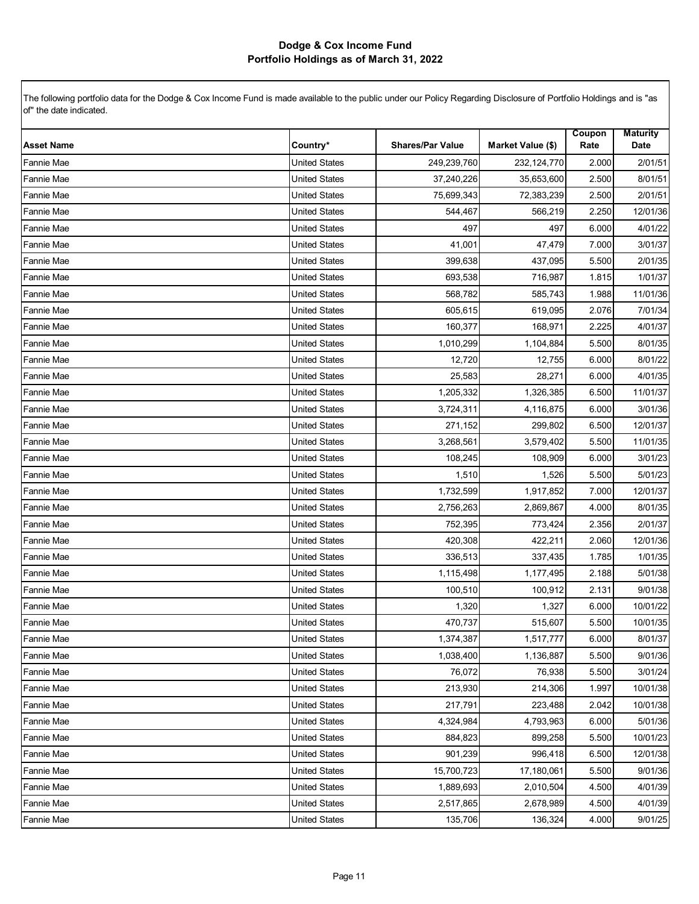# Dodge & Cox Income Fund
## Portfolio Holdings as of March 31, 2022

The following portfolio data for the Dodge & Cox Income Fund is made available to the public under our Policy Regarding Disclosure of Portfolio Holdings and is "as of" the date indicated.

| Asset Name | Country* | Shares/Par Value | Market Value ($) | Coupon Rate | Maturity Date |
|---|---|---|---|---|---|
| Fannie Mae | United States | 249,239,760 | 232,124,770 | 2.000 | 2/01/51 |
| Fannie Mae | United States | 37,240,226 | 35,653,600 | 2.500 | 8/01/51 |
| Fannie Mae | United States | 75,699,343 | 72,383,239 | 2.500 | 2/01/51 |
| Fannie Mae | United States | 544,467 | 566,219 | 2.250 | 12/01/36 |
| Fannie Mae | United States | 497 | 497 | 6.000 | 4/01/22 |
| Fannie Mae | United States | 41,001 | 47,479 | 7.000 | 3/01/37 |
| Fannie Mae | United States | 399,638 | 437,095 | 5.500 | 2/01/35 |
| Fannie Mae | United States | 693,538 | 716,987 | 1.815 | 1/01/37 |
| Fannie Mae | United States | 568,782 | 585,743 | 1.988 | 11/01/36 |
| Fannie Mae | United States | 605,615 | 619,095 | 2.076 | 7/01/34 |
| Fannie Mae | United States | 160,377 | 168,971 | 2.225 | 4/01/37 |
| Fannie Mae | United States | 1,010,299 | 1,104,884 | 5.500 | 8/01/35 |
| Fannie Mae | United States | 12,720 | 12,755 | 6.000 | 8/01/22 |
| Fannie Mae | United States | 25,583 | 28,271 | 6.000 | 4/01/35 |
| Fannie Mae | United States | 1,205,332 | 1,326,385 | 6.500 | 11/01/37 |
| Fannie Mae | United States | 3,724,311 | 4,116,875 | 6.000 | 3/01/36 |
| Fannie Mae | United States | 271,152 | 299,802 | 6.500 | 12/01/37 |
| Fannie Mae | United States | 3,268,561 | 3,579,402 | 5.500 | 11/01/35 |
| Fannie Mae | United States | 108,245 | 108,909 | 6.000 | 3/01/23 |
| Fannie Mae | United States | 1,510 | 1,526 | 5.500 | 5/01/23 |
| Fannie Mae | United States | 1,732,599 | 1,917,852 | 7.000 | 12/01/37 |
| Fannie Mae | United States | 2,756,263 | 2,869,867 | 4.000 | 8/01/35 |
| Fannie Mae | United States | 752,395 | 773,424 | 2.356 | 2/01/37 |
| Fannie Mae | United States | 420,308 | 422,211 | 2.060 | 12/01/36 |
| Fannie Mae | United States | 336,513 | 337,435 | 1.785 | 1/01/35 |
| Fannie Mae | United States | 1,115,498 | 1,177,495 | 2.188 | 5/01/38 |
| Fannie Mae | United States | 100,510 | 100,912 | 2.131 | 9/01/38 |
| Fannie Mae | United States | 1,320 | 1,327 | 6.000 | 10/01/22 |
| Fannie Mae | United States | 470,737 | 515,607 | 5.500 | 10/01/35 |
| Fannie Mae | United States | 1,374,387 | 1,517,777 | 6.000 | 8/01/37 |
| Fannie Mae | United States | 1,038,400 | 1,136,887 | 5.500 | 9/01/36 |
| Fannie Mae | United States | 76,072 | 76,938 | 5.500 | 3/01/24 |
| Fannie Mae | United States | 213,930 | 214,306 | 1.997 | 10/01/38 |
| Fannie Mae | United States | 217,791 | 223,488 | 2.042 | 10/01/38 |
| Fannie Mae | United States | 4,324,984 | 4,793,963 | 6.000 | 5/01/36 |
| Fannie Mae | United States | 884,823 | 899,258 | 5.500 | 10/01/23 |
| Fannie Mae | United States | 901,239 | 996,418 | 6.500 | 12/01/38 |
| Fannie Mae | United States | 15,700,723 | 17,180,061 | 5.500 | 9/01/36 |
| Fannie Mae | United States | 1,889,693 | 2,010,504 | 4.500 | 4/01/39 |
| Fannie Mae | United States | 2,517,865 | 2,678,989 | 4.500 | 4/01/39 |
| Fannie Mae | United States | 135,706 | 136,324 | 4.000 | 9/01/25 |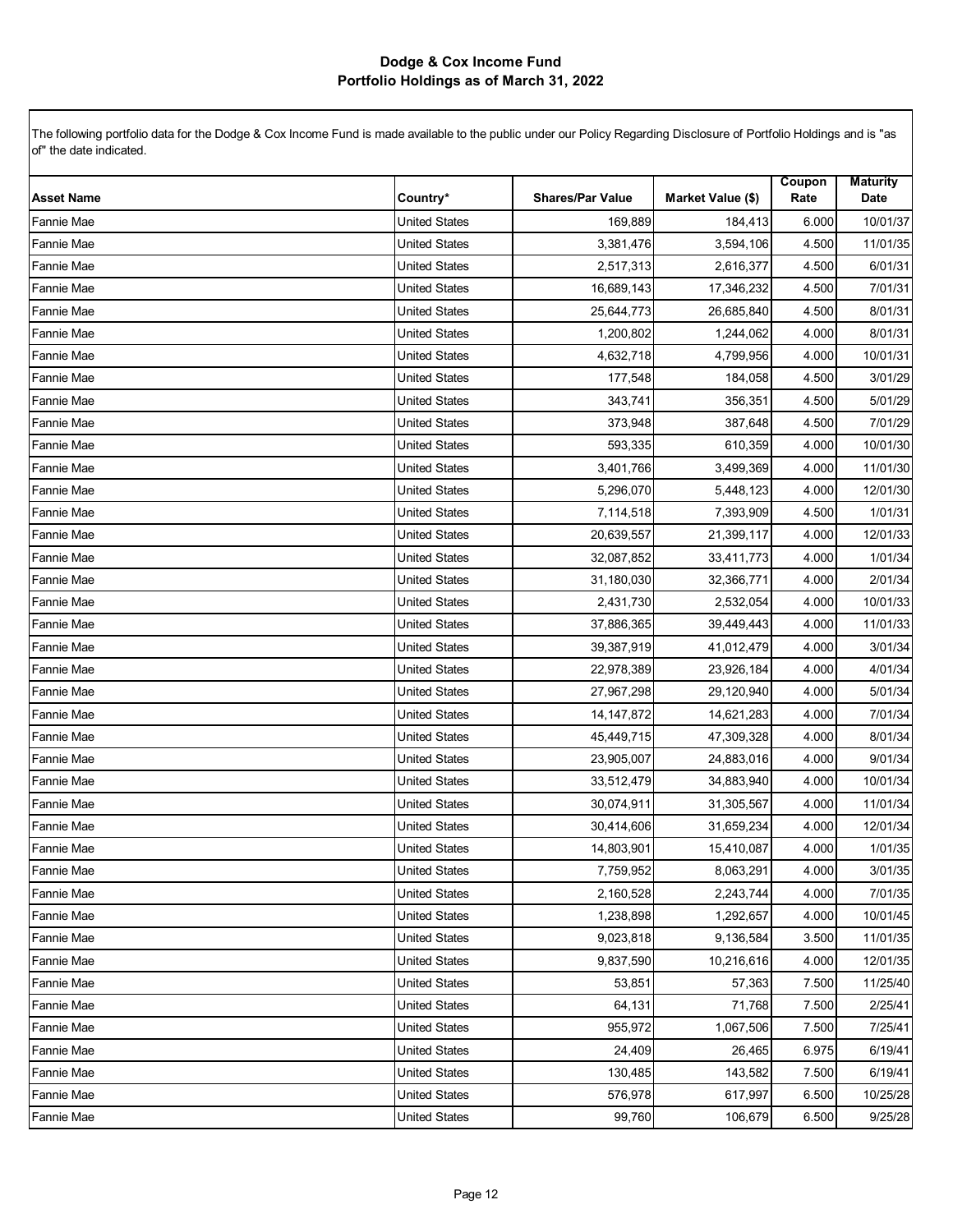# Dodge & Cox Income Fund
## Portfolio Holdings as of March 31, 2022

The following portfolio data for the Dodge & Cox Income Fund is made available to the public under our Policy Regarding Disclosure of Portfolio Holdings and is "as of" the date indicated.

| Asset Name | Country* | Shares/Par Value | Market Value ($) | Coupon Rate | Maturity Date |
|---|---|---|---|---|---|
| Fannie Mae | United States | 169,889 | 184,413 | 6.000 | 10/01/37 |
| Fannie Mae | United States | 3,381,476 | 3,594,106 | 4.500 | 11/01/35 |
| Fannie Mae | United States | 2,517,313 | 2,616,377 | 4.500 | 6/01/31 |
| Fannie Mae | United States | 16,689,143 | 17,346,232 | 4.500 | 7/01/31 |
| Fannie Mae | United States | 25,644,773 | 26,685,840 | 4.500 | 8/01/31 |
| Fannie Mae | United States | 1,200,802 | 1,244,062 | 4.000 | 8/01/31 |
| Fannie Mae | United States | 4,632,718 | 4,799,956 | 4.000 | 10/01/31 |
| Fannie Mae | United States | 177,548 | 184,058 | 4.500 | 3/01/29 |
| Fannie Mae | United States | 343,741 | 356,351 | 4.500 | 5/01/29 |
| Fannie Mae | United States | 373,948 | 387,648 | 4.500 | 7/01/29 |
| Fannie Mae | United States | 593,335 | 610,359 | 4.000 | 10/01/30 |
| Fannie Mae | United States | 3,401,766 | 3,499,369 | 4.000 | 11/01/30 |
| Fannie Mae | United States | 5,296,070 | 5,448,123 | 4.000 | 12/01/30 |
| Fannie Mae | United States | 7,114,518 | 7,393,909 | 4.500 | 1/01/31 |
| Fannie Mae | United States | 20,639,557 | 21,399,117 | 4.000 | 12/01/33 |
| Fannie Mae | United States | 32,087,852 | 33,411,773 | 4.000 | 1/01/34 |
| Fannie Mae | United States | 31,180,030 | 32,366,771 | 4.000 | 2/01/34 |
| Fannie Mae | United States | 2,431,730 | 2,532,054 | 4.000 | 10/01/33 |
| Fannie Mae | United States | 37,886,365 | 39,449,443 | 4.000 | 11/01/33 |
| Fannie Mae | United States | 39,387,919 | 41,012,479 | 4.000 | 3/01/34 |
| Fannie Mae | United States | 22,978,389 | 23,926,184 | 4.000 | 4/01/34 |
| Fannie Mae | United States | 27,967,298 | 29,120,940 | 4.000 | 5/01/34 |
| Fannie Mae | United States | 14,147,872 | 14,621,283 | 4.000 | 7/01/34 |
| Fannie Mae | United States | 45,449,715 | 47,309,328 | 4.000 | 8/01/34 |
| Fannie Mae | United States | 23,905,007 | 24,883,016 | 4.000 | 9/01/34 |
| Fannie Mae | United States | 33,512,479 | 34,883,940 | 4.000 | 10/01/34 |
| Fannie Mae | United States | 30,074,911 | 31,305,567 | 4.000 | 11/01/34 |
| Fannie Mae | United States | 30,414,606 | 31,659,234 | 4.000 | 12/01/34 |
| Fannie Mae | United States | 14,803,901 | 15,410,087 | 4.000 | 1/01/35 |
| Fannie Mae | United States | 7,759,952 | 8,063,291 | 4.000 | 3/01/35 |
| Fannie Mae | United States | 2,160,528 | 2,243,744 | 4.000 | 7/01/35 |
| Fannie Mae | United States | 1,238,898 | 1,292,657 | 4.000 | 10/01/45 |
| Fannie Mae | United States | 9,023,818 | 9,136,584 | 3.500 | 11/01/35 |
| Fannie Mae | United States | 9,837,590 | 10,216,616 | 4.000 | 12/01/35 |
| Fannie Mae | United States | 53,851 | 57,363 | 7.500 | 11/25/40 |
| Fannie Mae | United States | 64,131 | 71,768 | 7.500 | 2/25/41 |
| Fannie Mae | United States | 955,972 | 1,067,506 | 7.500 | 7/25/41 |
| Fannie Mae | United States | 24,409 | 26,465 | 6.975 | 6/19/41 |
| Fannie Mae | United States | 130,485 | 143,582 | 7.500 | 6/19/41 |
| Fannie Mae | United States | 576,978 | 617,997 | 6.500 | 10/25/28 |
| Fannie Mae | United States | 99,760 | 106,679 | 6.500 | 9/25/28 |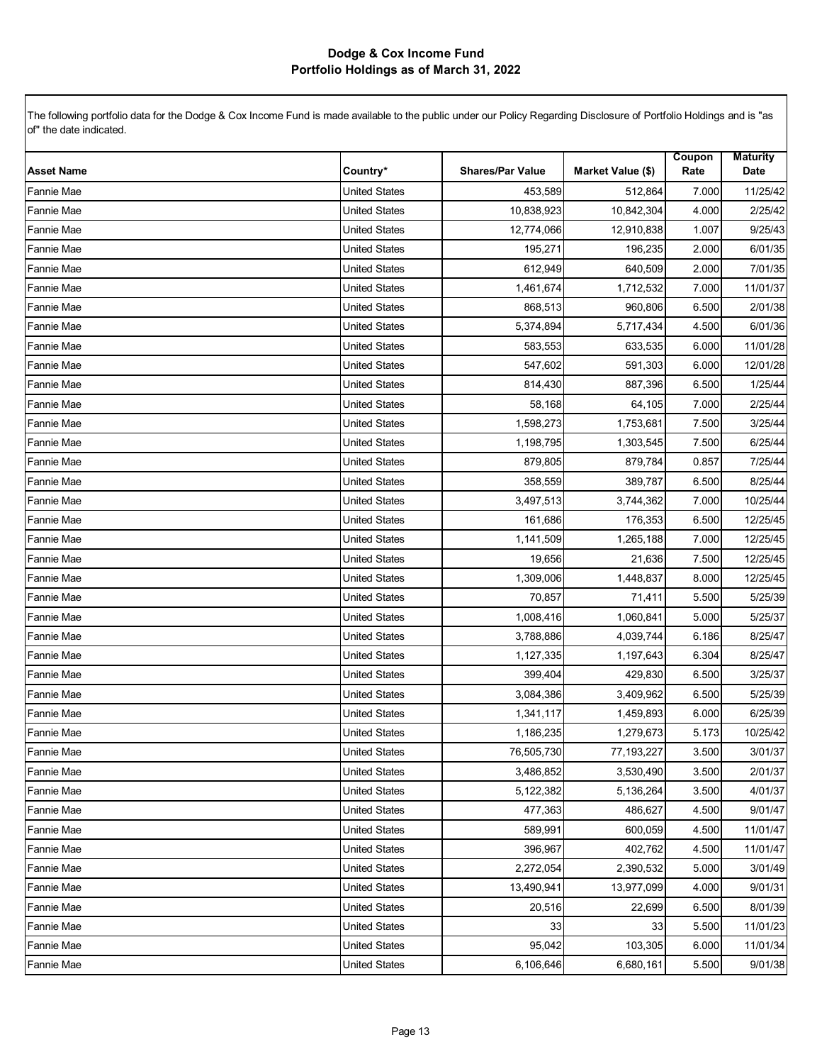# Dodge & Cox Income Fund
## Portfolio Holdings as of March 31, 2022

The following portfolio data for the Dodge & Cox Income Fund is made available to the public under our Policy Regarding Disclosure of Portfolio Holdings and is "as of" the date indicated.

| Asset Name | Country* | Shares/Par Value | Market Value ($) | Coupon Rate | Maturity Date |
|---|---|---|---|---|---|
| Fannie Mae | United States | 453,589 | 512,864 | 7.000 | 11/25/42 |
| Fannie Mae | United States | 10,838,923 | 10,842,304 | 4.000 | 2/25/42 |
| Fannie Mae | United States | 12,774,066 | 12,910,838 | 1.007 | 9/25/43 |
| Fannie Mae | United States | 195,271 | 196,235 | 2.000 | 6/01/35 |
| Fannie Mae | United States | 612,949 | 640,509 | 2.000 | 7/01/35 |
| Fannie Mae | United States | 1,461,674 | 1,712,532 | 7.000 | 11/01/37 |
| Fannie Mae | United States | 868,513 | 960,806 | 6.500 | 2/01/38 |
| Fannie Mae | United States | 5,374,894 | 5,717,434 | 4.500 | 6/01/36 |
| Fannie Mae | United States | 583,553 | 633,535 | 6.000 | 11/01/28 |
| Fannie Mae | United States | 547,602 | 591,303 | 6.000 | 12/01/28 |
| Fannie Mae | United States | 814,430 | 887,396 | 6.500 | 1/25/44 |
| Fannie Mae | United States | 58,168 | 64,105 | 7.000 | 2/25/44 |
| Fannie Mae | United States | 1,598,273 | 1,753,681 | 7.500 | 3/25/44 |
| Fannie Mae | United States | 1,198,795 | 1,303,545 | 7.500 | 6/25/44 |
| Fannie Mae | United States | 879,805 | 879,784 | 0.857 | 7/25/44 |
| Fannie Mae | United States | 358,559 | 389,787 | 6.500 | 8/25/44 |
| Fannie Mae | United States | 3,497,513 | 3,744,362 | 7.000 | 10/25/44 |
| Fannie Mae | United States | 161,686 | 176,353 | 6.500 | 12/25/45 |
| Fannie Mae | United States | 1,141,509 | 1,265,188 | 7.000 | 12/25/45 |
| Fannie Mae | United States | 19,656 | 21,636 | 7.500 | 12/25/45 |
| Fannie Mae | United States | 1,309,006 | 1,448,837 | 8.000 | 12/25/45 |
| Fannie Mae | United States | 70,857 | 71,411 | 5.500 | 5/25/39 |
| Fannie Mae | United States | 1,008,416 | 1,060,841 | 5.000 | 5/25/37 |
| Fannie Mae | United States | 3,788,886 | 4,039,744 | 6.186 | 8/25/47 |
| Fannie Mae | United States | 1,127,335 | 1,197,643 | 6.304 | 8/25/47 |
| Fannie Mae | United States | 399,404 | 429,830 | 6.500 | 3/25/37 |
| Fannie Mae | United States | 3,084,386 | 3,409,962 | 6.500 | 5/25/39 |
| Fannie Mae | United States | 1,341,117 | 1,459,893 | 6.000 | 6/25/39 |
| Fannie Mae | United States | 1,186,235 | 1,279,673 | 5.173 | 10/25/42 |
| Fannie Mae | United States | 76,505,730 | 77,193,227 | 3.500 | 3/01/37 |
| Fannie Mae | United States | 3,486,852 | 3,530,490 | 3.500 | 2/01/37 |
| Fannie Mae | United States | 5,122,382 | 5,136,264 | 3.500 | 4/01/37 |
| Fannie Mae | United States | 477,363 | 486,627 | 4.500 | 9/01/47 |
| Fannie Mae | United States | 589,991 | 600,059 | 4.500 | 11/01/47 |
| Fannie Mae | United States | 396,967 | 402,762 | 4.500 | 11/01/47 |
| Fannie Mae | United States | 2,272,054 | 2,390,532 | 5.000 | 3/01/49 |
| Fannie Mae | United States | 13,490,941 | 13,977,099 | 4.000 | 9/01/31 |
| Fannie Mae | United States | 20,516 | 22,699 | 6.500 | 8/01/39 |
| Fannie Mae | United States | 33 | 33 | 5.500 | 11/01/23 |
| Fannie Mae | United States | 95,042 | 103,305 | 6.000 | 11/01/34 |
| Fannie Mae | United States | 6,106,646 | 6,680,161 | 5.500 | 9/01/38 |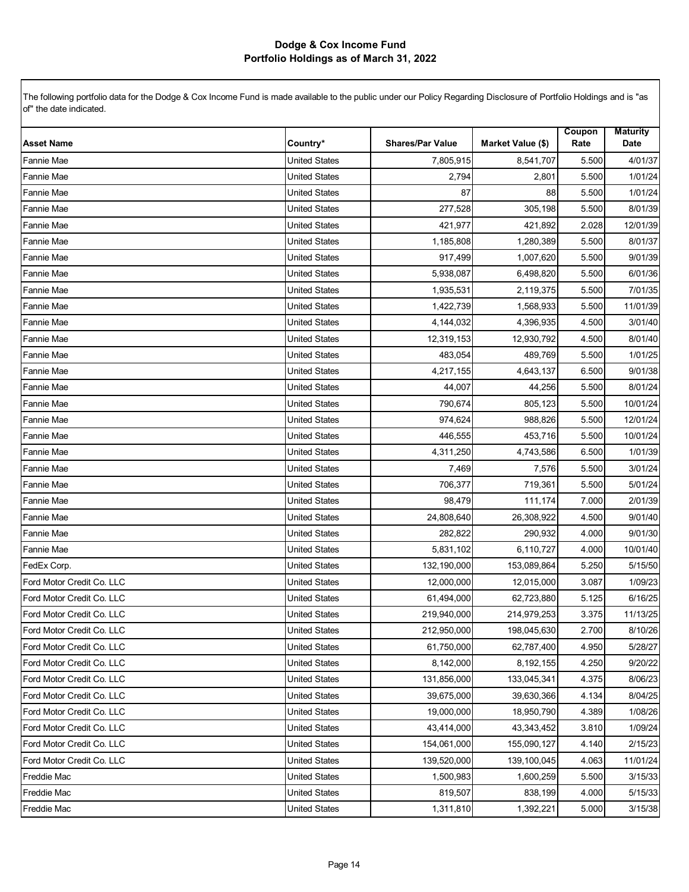# Dodge & Cox Income Fund
## Portfolio Holdings as of March 31, 2022

The following portfolio data for the Dodge & Cox Income Fund is made available to the public under our Policy Regarding Disclosure of Portfolio Holdings and is "as of" the date indicated.

| Asset Name | Country* | Shares/Par Value | Market Value ($) | Coupon Rate | Maturity Date |
|---|---|---|---|---|---|
| Fannie Mae | United States | 7,805,915 | 8,541,707 | 5.500 | 4/01/37 |
| Fannie Mae | United States | 2,794 | 2,801 | 5.500 | 1/01/24 |
| Fannie Mae | United States | 87 | 88 | 5.500 | 1/01/24 |
| Fannie Mae | United States | 277,528 | 305,198 | 5.500 | 8/01/39 |
| Fannie Mae | United States | 421,977 | 421,892 | 2.028 | 12/01/39 |
| Fannie Mae | United States | 1,185,808 | 1,280,389 | 5.500 | 8/01/37 |
| Fannie Mae | United States | 917,499 | 1,007,620 | 5.500 | 9/01/39 |
| Fannie Mae | United States | 5,938,087 | 6,498,820 | 5.500 | 6/01/36 |
| Fannie Mae | United States | 1,935,531 | 2,119,375 | 5.500 | 7/01/35 |
| Fannie Mae | United States | 1,422,739 | 1,568,933 | 5.500 | 11/01/39 |
| Fannie Mae | United States | 4,144,032 | 4,396,935 | 4.500 | 3/01/40 |
| Fannie Mae | United States | 12,319,153 | 12,930,792 | 4.500 | 8/01/40 |
| Fannie Mae | United States | 483,054 | 489,769 | 5.500 | 1/01/25 |
| Fannie Mae | United States | 4,217,155 | 4,643,137 | 6.500 | 9/01/38 |
| Fannie Mae | United States | 44,007 | 44,256 | 5.500 | 8/01/24 |
| Fannie Mae | United States | 790,674 | 805,123 | 5.500 | 10/01/24 |
| Fannie Mae | United States | 974,624 | 988,826 | 5.500 | 12/01/24 |
| Fannie Mae | United States | 446,555 | 453,716 | 5.500 | 10/01/24 |
| Fannie Mae | United States | 4,311,250 | 4,743,586 | 6.500 | 1/01/39 |
| Fannie Mae | United States | 7,469 | 7,576 | 5.500 | 3/01/24 |
| Fannie Mae | United States | 706,377 | 719,361 | 5.500 | 5/01/24 |
| Fannie Mae | United States | 98,479 | 111,174 | 7.000 | 2/01/39 |
| Fannie Mae | United States | 24,808,640 | 26,308,922 | 4.500 | 9/01/40 |
| Fannie Mae | United States | 282,822 | 290,932 | 4.000 | 9/01/30 |
| Fannie Mae | United States | 5,831,102 | 6,110,727 | 4.000 | 10/01/40 |
| FedEx Corp. | United States | 132,190,000 | 153,089,864 | 5.250 | 5/15/50 |
| Ford Motor Credit Co. LLC | United States | 12,000,000 | 12,015,000 | 3.087 | 1/09/23 |
| Ford Motor Credit Co. LLC | United States | 61,494,000 | 62,723,880 | 5.125 | 6/16/25 |
| Ford Motor Credit Co. LLC | United States | 219,940,000 | 214,979,253 | 3.375 | 11/13/25 |
| Ford Motor Credit Co. LLC | United States | 212,950,000 | 198,045,630 | 2.700 | 8/10/26 |
| Ford Motor Credit Co. LLC | United States | 61,750,000 | 62,787,400 | 4.950 | 5/28/27 |
| Ford Motor Credit Co. LLC | United States | 8,142,000 | 8,192,155 | 4.250 | 9/20/22 |
| Ford Motor Credit Co. LLC | United States | 131,856,000 | 133,045,341 | 4.375 | 8/06/23 |
| Ford Motor Credit Co. LLC | United States | 39,675,000 | 39,630,366 | 4.134 | 8/04/25 |
| Ford Motor Credit Co. LLC | United States | 19,000,000 | 18,950,790 | 4.389 | 1/08/26 |
| Ford Motor Credit Co. LLC | United States | 43,414,000 | 43,343,452 | 3.810 | 1/09/24 |
| Ford Motor Credit Co. LLC | United States | 154,061,000 | 155,090,127 | 4.140 | 2/15/23 |
| Ford Motor Credit Co. LLC | United States | 139,520,000 | 139,100,045 | 4.063 | 11/01/24 |
| Freddie Mac | United States | 1,500,983 | 1,600,259 | 5.500 | 3/15/33 |
| Freddie Mac | United States | 819,507 | 838,199 | 4.000 | 5/15/33 |
| Freddie Mac | United States | 1,311,810 | 1,392,221 | 5.000 | 3/15/38 |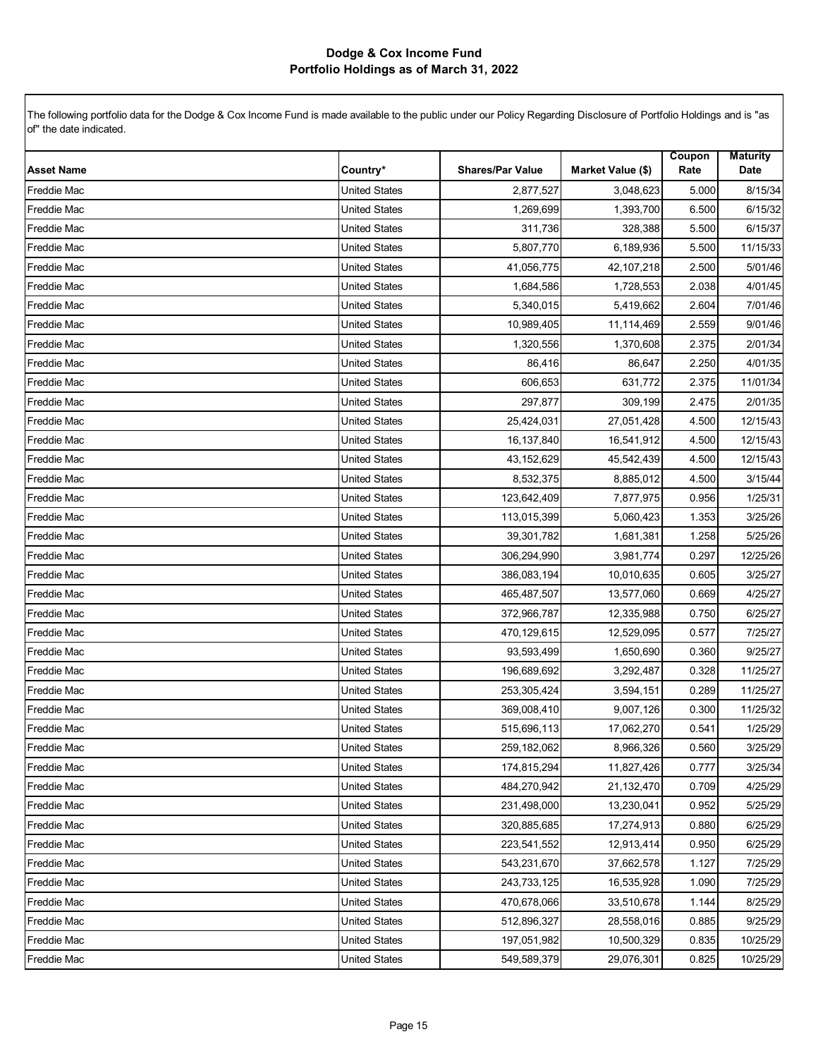# Dodge & Cox Income Fund
## Portfolio Holdings as of March 31, 2022

The following portfolio data for the Dodge & Cox Income Fund is made available to the public under our Policy Regarding Disclosure of Portfolio Holdings and is "as of" the date indicated.

| Asset Name | Country* | Shares/Par Value | Market Value ($) | Coupon Rate | Maturity Date |
|---|---|---|---|---|---|
| Freddie Mac | United States | 2,877,527 | 3,048,623 | 5.000 | 8/15/34 |
| Freddie Mac | United States | 1,269,699 | 1,393,700 | 6.500 | 6/15/32 |
| Freddie Mac | United States | 311,736 | 328,388 | 5.500 | 6/15/37 |
| Freddie Mac | United States | 5,807,770 | 6,189,936 | 5.500 | 11/15/33 |
| Freddie Mac | United States | 41,056,775 | 42,107,218 | 2.500 | 5/01/46 |
| Freddie Mac | United States | 1,684,586 | 1,728,553 | 2.038 | 4/01/45 |
| Freddie Mac | United States | 5,340,015 | 5,419,662 | 2.604 | 7/01/46 |
| Freddie Mac | United States | 10,989,405 | 11,114,469 | 2.559 | 9/01/46 |
| Freddie Mac | United States | 1,320,556 | 1,370,608 | 2.375 | 2/01/34 |
| Freddie Mac | United States | 86,416 | 86,647 | 2.250 | 4/01/35 |
| Freddie Mac | United States | 606,653 | 631,772 | 2.375 | 11/01/34 |
| Freddie Mac | United States | 297,877 | 309,199 | 2.475 | 2/01/35 |
| Freddie Mac | United States | 25,424,031 | 27,051,428 | 4.500 | 12/15/43 |
| Freddie Mac | United States | 16,137,840 | 16,541,912 | 4.500 | 12/15/43 |
| Freddie Mac | United States | 43,152,629 | 45,542,439 | 4.500 | 12/15/43 |
| Freddie Mac | United States | 8,532,375 | 8,885,012 | 4.500 | 3/15/44 |
| Freddie Mac | United States | 123,642,409 | 7,877,975 | 0.956 | 1/25/31 |
| Freddie Mac | United States | 113,015,399 | 5,060,423 | 1.353 | 3/25/26 |
| Freddie Mac | United States | 39,301,782 | 1,681,381 | 1.258 | 5/25/26 |
| Freddie Mac | United States | 306,294,990 | 3,981,774 | 0.297 | 12/25/26 |
| Freddie Mac | United States | 386,083,194 | 10,010,635 | 0.605 | 3/25/27 |
| Freddie Mac | United States | 465,487,507 | 13,577,060 | 0.669 | 4/25/27 |
| Freddie Mac | United States | 372,966,787 | 12,335,988 | 0.750 | 6/25/27 |
| Freddie Mac | United States | 470,129,615 | 12,529,095 | 0.577 | 7/25/27 |
| Freddie Mac | United States | 93,593,499 | 1,650,690 | 0.360 | 9/25/27 |
| Freddie Mac | United States | 196,689,692 | 3,292,487 | 0.328 | 11/25/27 |
| Freddie Mac | United States | 253,305,424 | 3,594,151 | 0.289 | 11/25/27 |
| Freddie Mac | United States | 369,008,410 | 9,007,126 | 0.300 | 11/25/32 |
| Freddie Mac | United States | 515,696,113 | 17,062,270 | 0.541 | 1/25/29 |
| Freddie Mac | United States | 259,182,062 | 8,966,326 | 0.560 | 3/25/29 |
| Freddie Mac | United States | 174,815,294 | 11,827,426 | 0.777 | 3/25/34 |
| Freddie Mac | United States | 484,270,942 | 21,132,470 | 0.709 | 4/25/29 |
| Freddie Mac | United States | 231,498,000 | 13,230,041 | 0.952 | 5/25/29 |
| Freddie Mac | United States | 320,885,685 | 17,274,913 | 0.880 | 6/25/29 |
| Freddie Mac | United States | 223,541,552 | 12,913,414 | 0.950 | 6/25/29 |
| Freddie Mac | United States | 543,231,670 | 37,662,578 | 1.127 | 7/25/29 |
| Freddie Mac | United States | 243,733,125 | 16,535,928 | 1.090 | 7/25/29 |
| Freddie Mac | United States | 470,678,066 | 33,510,678 | 1.144 | 8/25/29 |
| Freddie Mac | United States | 512,896,327 | 28,558,016 | 0.885 | 9/25/29 |
| Freddie Mac | United States | 197,051,982 | 10,500,329 | 0.835 | 10/25/29 |
| Freddie Mac | United States | 549,589,379 | 29,076,301 | 0.825 | 10/25/29 |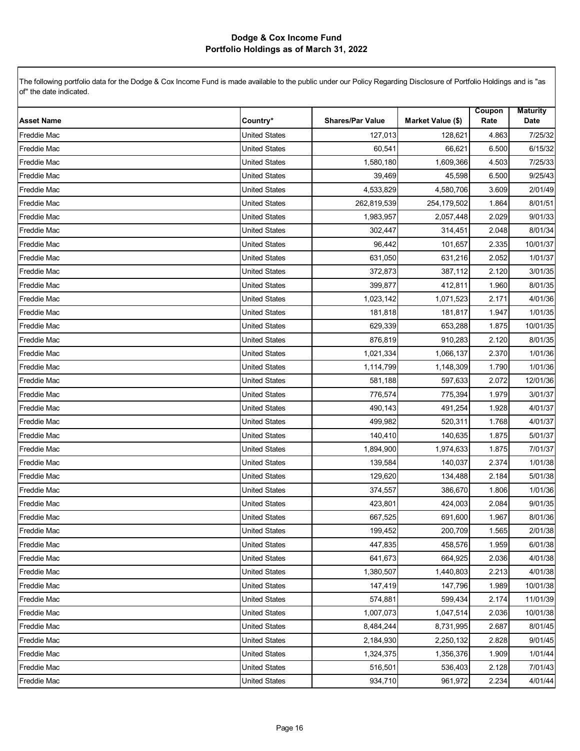# Dodge & Cox Income Fund
## Portfolio Holdings as of March 31, 2022

The following portfolio data for the Dodge & Cox Income Fund is made available to the public under our Policy Regarding Disclosure of Portfolio Holdings and is "as of" the date indicated.

| Asset Name | Country* | Shares/Par Value | Market Value ($) | Coupon Rate | Maturity Date |
|---|---|---|---|---|---|
| Freddie Mac | United States | 127,013 | 128,621 | 4.863 | 7/25/32 |
| Freddie Mac | United States | 60,541 | 66,621 | 6.500 | 6/15/32 |
| Freddie Mac | United States | 1,580,180 | 1,609,366 | 4.503 | 7/25/33 |
| Freddie Mac | United States | 39,469 | 45,598 | 6.500 | 9/25/43 |
| Freddie Mac | United States | 4,533,829 | 4,580,706 | 3.609 | 2/01/49 |
| Freddie Mac | United States | 262,819,539 | 254,179,502 | 1.864 | 8/01/51 |
| Freddie Mac | United States | 1,983,957 | 2,057,448 | 2.029 | 9/01/33 |
| Freddie Mac | United States | 302,447 | 314,451 | 2.048 | 8/01/34 |
| Freddie Mac | United States | 96,442 | 101,657 | 2.335 | 10/01/37 |
| Freddie Mac | United States | 631,050 | 631,216 | 2.052 | 1/01/37 |
| Freddie Mac | United States | 372,873 | 387,112 | 2.120 | 3/01/35 |
| Freddie Mac | United States | 399,877 | 412,811 | 1.960 | 8/01/35 |
| Freddie Mac | United States | 1,023,142 | 1,071,523 | 2.171 | 4/01/36 |
| Freddie Mac | United States | 181,818 | 181,817 | 1.947 | 1/01/35 |
| Freddie Mac | United States | 629,339 | 653,288 | 1.875 | 10/01/35 |
| Freddie Mac | United States | 876,819 | 910,283 | 2.120 | 8/01/35 |
| Freddie Mac | United States | 1,021,334 | 1,066,137 | 2.370 | 1/01/36 |
| Freddie Mac | United States | 1,114,799 | 1,148,309 | 1.790 | 1/01/36 |
| Freddie Mac | United States | 581,188 | 597,633 | 2.072 | 12/01/36 |
| Freddie Mac | United States | 776,574 | 775,394 | 1.979 | 3/01/37 |
| Freddie Mac | United States | 490,143 | 491,254 | 1.928 | 4/01/37 |
| Freddie Mac | United States | 499,982 | 520,311 | 1.768 | 4/01/37 |
| Freddie Mac | United States | 140,410 | 140,635 | 1.875 | 5/01/37 |
| Freddie Mac | United States | 1,894,900 | 1,974,633 | 1.875 | 7/01/37 |
| Freddie Mac | United States | 139,584 | 140,037 | 2.374 | 1/01/38 |
| Freddie Mac | United States | 129,620 | 134,488 | 2.184 | 5/01/38 |
| Freddie Mac | United States | 374,557 | 386,670 | 1.806 | 1/01/36 |
| Freddie Mac | United States | 423,801 | 424,003 | 2.084 | 9/01/35 |
| Freddie Mac | United States | 667,525 | 691,600 | 1.967 | 8/01/36 |
| Freddie Mac | United States | 199,452 | 200,709 | 1.565 | 2/01/38 |
| Freddie Mac | United States | 447,835 | 458,576 | 1.959 | 6/01/38 |
| Freddie Mac | United States | 641,673 | 664,925 | 2.036 | 4/01/38 |
| Freddie Mac | United States | 1,380,507 | 1,440,803 | 2.213 | 4/01/38 |
| Freddie Mac | United States | 147,419 | 147,796 | 1.989 | 10/01/38 |
| Freddie Mac | United States | 574,881 | 599,434 | 2.174 | 11/01/39 |
| Freddie Mac | United States | 1,007,073 | 1,047,514 | 2.036 | 10/01/38 |
| Freddie Mac | United States | 8,484,244 | 8,731,995 | 2.687 | 8/01/45 |
| Freddie Mac | United States | 2,184,930 | 2,250,132 | 2.828 | 9/01/45 |
| Freddie Mac | United States | 1,324,375 | 1,356,376 | 1.909 | 1/01/44 |
| Freddie Mac | United States | 516,501 | 536,403 | 2.128 | 7/01/43 |
| Freddie Mac | United States | 934,710 | 961,972 | 2.234 | 4/01/44 |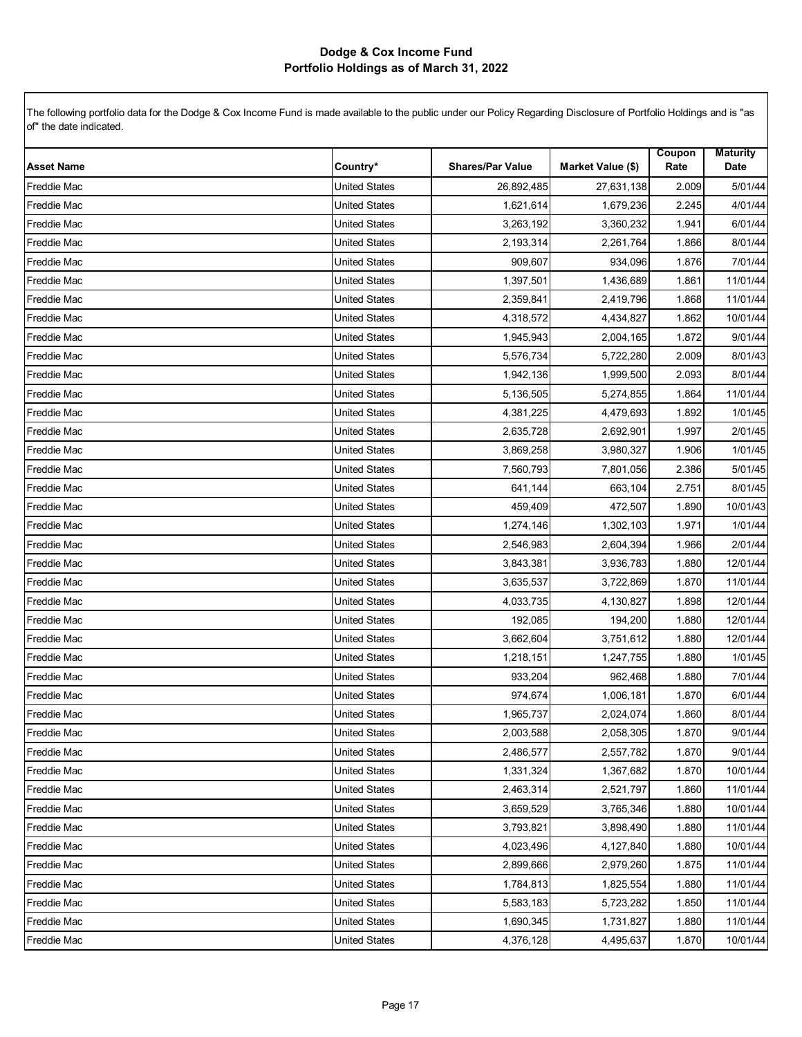# Dodge & Cox Income Fund
## Portfolio Holdings as of March 31, 2022

The following portfolio data for the Dodge & Cox Income Fund is made available to the public under our Policy Regarding Disclosure of Portfolio Holdings and is "as of" the date indicated.

| Asset Name | Country* | Shares/Par Value | Market Value ($) | Coupon Rate | Maturity Date |
|---|---|---|---|---|---|
| Freddie Mac | United States | 26,892,485 | 27,631,138 | 2.009 | 5/01/44 |
| Freddie Mac | United States | 1,621,614 | 1,679,236 | 2.245 | 4/01/44 |
| Freddie Mac | United States | 3,263,192 | 3,360,232 | 1.941 | 6/01/44 |
| Freddie Mac | United States | 2,193,314 | 2,261,764 | 1.866 | 8/01/44 |
| Freddie Mac | United States | 909,607 | 934,096 | 1.876 | 7/01/44 |
| Freddie Mac | United States | 1,397,501 | 1,436,689 | 1.861 | 11/01/44 |
| Freddie Mac | United States | 2,359,841 | 2,419,796 | 1.868 | 11/01/44 |
| Freddie Mac | United States | 4,318,572 | 4,434,827 | 1.862 | 10/01/44 |
| Freddie Mac | United States | 1,945,943 | 2,004,165 | 1.872 | 9/01/44 |
| Freddie Mac | United States | 5,576,734 | 5,722,280 | 2.009 | 8/01/43 |
| Freddie Mac | United States | 1,942,136 | 1,999,500 | 2.093 | 8/01/44 |
| Freddie Mac | United States | 5,136,505 | 5,274,855 | 1.864 | 11/01/44 |
| Freddie Mac | United States | 4,381,225 | 4,479,693 | 1.892 | 1/01/45 |
| Freddie Mac | United States | 2,635,728 | 2,692,901 | 1.997 | 2/01/45 |
| Freddie Mac | United States | 3,869,258 | 3,980,327 | 1.906 | 1/01/45 |
| Freddie Mac | United States | 7,560,793 | 7,801,056 | 2.386 | 5/01/45 |
| Freddie Mac | United States | 641,144 | 663,104 | 2.751 | 8/01/45 |
| Freddie Mac | United States | 459,409 | 472,507 | 1.890 | 10/01/43 |
| Freddie Mac | United States | 1,274,146 | 1,302,103 | 1.971 | 1/01/44 |
| Freddie Mac | United States | 2,546,983 | 2,604,394 | 1.966 | 2/01/44 |
| Freddie Mac | United States | 3,843,381 | 3,936,783 | 1.880 | 12/01/44 |
| Freddie Mac | United States | 3,635,537 | 3,722,869 | 1.870 | 11/01/44 |
| Freddie Mac | United States | 4,033,735 | 4,130,827 | 1.898 | 12/01/44 |
| Freddie Mac | United States | 192,085 | 194,200 | 1.880 | 12/01/44 |
| Freddie Mac | United States | 3,662,604 | 3,751,612 | 1.880 | 12/01/44 |
| Freddie Mac | United States | 1,218,151 | 1,247,755 | 1.880 | 1/01/45 |
| Freddie Mac | United States | 933,204 | 962,468 | 1.880 | 7/01/44 |
| Freddie Mac | United States | 974,674 | 1,006,181 | 1.870 | 6/01/44 |
| Freddie Mac | United States | 1,965,737 | 2,024,074 | 1.860 | 8/01/44 |
| Freddie Mac | United States | 2,003,588 | 2,058,305 | 1.870 | 9/01/44 |
| Freddie Mac | United States | 2,486,577 | 2,557,782 | 1.870 | 9/01/44 |
| Freddie Mac | United States | 1,331,324 | 1,367,682 | 1.870 | 10/01/44 |
| Freddie Mac | United States | 2,463,314 | 2,521,797 | 1.860 | 11/01/44 |
| Freddie Mac | United States | 3,659,529 | 3,765,346 | 1.880 | 10/01/44 |
| Freddie Mac | United States | 3,793,821 | 3,898,490 | 1.880 | 11/01/44 |
| Freddie Mac | United States | 4,023,496 | 4,127,840 | 1.880 | 10/01/44 |
| Freddie Mac | United States | 2,899,666 | 2,979,260 | 1.875 | 11/01/44 |
| Freddie Mac | United States | 1,784,813 | 1,825,554 | 1.880 | 11/01/44 |
| Freddie Mac | United States | 5,583,183 | 5,723,282 | 1.850 | 11/01/44 |
| Freddie Mac | United States | 1,690,345 | 1,731,827 | 1.880 | 11/01/44 |
| Freddie Mac | United States | 4,376,128 | 4,495,637 | 1.870 | 10/01/44 |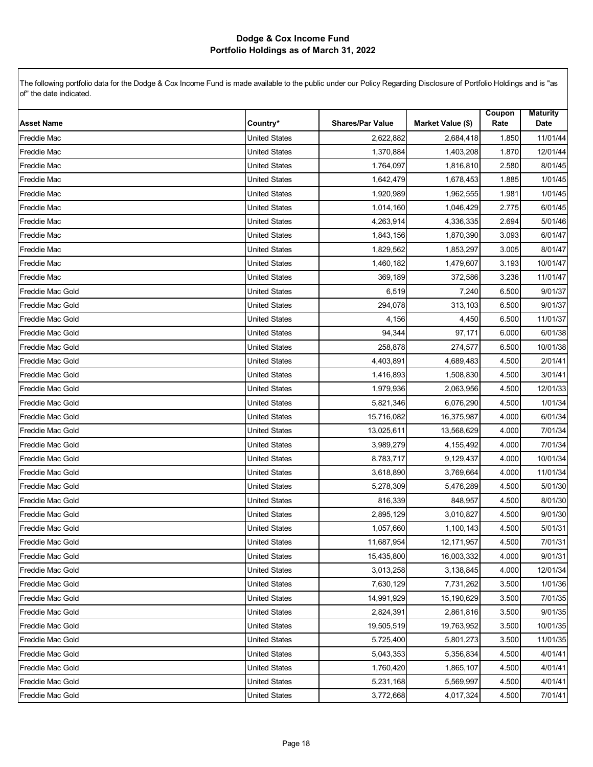**Dodge & Cox Income Fund**
**Portfolio Holdings as of March 31, 2022**

The following portfolio data for the Dodge & Cox Income Fund is made available to the public under our Policy Regarding Disclosure of Portfolio Holdings and is "as of" the date indicated.

| Asset Name | Country* | Shares/Par Value | Market Value ($) | Coupon Rate | Maturity Date |
|---|---|---|---|---|---|
| Freddie Mac | United States | 2,622,882 | 2,684,418 | 1.850 | 11/01/44 |
| Freddie Mac | United States | 1,370,884 | 1,403,208 | 1.870 | 12/01/44 |
| Freddie Mac | United States | 1,764,097 | 1,816,810 | 2.580 | 8/01/45 |
| Freddie Mac | United States | 1,642,479 | 1,678,453 | 1.885 | 1/01/45 |
| Freddie Mac | United States | 1,920,989 | 1,962,555 | 1.981 | 1/01/45 |
| Freddie Mac | United States | 1,014,160 | 1,046,429 | 2.775 | 6/01/45 |
| Freddie Mac | United States | 4,263,914 | 4,336,335 | 2.694 | 5/01/46 |
| Freddie Mac | United States | 1,843,156 | 1,870,390 | 3.093 | 6/01/47 |
| Freddie Mac | United States | 1,829,562 | 1,853,297 | 3.005 | 8/01/47 |
| Freddie Mac | United States | 1,460,182 | 1,479,607 | 3.193 | 10/01/47 |
| Freddie Mac | United States | 369,189 | 372,586 | 3.236 | 11/01/47 |
| Freddie Mac Gold | United States | 6,519 | 7,240 | 6.500 | 9/01/37 |
| Freddie Mac Gold | United States | 294,078 | 313,103 | 6.500 | 9/01/37 |
| Freddie Mac Gold | United States | 4,156 | 4,450 | 6.500 | 11/01/37 |
| Freddie Mac Gold | United States | 94,344 | 97,171 | 6.000 | 6/01/38 |
| Freddie Mac Gold | United States | 258,878 | 274,577 | 6.500 | 10/01/38 |
| Freddie Mac Gold | United States | 4,403,891 | 4,689,483 | 4.500 | 2/01/41 |
| Freddie Mac Gold | United States | 1,416,893 | 1,508,830 | 4.500 | 3/01/41 |
| Freddie Mac Gold | United States | 1,979,936 | 2,063,956 | 4.500 | 12/01/33 |
| Freddie Mac Gold | United States | 5,821,346 | 6,076,290 | 4.500 | 1/01/34 |
| Freddie Mac Gold | United States | 15,716,082 | 16,375,987 | 4.000 | 6/01/34 |
| Freddie Mac Gold | United States | 13,025,611 | 13,568,629 | 4.000 | 7/01/34 |
| Freddie Mac Gold | United States | 3,989,279 | 4,155,492 | 4.000 | 7/01/34 |
| Freddie Mac Gold | United States | 8,783,717 | 9,129,437 | 4.000 | 10/01/34 |
| Freddie Mac Gold | United States | 3,618,890 | 3,769,664 | 4.000 | 11/01/34 |
| Freddie Mac Gold | United States | 5,278,309 | 5,476,289 | 4.500 | 5/01/30 |
| Freddie Mac Gold | United States | 816,339 | 848,957 | 4.500 | 8/01/30 |
| Freddie Mac Gold | United States | 2,895,129 | 3,010,827 | 4.500 | 9/01/30 |
| Freddie Mac Gold | United States | 1,057,660 | 1,100,143 | 4.500 | 5/01/31 |
| Freddie Mac Gold | United States | 11,687,954 | 12,171,957 | 4.500 | 7/01/31 |
| Freddie Mac Gold | United States | 15,435,800 | 16,003,332 | 4.000 | 9/01/31 |
| Freddie Mac Gold | United States | 3,013,258 | 3,138,845 | 4.000 | 12/01/34 |
| Freddie Mac Gold | United States | 7,630,129 | 7,731,262 | 3.500 | 1/01/36 |
| Freddie Mac Gold | United States | 14,991,929 | 15,190,629 | 3.500 | 7/01/35 |
| Freddie Mac Gold | United States | 2,824,391 | 2,861,816 | 3.500 | 9/01/35 |
| Freddie Mac Gold | United States | 19,505,519 | 19,763,952 | 3.500 | 10/01/35 |
| Freddie Mac Gold | United States | 5,725,400 | 5,801,273 | 3.500 | 11/01/35 |
| Freddie Mac Gold | United States | 5,043,353 | 5,356,834 | 4.500 | 4/01/41 |
| Freddie Mac Gold | United States | 1,760,420 | 1,865,107 | 4.500 | 4/01/41 |
| Freddie Mac Gold | United States | 5,231,168 | 5,569,997 | 4.500 | 4/01/41 |
| Freddie Mac Gold | United States | 3,772,668 | 4,017,324 | 4.500 | 7/01/41 |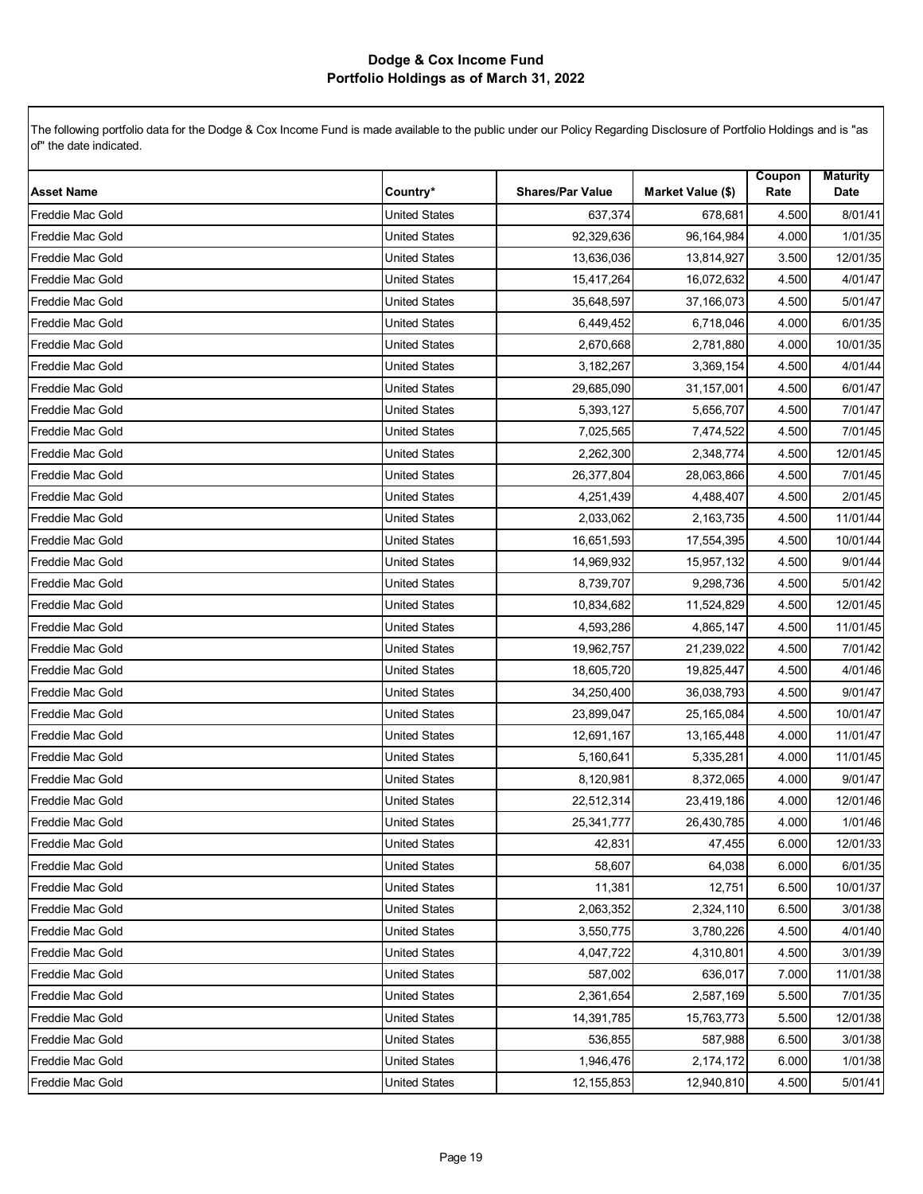## Dodge & Cox Income Fund
## Portfolio Holdings as of March 31, 2022

The following portfolio data for the Dodge & Cox Income Fund is made available to the public under our Policy Regarding Disclosure of Portfolio Holdings and is "as of" the date indicated.

| Asset Name | Country* | Shares/Par Value | Market Value ($) | Coupon Rate | Maturity Date |
|---|---|---|---|---|---|
| Freddie Mac Gold | United States | 637,374 | 678,681 | 4.500 | 8/01/41 |
| Freddie Mac Gold | United States | 92,329,636 | 96,164,984 | 4.000 | 1/01/35 |
| Freddie Mac Gold | United States | 13,636,036 | 13,814,927 | 3.500 | 12/01/35 |
| Freddie Mac Gold | United States | 15,417,264 | 16,072,632 | 4.500 | 4/01/47 |
| Freddie Mac Gold | United States | 35,648,597 | 37,166,073 | 4.500 | 5/01/47 |
| Freddie Mac Gold | United States | 6,449,452 | 6,718,046 | 4.000 | 6/01/35 |
| Freddie Mac Gold | United States | 2,670,668 | 2,781,880 | 4.000 | 10/01/35 |
| Freddie Mac Gold | United States | 3,182,267 | 3,369,154 | 4.500 | 4/01/44 |
| Freddie Mac Gold | United States | 29,685,090 | 31,157,001 | 4.500 | 6/01/47 |
| Freddie Mac Gold | United States | 5,393,127 | 5,656,707 | 4.500 | 7/01/47 |
| Freddie Mac Gold | United States | 7,025,565 | 7,474,522 | 4.500 | 7/01/45 |
| Freddie Mac Gold | United States | 2,262,300 | 2,348,774 | 4.500 | 12/01/45 |
| Freddie Mac Gold | United States | 26,377,804 | 28,063,866 | 4.500 | 7/01/45 |
| Freddie Mac Gold | United States | 4,251,439 | 4,488,407 | 4.500 | 2/01/45 |
| Freddie Mac Gold | United States | 2,033,062 | 2,163,735 | 4.500 | 11/01/44 |
| Freddie Mac Gold | United States | 16,651,593 | 17,554,395 | 4.500 | 10/01/44 |
| Freddie Mac Gold | United States | 14,969,932 | 15,957,132 | 4.500 | 9/01/44 |
| Freddie Mac Gold | United States | 8,739,707 | 9,298,736 | 4.500 | 5/01/42 |
| Freddie Mac Gold | United States | 10,834,682 | 11,524,829 | 4.500 | 12/01/45 |
| Freddie Mac Gold | United States | 4,593,286 | 4,865,147 | 4.500 | 11/01/45 |
| Freddie Mac Gold | United States | 19,962,757 | 21,239,022 | 4.500 | 7/01/42 |
| Freddie Mac Gold | United States | 18,605,720 | 19,825,447 | 4.500 | 4/01/46 |
| Freddie Mac Gold | United States | 34,250,400 | 36,038,793 | 4.500 | 9/01/47 |
| Freddie Mac Gold | United States | 23,899,047 | 25,165,084 | 4.500 | 10/01/47 |
| Freddie Mac Gold | United States | 12,691,167 | 13,165,448 | 4.000 | 11/01/47 |
| Freddie Mac Gold | United States | 5,160,641 | 5,335,281 | 4.000 | 11/01/45 |
| Freddie Mac Gold | United States | 8,120,981 | 8,372,065 | 4.000 | 9/01/47 |
| Freddie Mac Gold | United States | 22,512,314 | 23,419,186 | 4.000 | 12/01/46 |
| Freddie Mac Gold | United States | 25,341,777 | 26,430,785 | 4.000 | 1/01/46 |
| Freddie Mac Gold | United States | 42,831 | 47,455 | 6.000 | 12/01/33 |
| Freddie Mac Gold | United States | 58,607 | 64,038 | 6.000 | 6/01/35 |
| Freddie Mac Gold | United States | 11,381 | 12,751 | 6.500 | 10/01/37 |
| Freddie Mac Gold | United States | 2,063,352 | 2,324,110 | 6.500 | 3/01/38 |
| Freddie Mac Gold | United States | 3,550,775 | 3,780,226 | 4.500 | 4/01/40 |
| Freddie Mac Gold | United States | 4,047,722 | 4,310,801 | 4.500 | 3/01/39 |
| Freddie Mac Gold | United States | 587,002 | 636,017 | 7.000 | 11/01/38 |
| Freddie Mac Gold | United States | 2,361,654 | 2,587,169 | 5.500 | 7/01/35 |
| Freddie Mac Gold | United States | 14,391,785 | 15,763,773 | 5.500 | 12/01/38 |
| Freddie Mac Gold | United States | 536,855 | 587,988 | 6.500 | 3/01/38 |
| Freddie Mac Gold | United States | 1,946,476 | 2,174,172 | 6.000 | 1/01/38 |
| Freddie Mac Gold | United States | 12,155,853 | 12,940,810 | 4.500 | 5/01/41 |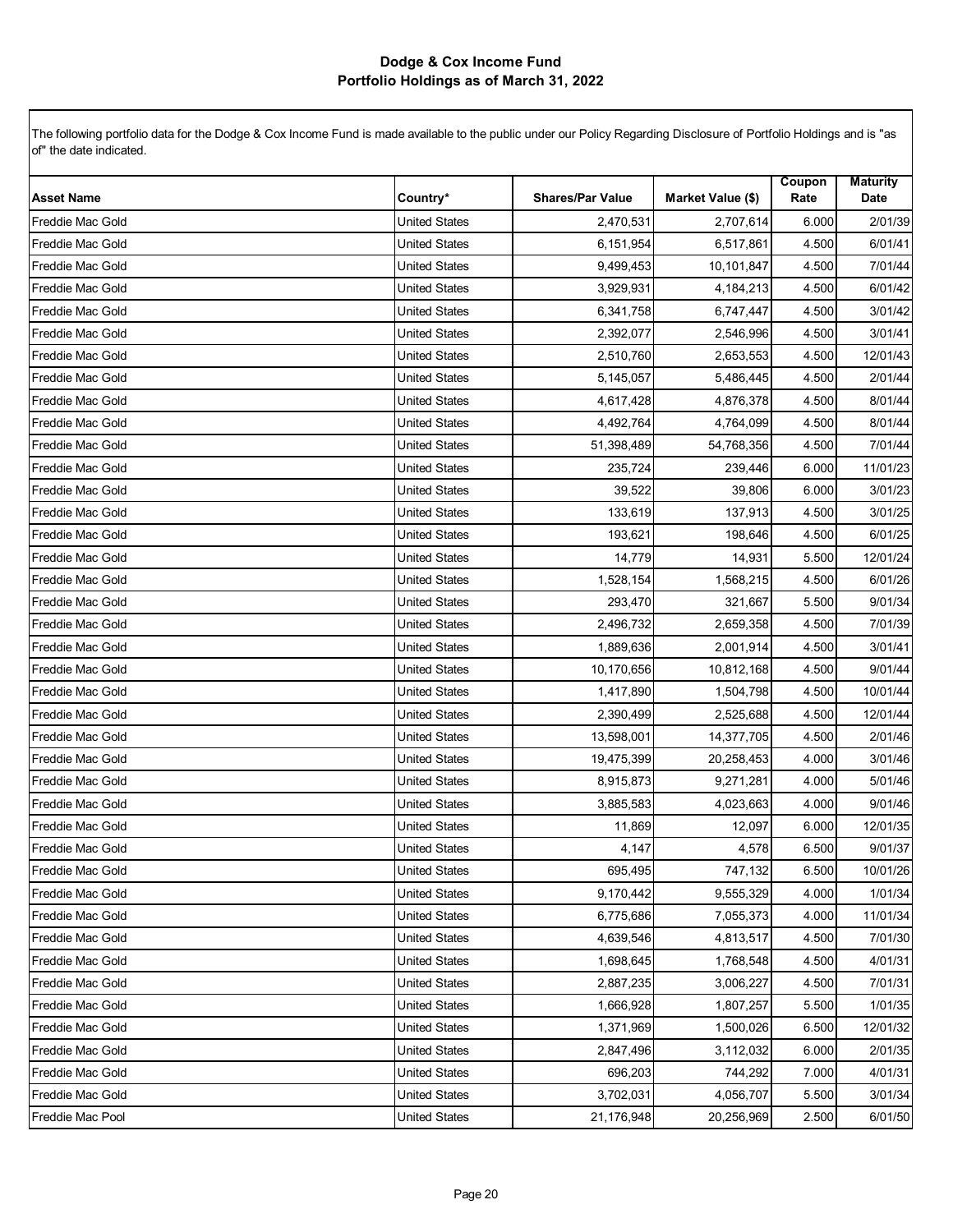# Dodge & Cox Income Fund
## Portfolio Holdings as of March 31, 2022

The following portfolio data for the Dodge & Cox Income Fund is made available to the public under our Policy Regarding Disclosure of Portfolio Holdings and is "as of" the date indicated.

| Asset Name | Country* | Shares/Par Value | Market Value ($) | Coupon Rate | Maturity Date |
|---|---|---|---|---|---|
| Freddie Mac Gold | United States | 2,470,531 | 2,707,614 | 6.000 | 2/01/39 |
| Freddie Mac Gold | United States | 6,151,954 | 6,517,861 | 4.500 | 6/01/41 |
| Freddie Mac Gold | United States | 9,499,453 | 10,101,847 | 4.500 | 7/01/44 |
| Freddie Mac Gold | United States | 3,929,931 | 4,184,213 | 4.500 | 6/01/42 |
| Freddie Mac Gold | United States | 6,341,758 | 6,747,447 | 4.500 | 3/01/42 |
| Freddie Mac Gold | United States | 2,392,077 | 2,546,996 | 4.500 | 3/01/41 |
| Freddie Mac Gold | United States | 2,510,760 | 2,653,553 | 4.500 | 12/01/43 |
| Freddie Mac Gold | United States | 5,145,057 | 5,486,445 | 4.500 | 2/01/44 |
| Freddie Mac Gold | United States | 4,617,428 | 4,876,378 | 4.500 | 8/01/44 |
| Freddie Mac Gold | United States | 4,492,764 | 4,764,099 | 4.500 | 8/01/44 |
| Freddie Mac Gold | United States | 51,398,489 | 54,768,356 | 4.500 | 7/01/44 |
| Freddie Mac Gold | United States | 235,724 | 239,446 | 6.000 | 11/01/23 |
| Freddie Mac Gold | United States | 39,522 | 39,806 | 6.000 | 3/01/23 |
| Freddie Mac Gold | United States | 133,619 | 137,913 | 4.500 | 3/01/25 |
| Freddie Mac Gold | United States | 193,621 | 198,646 | 4.500 | 6/01/25 |
| Freddie Mac Gold | United States | 14,779 | 14,931 | 5.500 | 12/01/24 |
| Freddie Mac Gold | United States | 1,528,154 | 1,568,215 | 4.500 | 6/01/26 |
| Freddie Mac Gold | United States | 293,470 | 321,667 | 5.500 | 9/01/34 |
| Freddie Mac Gold | United States | 2,496,732 | 2,659,358 | 4.500 | 7/01/39 |
| Freddie Mac Gold | United States | 1,889,636 | 2,001,914 | 4.500 | 3/01/41 |
| Freddie Mac Gold | United States | 10,170,656 | 10,812,168 | 4.500 | 9/01/44 |
| Freddie Mac Gold | United States | 1,417,890 | 1,504,798 | 4.500 | 10/01/44 |
| Freddie Mac Gold | United States | 2,390,499 | 2,525,688 | 4.500 | 12/01/44 |
| Freddie Mac Gold | United States | 13,598,001 | 14,377,705 | 4.500 | 2/01/46 |
| Freddie Mac Gold | United States | 19,475,399 | 20,258,453 | 4.000 | 3/01/46 |
| Freddie Mac Gold | United States | 8,915,873 | 9,271,281 | 4.000 | 5/01/46 |
| Freddie Mac Gold | United States | 3,885,583 | 4,023,663 | 4.000 | 9/01/46 |
| Freddie Mac Gold | United States | 11,869 | 12,097 | 6.000 | 12/01/35 |
| Freddie Mac Gold | United States | 4,147 | 4,578 | 6.500 | 9/01/37 |
| Freddie Mac Gold | United States | 695,495 | 747,132 | 6.500 | 10/01/26 |
| Freddie Mac Gold | United States | 9,170,442 | 9,555,329 | 4.000 | 1/01/34 |
| Freddie Mac Gold | United States | 6,775,686 | 7,055,373 | 4.000 | 11/01/34 |
| Freddie Mac Gold | United States | 4,639,546 | 4,813,517 | 4.500 | 7/01/30 |
| Freddie Mac Gold | United States | 1,698,645 | 1,768,548 | 4.500 | 4/01/31 |
| Freddie Mac Gold | United States | 2,887,235 | 3,006,227 | 4.500 | 7/01/31 |
| Freddie Mac Gold | United States | 1,666,928 | 1,807,257 | 5.500 | 1/01/35 |
| Freddie Mac Gold | United States | 1,371,969 | 1,500,026 | 6.500 | 12/01/32 |
| Freddie Mac Gold | United States | 2,847,496 | 3,112,032 | 6.000 | 2/01/35 |
| Freddie Mac Gold | United States | 696,203 | 744,292 | 7.000 | 4/01/31 |
| Freddie Mac Gold | United States | 3,702,031 | 4,056,707 | 5.500 | 3/01/34 |
| Freddie Mac Pool | United States | 21,176,948 | 20,256,969 | 2.500 | 6/01/50 |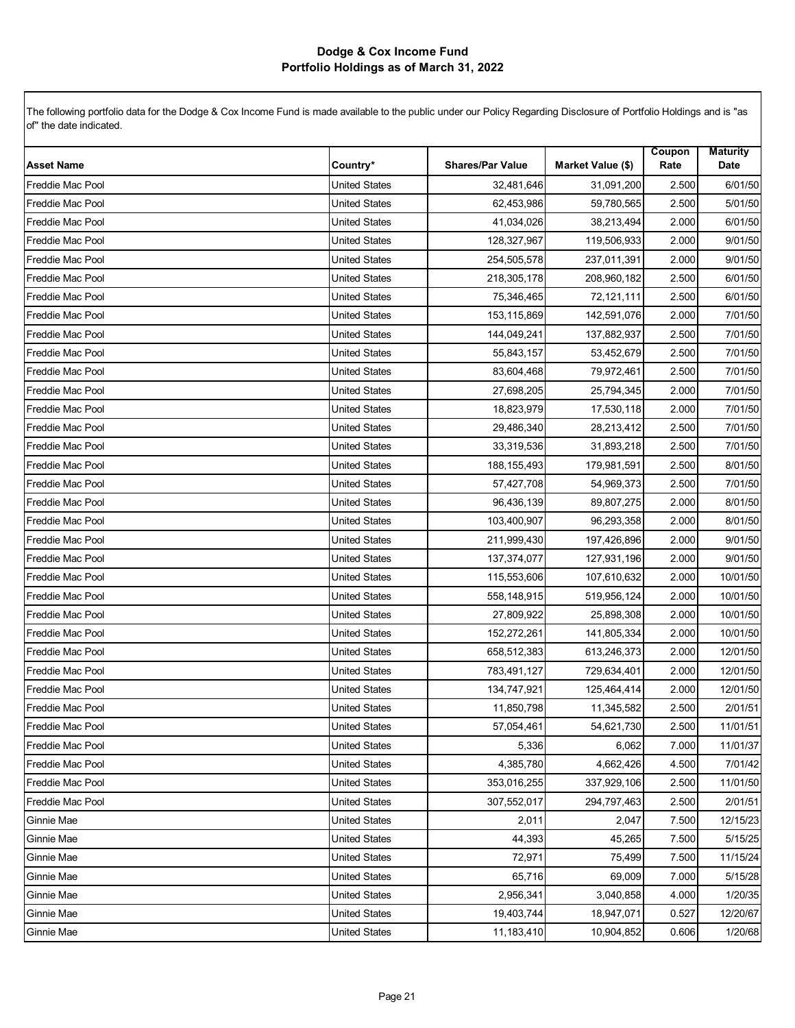# Dodge & Cox Income Fund
## Portfolio Holdings as of March 31, 2022

The following portfolio data for the Dodge & Cox Income Fund is made available to the public under our Policy Regarding Disclosure of Portfolio Holdings and is "as of" the date indicated.

| Asset Name | Country* | Shares/Par Value | Market Value ($) | Coupon Rate | Maturity Date |
|---|---|---|---|---|---|
| Freddie Mac Pool | United States | 32,481,646 | 31,091,200 | 2.500 | 6/01/50 |
| Freddie Mac Pool | United States | 62,453,986 | 59,780,565 | 2.500 | 5/01/50 |
| Freddie Mac Pool | United States | 41,034,026 | 38,213,494 | 2.000 | 6/01/50 |
| Freddie Mac Pool | United States | 128,327,967 | 119,506,933 | 2.000 | 9/01/50 |
| Freddie Mac Pool | United States | 254,505,578 | 237,011,391 | 2.000 | 9/01/50 |
| Freddie Mac Pool | United States | 218,305,178 | 208,960,182 | 2.500 | 6/01/50 |
| Freddie Mac Pool | United States | 75,346,465 | 72,121,111 | 2.500 | 6/01/50 |
| Freddie Mac Pool | United States | 153,115,869 | 142,591,076 | 2.000 | 7/01/50 |
| Freddie Mac Pool | United States | 144,049,241 | 137,882,937 | 2.500 | 7/01/50 |
| Freddie Mac Pool | United States | 55,843,157 | 53,452,679 | 2.500 | 7/01/50 |
| Freddie Mac Pool | United States | 83,604,468 | 79,972,461 | 2.500 | 7/01/50 |
| Freddie Mac Pool | United States | 27,698,205 | 25,794,345 | 2.000 | 7/01/50 |
| Freddie Mac Pool | United States | 18,823,979 | 17,530,118 | 2.000 | 7/01/50 |
| Freddie Mac Pool | United States | 29,486,340 | 28,213,412 | 2.500 | 7/01/50 |
| Freddie Mac Pool | United States | 33,319,536 | 31,893,218 | 2.500 | 7/01/50 |
| Freddie Mac Pool | United States | 188,155,493 | 179,981,591 | 2.500 | 8/01/50 |
| Freddie Mac Pool | United States | 57,427,708 | 54,969,373 | 2.500 | 7/01/50 |
| Freddie Mac Pool | United States | 96,436,139 | 89,807,275 | 2.000 | 8/01/50 |
| Freddie Mac Pool | United States | 103,400,907 | 96,293,358 | 2.000 | 8/01/50 |
| Freddie Mac Pool | United States | 211,999,430 | 197,426,896 | 2.000 | 9/01/50 |
| Freddie Mac Pool | United States | 137,374,077 | 127,931,196 | 2.000 | 9/01/50 |
| Freddie Mac Pool | United States | 115,553,606 | 107,610,632 | 2.000 | 10/01/50 |
| Freddie Mac Pool | United States | 558,148,915 | 519,956,124 | 2.000 | 10/01/50 |
| Freddie Mac Pool | United States | 27,809,922 | 25,898,308 | 2.000 | 10/01/50 |
| Freddie Mac Pool | United States | 152,272,261 | 141,805,334 | 2.000 | 10/01/50 |
| Freddie Mac Pool | United States | 658,512,383 | 613,246,373 | 2.000 | 12/01/50 |
| Freddie Mac Pool | United States | 783,491,127 | 729,634,401 | 2.000 | 12/01/50 |
| Freddie Mac Pool | United States | 134,747,921 | 125,464,414 | 2.000 | 12/01/50 |
| Freddie Mac Pool | United States | 11,850,798 | 11,345,582 | 2.500 | 2/01/51 |
| Freddie Mac Pool | United States | 57,054,461 | 54,621,730 | 2.500 | 11/01/51 |
| Freddie Mac Pool | United States | 5,336 | 6,062 | 7.000 | 11/01/37 |
| Freddie Mac Pool | United States | 4,385,780 | 4,662,426 | 4.500 | 7/01/42 |
| Freddie Mac Pool | United States | 353,016,255 | 337,929,106 | 2.500 | 11/01/50 |
| Freddie Mac Pool | United States | 307,552,017 | 294,797,463 | 2.500 | 2/01/51 |
| Ginnie Mae | United States | 2,011 | 2,047 | 7.500 | 12/15/23 |
| Ginnie Mae | United States | 44,393 | 45,265 | 7.500 | 5/15/25 |
| Ginnie Mae | United States | 72,971 | 75,499 | 7.500 | 11/15/24 |
| Ginnie Mae | United States | 65,716 | 69,009 | 7.000 | 5/15/28 |
| Ginnie Mae | United States | 2,956,341 | 3,040,858 | 4.000 | 1/20/35 |
| Ginnie Mae | United States | 19,403,744 | 18,947,071 | 0.527 | 12/20/67 |
| Ginnie Mae | United States | 11,183,410 | 10,904,852 | 0.606 | 1/20/68 |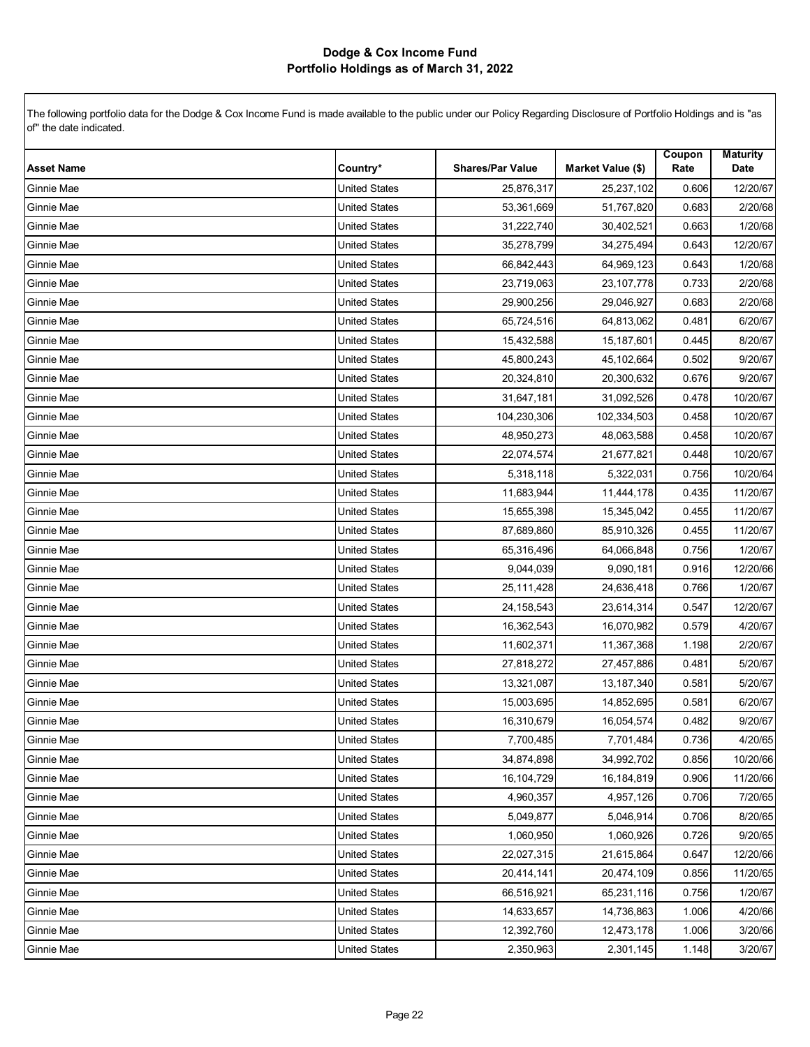# Dodge & Cox Income Fund
## Portfolio Holdings as of March 31, 2022

The following portfolio data for the Dodge & Cox Income Fund is made available to the public under our Policy Regarding Disclosure of Portfolio Holdings and is "as of" the date indicated.

| Asset Name | Country* | Shares/Par Value | Market Value ($) | Coupon Rate | Maturity Date |
|---|---|---|---|---|---|
| Ginnie Mae | United States | 25,876,317 | 25,237,102 | 0.606 | 12/20/67 |
| Ginnie Mae | United States | 53,361,669 | 51,767,820 | 0.683 | 2/20/68 |
| Ginnie Mae | United States | 31,222,740 | 30,402,521 | 0.663 | 1/20/68 |
| Ginnie Mae | United States | 35,278,799 | 34,275,494 | 0.643 | 12/20/67 |
| Ginnie Mae | United States | 66,842,443 | 64,969,123 | 0.643 | 1/20/68 |
| Ginnie Mae | United States | 23,719,063 | 23,107,778 | 0.733 | 2/20/68 |
| Ginnie Mae | United States | 29,900,256 | 29,046,927 | 0.683 | 2/20/68 |
| Ginnie Mae | United States | 65,724,516 | 64,813,062 | 0.481 | 6/20/67 |
| Ginnie Mae | United States | 15,432,588 | 15,187,601 | 0.445 | 8/20/67 |
| Ginnie Mae | United States | 45,800,243 | 45,102,664 | 0.502 | 9/20/67 |
| Ginnie Mae | United States | 20,324,810 | 20,300,632 | 0.676 | 9/20/67 |
| Ginnie Mae | United States | 31,647,181 | 31,092,526 | 0.478 | 10/20/67 |
| Ginnie Mae | United States | 104,230,306 | 102,334,503 | 0.458 | 10/20/67 |
| Ginnie Mae | United States | 48,950,273 | 48,063,588 | 0.458 | 10/20/67 |
| Ginnie Mae | United States | 22,074,574 | 21,677,821 | 0.448 | 10/20/67 |
| Ginnie Mae | United States | 5,318,118 | 5,322,031 | 0.756 | 10/20/64 |
| Ginnie Mae | United States | 11,683,944 | 11,444,178 | 0.435 | 11/20/67 |
| Ginnie Mae | United States | 15,655,398 | 15,345,042 | 0.455 | 11/20/67 |
| Ginnie Mae | United States | 87,689,860 | 85,910,326 | 0.455 | 11/20/67 |
| Ginnie Mae | United States | 65,316,496 | 64,066,848 | 0.756 | 1/20/67 |
| Ginnie Mae | United States | 9,044,039 | 9,090,181 | 0.916 | 12/20/66 |
| Ginnie Mae | United States | 25,111,428 | 24,636,418 | 0.766 | 1/20/67 |
| Ginnie Mae | United States | 24,158,543 | 23,614,314 | 0.547 | 12/20/67 |
| Ginnie Mae | United States | 16,362,543 | 16,070,982 | 0.579 | 4/20/67 |
| Ginnie Mae | United States | 11,602,371 | 11,367,368 | 1.198 | 2/20/67 |
| Ginnie Mae | United States | 27,818,272 | 27,457,886 | 0.481 | 5/20/67 |
| Ginnie Mae | United States | 13,321,087 | 13,187,340 | 0.581 | 5/20/67 |
| Ginnie Mae | United States | 15,003,695 | 14,852,695 | 0.581 | 6/20/67 |
| Ginnie Mae | United States | 16,310,679 | 16,054,574 | 0.482 | 9/20/67 |
| Ginnie Mae | United States | 7,700,485 | 7,701,484 | 0.736 | 4/20/65 |
| Ginnie Mae | United States | 34,874,898 | 34,992,702 | 0.856 | 10/20/66 |
| Ginnie Mae | United States | 16,104,729 | 16,184,819 | 0.906 | 11/20/66 |
| Ginnie Mae | United States | 4,960,357 | 4,957,126 | 0.706 | 7/20/65 |
| Ginnie Mae | United States | 5,049,877 | 5,046,914 | 0.706 | 8/20/65 |
| Ginnie Mae | United States | 1,060,950 | 1,060,926 | 0.726 | 9/20/65 |
| Ginnie Mae | United States | 22,027,315 | 21,615,864 | 0.647 | 12/20/66 |
| Ginnie Mae | United States | 20,414,141 | 20,474,109 | 0.856 | 11/20/65 |
| Ginnie Mae | United States | 66,516,921 | 65,231,116 | 0.756 | 1/20/67 |
| Ginnie Mae | United States | 14,633,657 | 14,736,863 | 1.006 | 4/20/66 |
| Ginnie Mae | United States | 12,392,760 | 12,473,178 | 1.006 | 3/20/66 |
| Ginnie Mae | United States | 2,350,963 | 2,301,145 | 1.148 | 3/20/67 |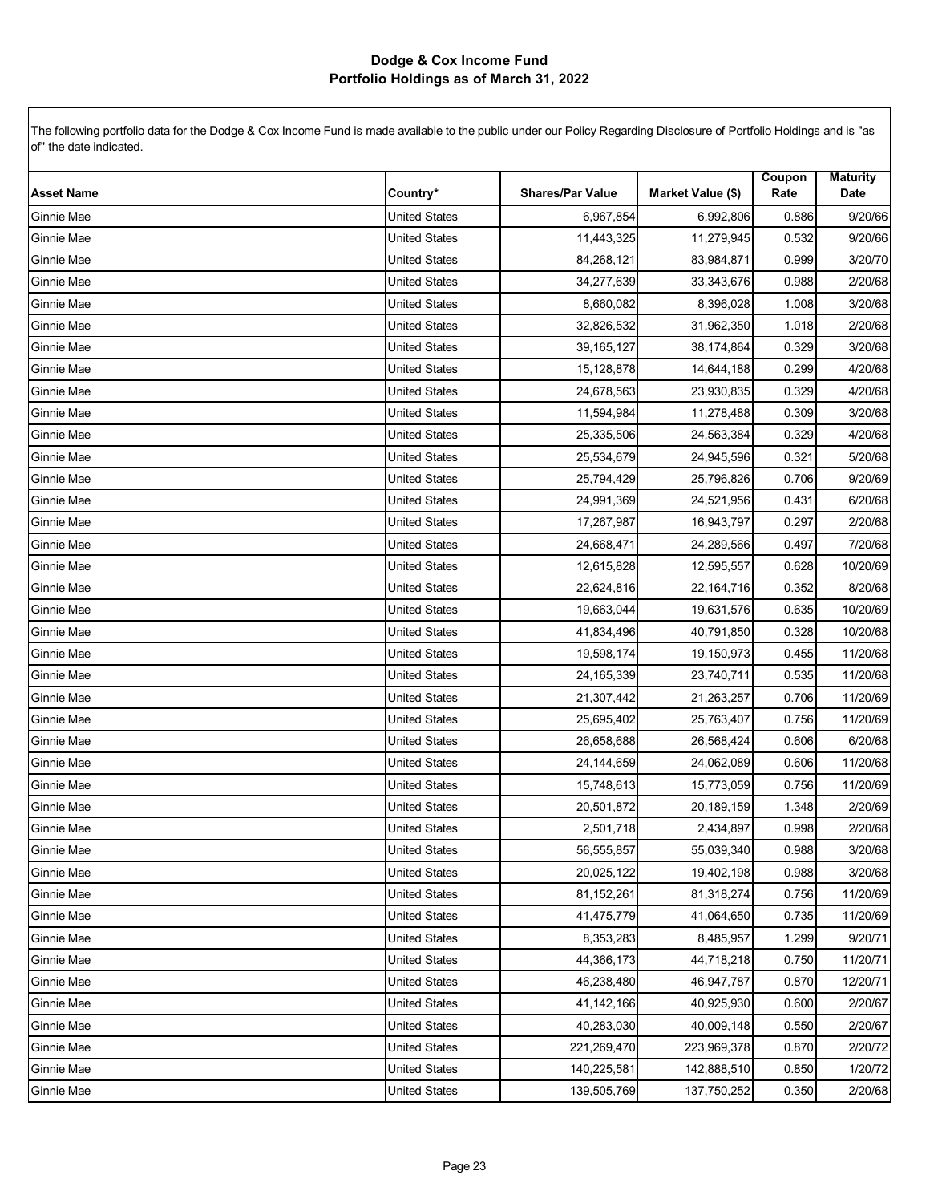# Dodge & Cox Income Fund
## Portfolio Holdings as of March 31, 2022

The following portfolio data for the Dodge & Cox Income Fund is made available to the public under our Policy Regarding Disclosure of Portfolio Holdings and is "as of" the date indicated.

| Asset Name | Country* | Shares/Par Value | Market Value ($) | Coupon Rate | Maturity Date |
|---|---|---|---|---|---|
| Ginnie Mae | United States | 6,967,854 | 6,992,806 | 0.886 | 9/20/66 |
| Ginnie Mae | United States | 11,443,325 | 11,279,945 | 0.532 | 9/20/66 |
| Ginnie Mae | United States | 84,268,121 | 83,984,871 | 0.999 | 3/20/70 |
| Ginnie Mae | United States | 34,277,639 | 33,343,676 | 0.988 | 2/20/68 |
| Ginnie Mae | United States | 8,660,082 | 8,396,028 | 1.008 | 3/20/68 |
| Ginnie Mae | United States | 32,826,532 | 31,962,350 | 1.018 | 2/20/68 |
| Ginnie Mae | United States | 39,165,127 | 38,174,864 | 0.329 | 3/20/68 |
| Ginnie Mae | United States | 15,128,878 | 14,644,188 | 0.299 | 4/20/68 |
| Ginnie Mae | United States | 24,678,563 | 23,930,835 | 0.329 | 4/20/68 |
| Ginnie Mae | United States | 11,594,984 | 11,278,488 | 0.309 | 3/20/68 |
| Ginnie Mae | United States | 25,335,506 | 24,563,384 | 0.329 | 4/20/68 |
| Ginnie Mae | United States | 25,534,679 | 24,945,596 | 0.321 | 5/20/68 |
| Ginnie Mae | United States | 25,794,429 | 25,796,826 | 0.706 | 9/20/69 |
| Ginnie Mae | United States | 24,991,369 | 24,521,956 | 0.431 | 6/20/68 |
| Ginnie Mae | United States | 17,267,987 | 16,943,797 | 0.297 | 2/20/68 |
| Ginnie Mae | United States | 24,668,471 | 24,289,566 | 0.497 | 7/20/68 |
| Ginnie Mae | United States | 12,615,828 | 12,595,557 | 0.628 | 10/20/69 |
| Ginnie Mae | United States | 22,624,816 | 22,164,716 | 0.352 | 8/20/68 |
| Ginnie Mae | United States | 19,663,044 | 19,631,576 | 0.635 | 10/20/69 |
| Ginnie Mae | United States | 41,834,496 | 40,791,850 | 0.328 | 10/20/68 |
| Ginnie Mae | United States | 19,598,174 | 19,150,973 | 0.455 | 11/20/68 |
| Ginnie Mae | United States | 24,165,339 | 23,740,711 | 0.535 | 11/20/68 |
| Ginnie Mae | United States | 21,307,442 | 21,263,257 | 0.706 | 11/20/69 |
| Ginnie Mae | United States | 25,695,402 | 25,763,407 | 0.756 | 11/20/69 |
| Ginnie Mae | United States | 26,658,688 | 26,568,424 | 0.606 | 6/20/68 |
| Ginnie Mae | United States | 24,144,659 | 24,062,089 | 0.606 | 11/20/68 |
| Ginnie Mae | United States | 15,748,613 | 15,773,059 | 0.756 | 11/20/69 |
| Ginnie Mae | United States | 20,501,872 | 20,189,159 | 1.348 | 2/20/69 |
| Ginnie Mae | United States | 2,501,718 | 2,434,897 | 0.998 | 2/20/68 |
| Ginnie Mae | United States | 56,555,857 | 55,039,340 | 0.988 | 3/20/68 |
| Ginnie Mae | United States | 20,025,122 | 19,402,198 | 0.988 | 3/20/68 |
| Ginnie Mae | United States | 81,152,261 | 81,318,274 | 0.756 | 11/20/69 |
| Ginnie Mae | United States | 41,475,779 | 41,064,650 | 0.735 | 11/20/69 |
| Ginnie Mae | United States | 8,353,283 | 8,485,957 | 1.299 | 9/20/71 |
| Ginnie Mae | United States | 44,366,173 | 44,718,218 | 0.750 | 11/20/71 |
| Ginnie Mae | United States | 46,238,480 | 46,947,787 | 0.870 | 12/20/71 |
| Ginnie Mae | United States | 41,142,166 | 40,925,930 | 0.600 | 2/20/67 |
| Ginnie Mae | United States | 40,283,030 | 40,009,148 | 0.550 | 2/20/67 |
| Ginnie Mae | United States | 221,269,470 | 223,969,378 | 0.870 | 2/20/72 |
| Ginnie Mae | United States | 140,225,581 | 142,888,510 | 0.850 | 1/20/72 |
| Ginnie Mae | United States | 139,505,769 | 137,750,252 | 0.350 | 2/20/68 |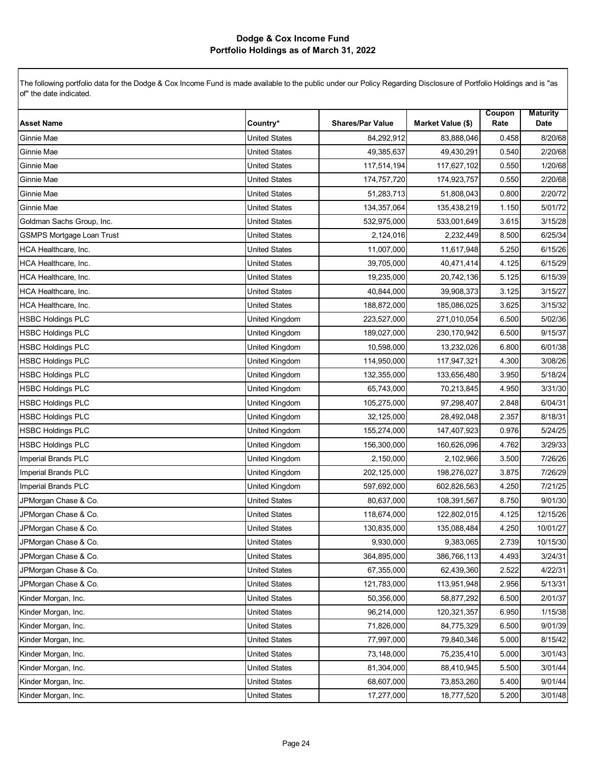The following portfolio data for the Dodge & Cox Income Fund is made available to the public under our Policy Regarding Disclosure of Portfolio Holdings and is "as of" the date indicated.

| Asset Name | Country* | Shares/Par Value | Market Value ($) | Coupon Rate | Maturity Date |
|---|---|---|---|---|---|
| Ginnie Mae | United States | 84,292,912 | 83,888,046 | 0.458 | 8/20/68 |
| Ginnie Mae | United States | 49,385,637 | 49,430,291 | 0.540 | 2/20/68 |
| Ginnie Mae | United States | 117,514,194 | 117,627,102 | 0.550 | 1/20/68 |
| Ginnie Mae | United States | 174,757,720 | 174,923,757 | 0.550 | 2/20/68 |
| Ginnie Mae | United States | 51,283,713 | 51,808,043 | 0.800 | 2/20/72 |
| Ginnie Mae | United States | 134,357,064 | 135,438,219 | 1.150 | 5/01/72 |
| Goldman Sachs Group, Inc. | United States | 532,975,000 | 533,001,649 | 3.615 | 3/15/28 |
| GSMPS Mortgage Loan Trust | United States | 2,124,016 | 2,232,449 | 8.500 | 6/25/34 |
| HCA Healthcare, Inc. | United States | 11,007,000 | 11,617,948 | 5.250 | 6/15/26 |
| HCA Healthcare, Inc. | United States | 39,705,000 | 40,471,414 | 4.125 | 6/15/29 |
| HCA Healthcare, Inc. | United States | 19,235,000 | 20,742,136 | 5.125 | 6/15/39 |
| HCA Healthcare, Inc. | United States | 40,844,000 | 39,908,373 | 3.125 | 3/15/27 |
| HCA Healthcare, Inc. | United States | 188,872,000 | 185,086,025 | 3.625 | 3/15/32 |
| HSBC Holdings PLC | United Kingdom | 223,527,000 | 271,010,054 | 6.500 | 5/02/36 |
| HSBC Holdings PLC | United Kingdom | 189,027,000 | 230,170,942 | 6.500 | 9/15/37 |
| HSBC Holdings PLC | United Kingdom | 10,598,000 | 13,232,026 | 6.800 | 6/01/38 |
| HSBC Holdings PLC | United Kingdom | 114,950,000 | 117,947,321 | 4.300 | 3/08/26 |
| HSBC Holdings PLC | United Kingdom | 132,355,000 | 133,656,480 | 3.950 | 5/18/24 |
| HSBC Holdings PLC | United Kingdom | 65,743,000 | 70,213,845 | 4.950 | 3/31/30 |
| HSBC Holdings PLC | United Kingdom | 105,275,000 | 97,298,407 | 2.848 | 6/04/31 |
| HSBC Holdings PLC | United Kingdom | 32,125,000 | 28,492,048 | 2.357 | 8/18/31 |
| HSBC Holdings PLC | United Kingdom | 155,274,000 | 147,407,923 | 0.976 | 5/24/25 |
| HSBC Holdings PLC | United Kingdom | 156,300,000 | 160,626,096 | 4.762 | 3/29/33 |
| Imperial Brands PLC | United Kingdom | 2,150,000 | 2,102,966 | 3.500 | 7/26/26 |
| Imperial Brands PLC | United Kingdom | 202,125,000 | 198,276,027 | 3.875 | 7/26/29 |
| Imperial Brands PLC | United Kingdom | 597,692,000 | 602,826,563 | 4.250 | 7/21/25 |
| JPMorgan Chase & Co. | United States | 80,637,000 | 108,391,567 | 8.750 | 9/01/30 |
| JPMorgan Chase & Co. | United States | 118,674,000 | 122,802,015 | 4.125 | 12/15/26 |
| JPMorgan Chase & Co. | United States | 130,835,000 | 135,088,484 | 4.250 | 10/01/27 |
| JPMorgan Chase & Co. | United States | 9,930,000 | 9,383,065 | 2.739 | 10/15/30 |
| JPMorgan Chase & Co. | United States | 364,895,000 | 386,766,113 | 4.493 | 3/24/31 |
| JPMorgan Chase & Co. | United States | 67,355,000 | 62,439,360 | 2.522 | 4/22/31 |
| JPMorgan Chase & Co. | United States | 121,783,000 | 113,951,948 | 2.956 | 5/13/31 |
| Kinder Morgan, Inc. | United States | 50,356,000 | 58,877,292 | 6.500 | 2/01/37 |
| Kinder Morgan, Inc. | United States | 96,214,000 | 120,321,357 | 6.950 | 1/15/38 |
| Kinder Morgan, Inc. | United States | 71,826,000 | 84,775,329 | 6.500 | 9/01/39 |
| Kinder Morgan, Inc. | United States | 77,997,000 | 79,840,346 | 5.000 | 8/15/42 |
| Kinder Morgan, Inc. | United States | 73,148,000 | 75,235,410 | 5.000 | 3/01/43 |
| Kinder Morgan, Inc. | United States | 81,304,000 | 88,410,945 | 5.500 | 3/01/44 |
| Kinder Morgan, Inc. | United States | 68,607,000 | 73,853,260 | 5.400 | 9/01/44 |
| Kinder Morgan, Inc. | United States | 17,277,000 | 18,777,520 | 5.200 | 3/01/48 |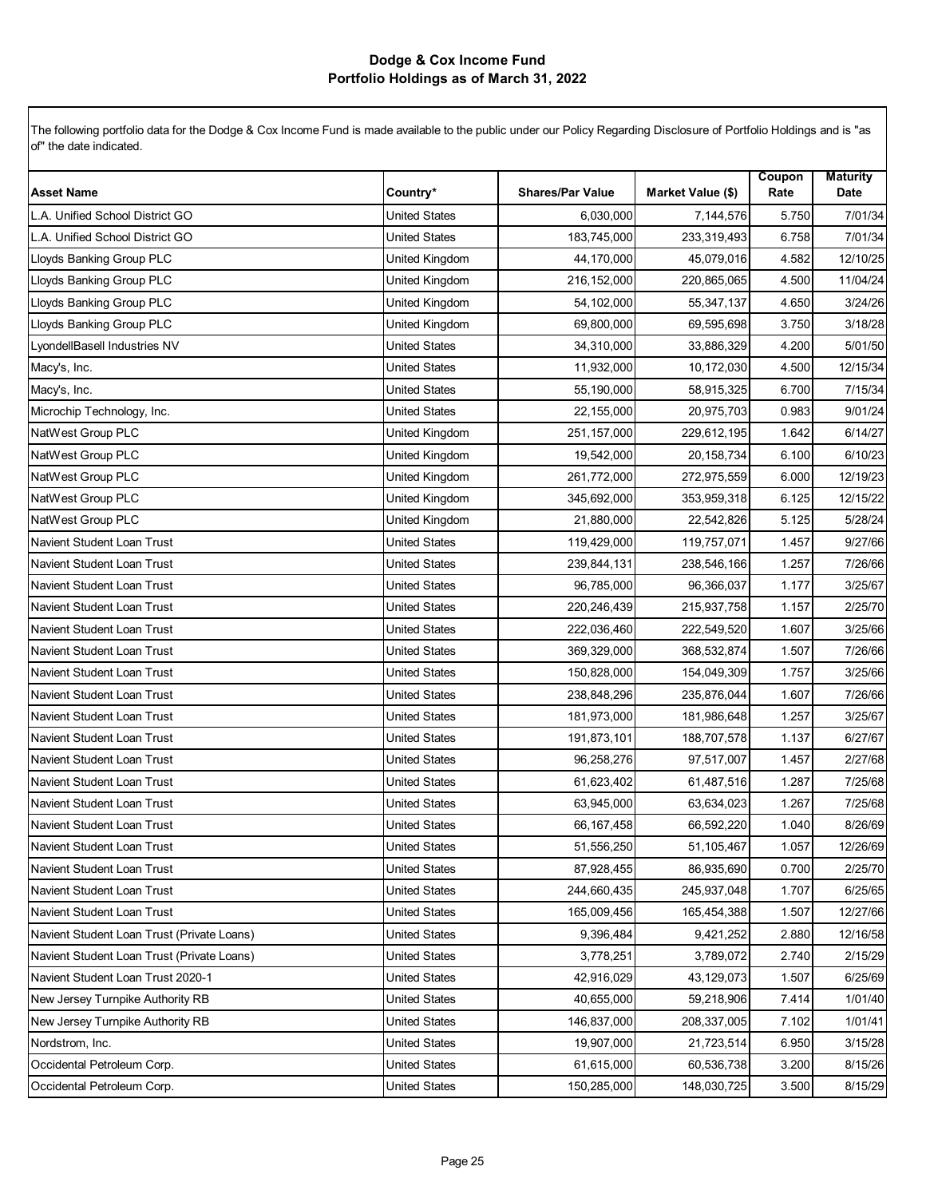# Dodge & Cox Income Fund
## Portfolio Holdings as of March 31, 2022

The following portfolio data for the Dodge & Cox Income Fund is made available to the public under our Policy Regarding Disclosure of Portfolio Holdings and is "as of" the date indicated.

| Asset Name | Country* | Shares/Par Value | Market Value ($) | Coupon Rate | Maturity Date |
|---|---|---|---|---|---|
| L.A. Unified School District GO | United States | 6,030,000 | 7,144,576 | 5.750 | 7/01/34 |
| L.A. Unified School District GO | United States | 183,745,000 | 233,319,493 | 6.758 | 7/01/34 |
| Lloyds Banking Group PLC | United Kingdom | 44,170,000 | 45,079,016 | 4.582 | 12/10/25 |
| Lloyds Banking Group PLC | United Kingdom | 216,152,000 | 220,865,065 | 4.500 | 11/04/24 |
| Lloyds Banking Group PLC | United Kingdom | 54,102,000 | 55,347,137 | 4.650 | 3/24/26 |
| Lloyds Banking Group PLC | United Kingdom | 69,800,000 | 69,595,698 | 3.750 | 3/18/28 |
| LyondellBasell Industries NV | United States | 34,310,000 | 33,886,329 | 4.200 | 5/01/50 |
| Macy's, Inc. | United States | 11,932,000 | 10,172,030 | 4.500 | 12/15/34 |
| Macy's, Inc. | United States | 55,190,000 | 58,915,325 | 6.700 | 7/15/34 |
| Microchip Technology, Inc. | United States | 22,155,000 | 20,975,703 | 0.983 | 9/01/24 |
| NatWest Group PLC | United Kingdom | 251,157,000 | 229,612,195 | 1.642 | 6/14/27 |
| NatWest Group PLC | United Kingdom | 19,542,000 | 20,158,734 | 6.100 | 6/10/23 |
| NatWest Group PLC | United Kingdom | 261,772,000 | 272,975,559 | 6.000 | 12/19/23 |
| NatWest Group PLC | United Kingdom | 345,692,000 | 353,959,318 | 6.125 | 12/15/22 |
| NatWest Group PLC | United Kingdom | 21,880,000 | 22,542,826 | 5.125 | 5/28/24 |
| Navient Student Loan Trust | United States | 119,429,000 | 119,757,071 | 1.457 | 9/27/66 |
| Navient Student Loan Trust | United States | 239,844,131 | 238,546,166 | 1.257 | 7/26/66 |
| Navient Student Loan Trust | United States | 96,785,000 | 96,366,037 | 1.177 | 3/25/67 |
| Navient Student Loan Trust | United States | 220,246,439 | 215,937,758 | 1.157 | 2/25/70 |
| Navient Student Loan Trust | United States | 222,036,460 | 222,549,520 | 1.607 | 3/25/66 |
| Navient Student Loan Trust | United States | 369,329,000 | 368,532,874 | 1.507 | 7/26/66 |
| Navient Student Loan Trust | United States | 150,828,000 | 154,049,309 | 1.757 | 3/25/66 |
| Navient Student Loan Trust | United States | 238,848,296 | 235,876,044 | 1.607 | 7/26/66 |
| Navient Student Loan Trust | United States | 181,973,000 | 181,986,648 | 1.257 | 3/25/67 |
| Navient Student Loan Trust | United States | 191,873,101 | 188,707,578 | 1.137 | 6/27/67 |
| Navient Student Loan Trust | United States | 96,258,276 | 97,517,007 | 1.457 | 2/27/68 |
| Navient Student Loan Trust | United States | 61,623,402 | 61,487,516 | 1.287 | 7/25/68 |
| Navient Student Loan Trust | United States | 63,945,000 | 63,634,023 | 1.267 | 7/25/68 |
| Navient Student Loan Trust | United States | 66,167,458 | 66,592,220 | 1.040 | 8/26/69 |
| Navient Student Loan Trust | United States | 51,556,250 | 51,105,467 | 1.057 | 12/26/69 |
| Navient Student Loan Trust | United States | 87,928,455 | 86,935,690 | 0.700 | 2/25/70 |
| Navient Student Loan Trust | United States | 244,660,435 | 245,937,048 | 1.707 | 6/25/65 |
| Navient Student Loan Trust | United States | 165,009,456 | 165,454,388 | 1.507 | 12/27/66 |
| Navient Student Loan Trust (Private Loans) | United States | 9,396,484 | 9,421,252 | 2.880 | 12/16/58 |
| Navient Student Loan Trust (Private Loans) | United States | 3,778,251 | 3,789,072 | 2.740 | 2/15/29 |
| Navient Student Loan Trust 2020-1 | United States | 42,916,029 | 43,129,073 | 1.507 | 6/25/69 |
| New Jersey Turnpike Authority RB | United States | 40,655,000 | 59,218,906 | 7.414 | 1/01/40 |
| New Jersey Turnpike Authority RB | United States | 146,837,000 | 208,337,005 | 7.102 | 1/01/41 |
| Nordstrom, Inc. | United States | 19,907,000 | 21,723,514 | 6.950 | 3/15/28 |
| Occidental Petroleum Corp. | United States | 61,615,000 | 60,536,738 | 3.200 | 8/15/26 |
| Occidental Petroleum Corp. | United States | 150,285,000 | 148,030,725 | 3.500 | 8/15/29 |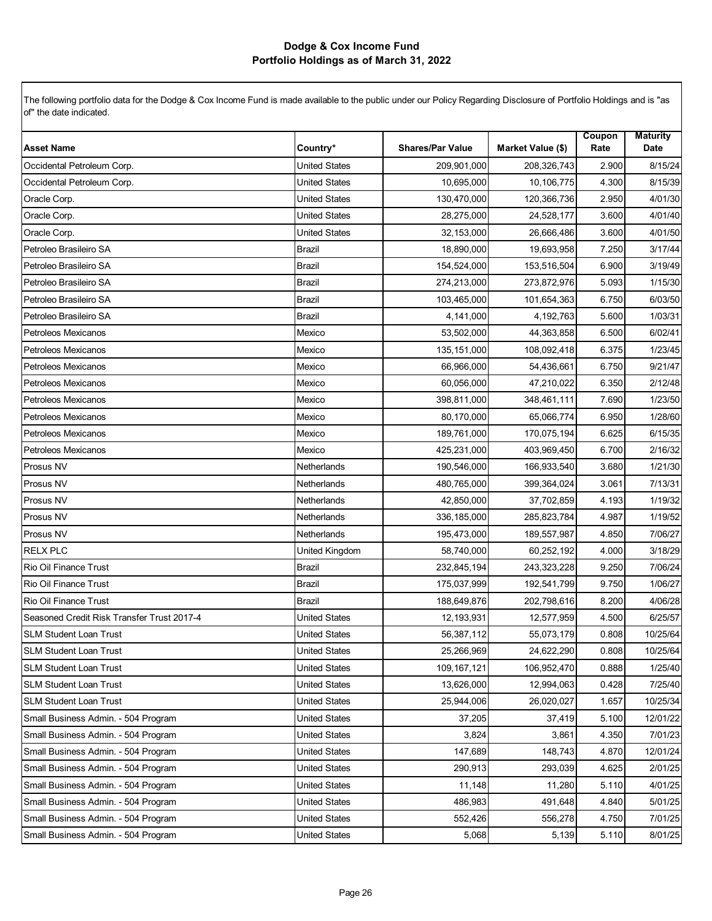# Dodge & Cox Income Fund
## Portfolio Holdings as of March 31, 2022

The following portfolio data for the Dodge & Cox Income Fund is made available to the public under our Policy Regarding Disclosure of Portfolio Holdings and is "as of" the date indicated.

| Asset Name | Country* | Shares/Par Value | Market Value ($) | Coupon Rate | Maturity Date |
|---|---|---|---|---|---|
| Occidental Petroleum Corp. | United States | 209,901,000 | 208,326,743 | 2.900 | 8/15/24 |
| Occidental Petroleum Corp. | United States | 10,695,000 | 10,106,775 | 4.300 | 8/15/39 |
| Oracle Corp. | United States | 130,470,000 | 120,366,736 | 2.950 | 4/01/30 |
| Oracle Corp. | United States | 28,275,000 | 24,528,177 | 3.600 | 4/01/40 |
| Oracle Corp. | United States | 32,153,000 | 26,666,486 | 3.600 | 4/01/50 |
| Petroleo Brasileiro SA | Brazil | 18,890,000 | 19,693,958 | 7.250 | 3/17/44 |
| Petroleo Brasileiro SA | Brazil | 154,524,000 | 153,516,504 | 6.900 | 3/19/49 |
| Petroleo Brasileiro SA | Brazil | 274,213,000 | 273,872,976 | 5.093 | 1/15/30 |
| Petroleo Brasileiro SA | Brazil | 103,465,000 | 101,654,363 | 6.750 | 6/03/50 |
| Petroleo Brasileiro SA | Brazil | 4,141,000 | 4,192,763 | 5.600 | 1/03/31 |
| Petroleos Mexicanos | Mexico | 53,502,000 | 44,363,858 | 6.500 | 6/02/41 |
| Petroleos Mexicanos | Mexico | 135,151,000 | 108,092,418 | 6.375 | 1/23/45 |
| Petroleos Mexicanos | Mexico | 66,966,000 | 54,436,661 | 6.750 | 9/21/47 |
| Petroleos Mexicanos | Mexico | 60,056,000 | 47,210,022 | 6.350 | 2/12/48 |
| Petroleos Mexicanos | Mexico | 398,811,000 | 348,461,111 | 7.690 | 1/23/50 |
| Petroleos Mexicanos | Mexico | 80,170,000 | 65,066,774 | 6.950 | 1/28/60 |
| Petroleos Mexicanos | Mexico | 189,761,000 | 170,075,194 | 6.625 | 6/15/35 |
| Petroleos Mexicanos | Mexico | 425,231,000 | 403,969,450 | 6.700 | 2/16/32 |
| Prosus NV | Netherlands | 190,546,000 | 166,933,540 | 3.680 | 1/21/30 |
| Prosus NV | Netherlands | 480,765,000 | 399,364,024 | 3.061 | 7/13/31 |
| Prosus NV | Netherlands | 42,850,000 | 37,702,859 | 4.193 | 1/19/32 |
| Prosus NV | Netherlands | 336,185,000 | 285,823,784 | 4.987 | 1/19/52 |
| Prosus NV | Netherlands | 195,473,000 | 189,557,987 | 4.850 | 7/06/27 |
| RELX PLC | United Kingdom | 58,740,000 | 60,252,192 | 4.000 | 3/18/29 |
| Rio Oil Finance Trust | Brazil | 232,845,194 | 243,323,228 | 9.250 | 7/06/24 |
| Rio Oil Finance Trust | Brazil | 175,037,999 | 192,541,799 | 9.750 | 1/06/27 |
| Rio Oil Finance Trust | Brazil | 188,649,876 | 202,798,616 | 8.200 | 4/06/28 |
| Seasoned Credit Risk Transfer Trust 2017-4 | United States | 12,193,931 | 12,577,959 | 4.500 | 6/25/57 |
| SLM Student Loan Trust | United States | 56,387,112 | 55,073,179 | 0.808 | 10/25/64 |
| SLM Student Loan Trust | United States | 25,266,969 | 24,622,290 | 0.808 | 10/25/64 |
| SLM Student Loan Trust | United States | 109,167,121 | 106,952,470 | 0.888 | 1/25/40 |
| SLM Student Loan Trust | United States | 13,626,000 | 12,994,063 | 0.428 | 7/25/40 |
| SLM Student Loan Trust | United States | 25,944,006 | 26,020,027 | 1.657 | 10/25/34 |
| Small Business Admin. - 504 Program | United States | 37,205 | 37,419 | 5.100 | 12/01/22 |
| Small Business Admin. - 504 Program | United States | 3,824 | 3,861 | 4.350 | 7/01/23 |
| Small Business Admin. - 504 Program | United States | 147,689 | 148,743 | 4.870 | 12/01/24 |
| Small Business Admin. - 504 Program | United States | 290,913 | 293,039 | 4.625 | 2/01/25 |
| Small Business Admin. - 504 Program | United States | 11,148 | 11,280 | 5.110 | 4/01/25 |
| Small Business Admin. - 504 Program | United States | 486,983 | 491,648 | 4.840 | 5/01/25 |
| Small Business Admin. - 504 Program | United States | 552,426 | 556,278 | 4.750 | 7/01/25 |
| Small Business Admin. - 504 Program | United States | 5,068 | 5,139 | 5.110 | 8/01/25 |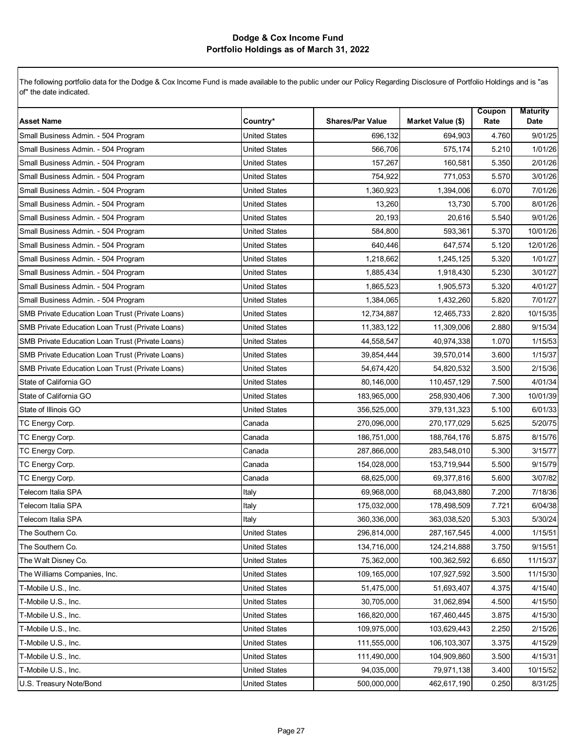**Dodge & Cox Income Fund**
**Portfolio Holdings as of March 31, 2022**

The following portfolio data for the Dodge & Cox Income Fund is made available to the public under our Policy Regarding Disclosure of Portfolio Holdings and is "as of" the date indicated.

| Asset Name | Country* | Shares/Par Value | Market Value ($) | Coupon Rate | Maturity Date |
|---|---|---|---|---|---|
| Small Business Admin. - 504 Program | United States | 696,132 | 694,903 | 4.760 | 9/01/25 |
| Small Business Admin. - 504 Program | United States | 566,706 | 575,174 | 5.210 | 1/01/26 |
| Small Business Admin. - 504 Program | United States | 157,267 | 160,581 | 5.350 | 2/01/26 |
| Small Business Admin. - 504 Program | United States | 754,922 | 771,053 | 5.570 | 3/01/26 |
| Small Business Admin. - 504 Program | United States | 1,360,923 | 1,394,006 | 6.070 | 7/01/26 |
| Small Business Admin. - 504 Program | United States | 13,260 | 13,730 | 5.700 | 8/01/26 |
| Small Business Admin. - 504 Program | United States | 20,193 | 20,616 | 5.540 | 9/01/26 |
| Small Business Admin. - 504 Program | United States | 584,800 | 593,361 | 5.370 | 10/01/26 |
| Small Business Admin. - 504 Program | United States | 640,446 | 647,574 | 5.120 | 12/01/26 |
| Small Business Admin. - 504 Program | United States | 1,218,662 | 1,245,125 | 5.320 | 1/01/27 |
| Small Business Admin. - 504 Program | United States | 1,885,434 | 1,918,430 | 5.230 | 3/01/27 |
| Small Business Admin. - 504 Program | United States | 1,865,523 | 1,905,573 | 5.320 | 4/01/27 |
| Small Business Admin. - 504 Program | United States | 1,384,065 | 1,432,260 | 5.820 | 7/01/27 |
| SMB Private Education Loan Trust (Private Loans) | United States | 12,734,887 | 12,465,733 | 2.820 | 10/15/35 |
| SMB Private Education Loan Trust (Private Loans) | United States | 11,383,122 | 11,309,006 | 2.880 | 9/15/34 |
| SMB Private Education Loan Trust (Private Loans) | United States | 44,558,547 | 40,974,338 | 1.070 | 1/15/53 |
| SMB Private Education Loan Trust (Private Loans) | United States | 39,854,444 | 39,570,014 | 3.600 | 1/15/37 |
| SMB Private Education Loan Trust (Private Loans) | United States | 54,674,420 | 54,820,532 | 3.500 | 2/15/36 |
| State of California GO | United States | 80,146,000 | 110,457,129 | 7.500 | 4/01/34 |
| State of California GO | United States | 183,965,000 | 258,930,406 | 7.300 | 10/01/39 |
| State of Illinois GO | United States | 356,525,000 | 379,131,323 | 5.100 | 6/01/33 |
| TC Energy Corp. | Canada | 270,096,000 | 270,177,029 | 5.625 | 5/20/75 |
| TC Energy Corp. | Canada | 186,751,000 | 188,764,176 | 5.875 | 8/15/76 |
| TC Energy Corp. | Canada | 287,866,000 | 283,548,010 | 5.300 | 3/15/77 |
| TC Energy Corp. | Canada | 154,028,000 | 153,719,944 | 5.500 | 9/15/79 |
| TC Energy Corp. | Canada | 68,625,000 | 69,377,816 | 5.600 | 3/07/82 |
| Telecom Italia SPA | Italy | 69,968,000 | 68,043,880 | 7.200 | 7/18/36 |
| Telecom Italia SPA | Italy | 175,032,000 | 178,498,509 | 7.721 | 6/04/38 |
| Telecom Italia SPA | Italy | 360,336,000 | 363,038,520 | 5.303 | 5/30/24 |
| The Southern Co. | United States | 296,814,000 | 287,167,545 | 4.000 | 1/15/51 |
| The Southern Co. | United States | 134,716,000 | 124,214,888 | 3.750 | 9/15/51 |
| The Walt Disney Co. | United States | 75,362,000 | 100,362,592 | 6.650 | 11/15/37 |
| The Williams Companies, Inc. | United States | 109,165,000 | 107,927,592 | 3.500 | 11/15/30 |
| T-Mobile U.S., Inc. | United States | 51,475,000 | 51,693,407 | 4.375 | 4/15/40 |
| T-Mobile U.S., Inc. | United States | 30,705,000 | 31,062,894 | 4.500 | 4/15/50 |
| T-Mobile U.S., Inc. | United States | 166,820,000 | 167,460,445 | 3.875 | 4/15/30 |
| T-Mobile U.S., Inc. | United States | 109,975,000 | 103,629,443 | 2.250 | 2/15/26 |
| T-Mobile U.S., Inc. | United States | 111,555,000 | 106,103,307 | 3.375 | 4/15/29 |
| T-Mobile U.S., Inc. | United States | 111,490,000 | 104,909,860 | 3.500 | 4/15/31 |
| T-Mobile U.S., Inc. | United States | 94,035,000 | 79,971,138 | 3.400 | 10/15/52 |
| U.S. Treasury Note/Bond | United States | 500,000,000 | 462,617,190 | 0.250 | 8/31/25 |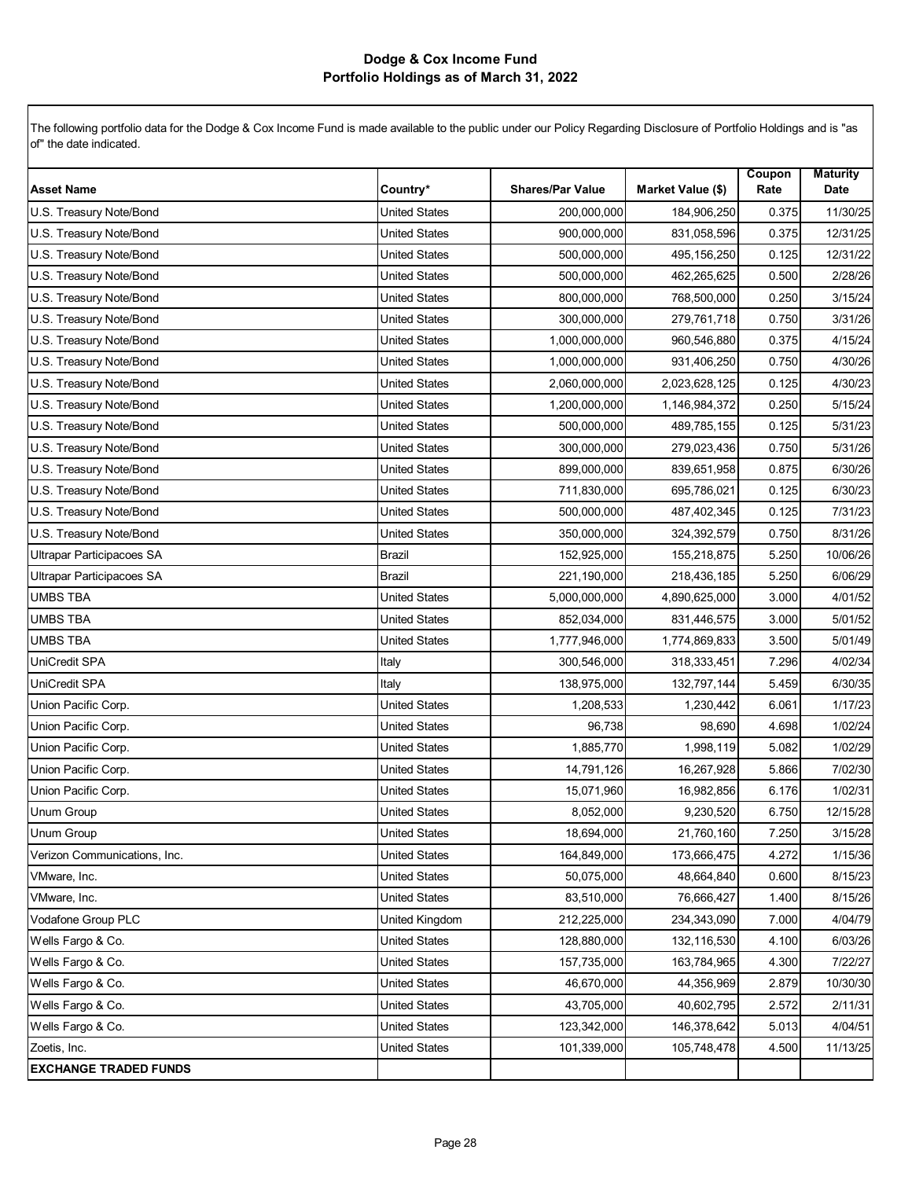# Dodge & Cox Income Fund
## Portfolio Holdings as of March 31, 2022

The following portfolio data for the Dodge & Cox Income Fund is made available to the public under our Policy Regarding Disclosure of Portfolio Holdings and is "as of" the date indicated.

| Asset Name | Country* | Shares/Par Value | Market Value ($) | Coupon Rate | Maturity Date |
|---|---|---|---|---|---|
| U.S. Treasury Note/Bond | United States | 200,000,000 | 184,906,250 | 0.375 | 11/30/25 |
| U.S. Treasury Note/Bond | United States | 900,000,000 | 831,058,596 | 0.375 | 12/31/25 |
| U.S. Treasury Note/Bond | United States | 500,000,000 | 495,156,250 | 0.125 | 12/31/22 |
| U.S. Treasury Note/Bond | United States | 500,000,000 | 462,265,625 | 0.500 | 2/28/26 |
| U.S. Treasury Note/Bond | United States | 800,000,000 | 768,500,000 | 0.250 | 3/15/24 |
| U.S. Treasury Note/Bond | United States | 300,000,000 | 279,761,718 | 0.750 | 3/31/26 |
| U.S. Treasury Note/Bond | United States | 1,000,000,000 | 960,546,880 | 0.375 | 4/15/24 |
| U.S. Treasury Note/Bond | United States | 1,000,000,000 | 931,406,250 | 0.750 | 4/30/26 |
| U.S. Treasury Note/Bond | United States | 2,060,000,000 | 2,023,628,125 | 0.125 | 4/30/23 |
| U.S. Treasury Note/Bond | United States | 1,200,000,000 | 1,146,984,372 | 0.250 | 5/15/24 |
| U.S. Treasury Note/Bond | United States | 500,000,000 | 489,785,155 | 0.125 | 5/31/23 |
| U.S. Treasury Note/Bond | United States | 300,000,000 | 279,023,436 | 0.750 | 5/31/26 |
| U.S. Treasury Note/Bond | United States | 899,000,000 | 839,651,958 | 0.875 | 6/30/26 |
| U.S. Treasury Note/Bond | United States | 711,830,000 | 695,786,021 | 0.125 | 6/30/23 |
| U.S. Treasury Note/Bond | United States | 500,000,000 | 487,402,345 | 0.125 | 7/31/23 |
| U.S. Treasury Note/Bond | United States | 350,000,000 | 324,392,579 | 0.750 | 8/31/26 |
| Ultrapar Participacoes SA | Brazil | 152,925,000 | 155,218,875 | 5.250 | 10/06/26 |
| Ultrapar Participacoes SA | Brazil | 221,190,000 | 218,436,185 | 5.250 | 6/06/29 |
| UMBS TBA | United States | 5,000,000,000 | 4,890,625,000 | 3.000 | 4/01/52 |
| UMBS TBA | United States | 852,034,000 | 831,446,575 | 3.000 | 5/01/52 |
| UMBS TBA | United States | 1,777,946,000 | 1,774,869,833 | 3.500 | 5/01/49 |
| UniCredit SPA | Italy | 300,546,000 | 318,333,451 | 7.296 | 4/02/34 |
| UniCredit SPA | Italy | 138,975,000 | 132,797,144 | 5.459 | 6/30/35 |
| Union Pacific Corp. | United States | 1,208,533 | 1,230,442 | 6.061 | 1/17/23 |
| Union Pacific Corp. | United States | 96,738 | 98,690 | 4.698 | 1/02/24 |
| Union Pacific Corp. | United States | 1,885,770 | 1,998,119 | 5.082 | 1/02/29 |
| Union Pacific Corp. | United States | 14,791,126 | 16,267,928 | 5.866 | 7/02/30 |
| Union Pacific Corp. | United States | 15,071,960 | 16,982,856 | 6.176 | 1/02/31 |
| Unum Group | United States | 8,052,000 | 9,230,520 | 6.750 | 12/15/28 |
| Unum Group | United States | 18,694,000 | 21,760,160 | 7.250 | 3/15/28 |
| Verizon Communications, Inc. | United States | 164,849,000 | 173,666,475 | 4.272 | 1/15/36 |
| VMware, Inc. | United States | 50,075,000 | 48,664,840 | 0.600 | 8/15/23 |
| VMware, Inc. | United States | 83,510,000 | 76,666,427 | 1.400 | 8/15/26 |
| Vodafone Group PLC | United Kingdom | 212,225,000 | 234,343,090 | 7.000 | 4/04/79 |
| Wells Fargo & Co. | United States | 128,880,000 | 132,116,530 | 4.100 | 6/03/26 |
| Wells Fargo & Co. | United States | 157,735,000 | 163,784,965 | 4.300 | 7/22/27 |
| Wells Fargo & Co. | United States | 46,670,000 | 44,356,969 | 2.879 | 10/30/30 |
| Wells Fargo & Co. | United States | 43,705,000 | 40,602,795 | 2.572 | 2/11/31 |
| Wells Fargo & Co. | United States | 123,342,000 | 146,378,642 | 5.013 | 4/04/51 |
| Zoetis, Inc. | United States | 101,339,000 | 105,748,478 | 4.500 | 11/13/25 |
| **EXCHANGE TRADED FUNDS** | | | | | |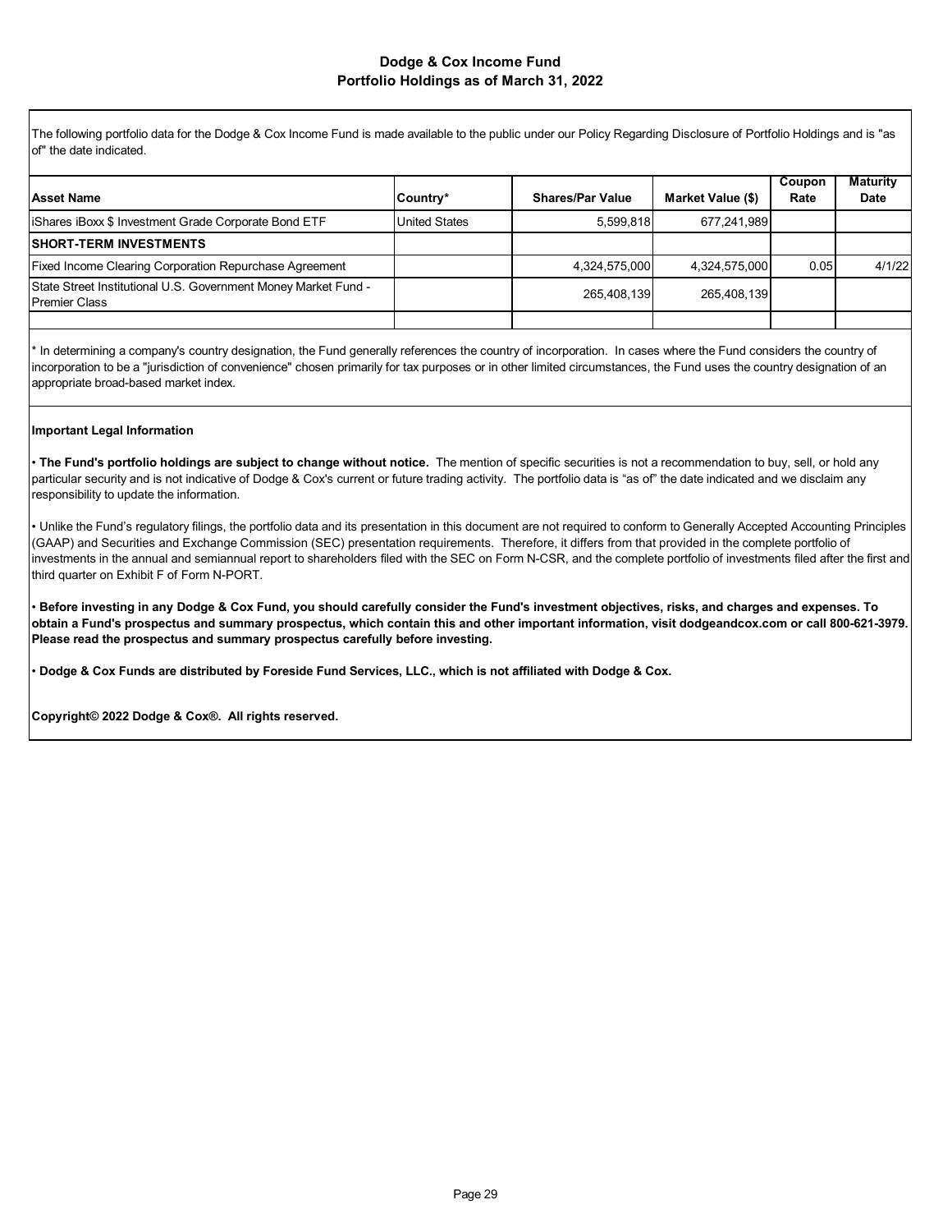# Dodge & Cox Income Fund
## Portfolio Holdings as of March 31, 2022

The following portfolio data for the Dodge & Cox Income Fund is made available to the public under our Policy Regarding Disclosure of Portfolio Holdings and is "as of" the date indicated.

| Asset Name | Country* | Shares/Par Value | Market Value ($) | Coupon Rate | Maturity Date |
|---|---|---|---|---|---|
| iShares iBoxx $ Investment Grade Corporate Bond ETF | United States | 5,599,818 | 677,241,989 | | |
| **SHORT-TERM INVESTMENTS** | | | | | |
| Fixed Income Clearing Corporation Repurchase Agreement | | 4,324,575,000 | 4,324,575,000 | 0.05 | 4/1/22 |
| State Street Institutional U.S. Government Money Market Fund - Premier Class | | 265,408,139 | 265,408,139 | | |
| | | | | | |

* In determining a company's country designation, the Fund generally references the country of incorporation. In cases where the Fund considers the country of incorporation to be a "jurisdiction of convenience" chosen primarily for tax purposes or in other limited circumstances, the Fund uses the country designation of an appropriate broad-based market index.

**Important Legal Information**

• **The Fund's portfolio holdings are subject to change without notice.** The mention of specific securities is not a recommendation to buy, sell, or hold any particular security and is not indicative of Dodge & Cox's current or future trading activity. The portfolio data is "as of" the date indicated and we disclaim any responsibility to update the information.

• Unlike the Fund's regulatory filings, the portfolio data and its presentation in this document are not required to conform to Generally Accepted Accounting Principles (GAAP) and Securities and Exchange Commission (SEC) presentation requirements. Therefore, it differs from that provided in the complete portfolio of investments in the annual and semiannual report to shareholders filed with the SEC on Form N-CSR, and the complete portfolio of investments filed after the first and third quarter on Exhibit F of Form N-PORT.

• **Before investing in any Dodge & Cox Fund, you should carefully consider the Fund's investment objectives, risks, and charges and expenses. To obtain a Fund's prospectus and summary prospectus, which contain this and other important information, visit dodgeandcox.com or call 800-621-3979. Please read the prospectus and summary prospectus carefully before investing.**

• **Dodge & Cox Funds are distributed by Foreside Fund Services, LLC., which is not affiliated with Dodge & Cox.**

**Copyright© 2022 Dodge & Cox®. All rights reserved.**